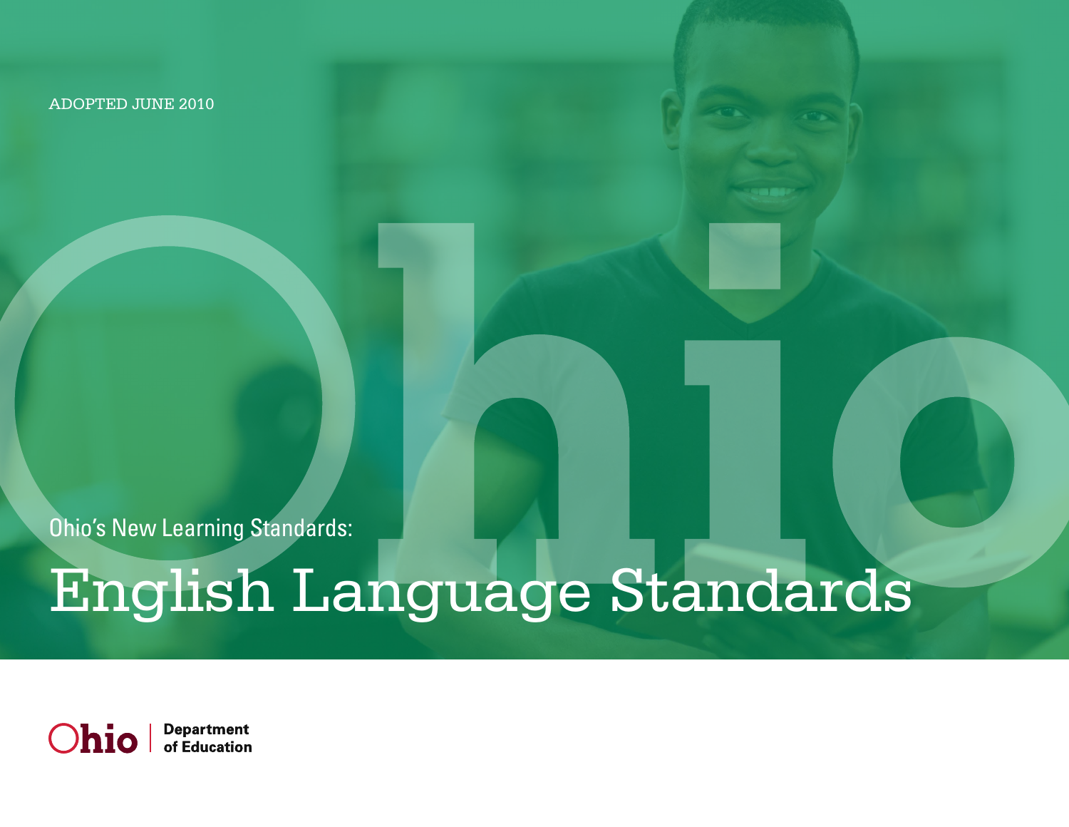ADOPTED JUNE 2010

Ohio's New Learning Standards:

# English Language Standards

Ohio | Department of Education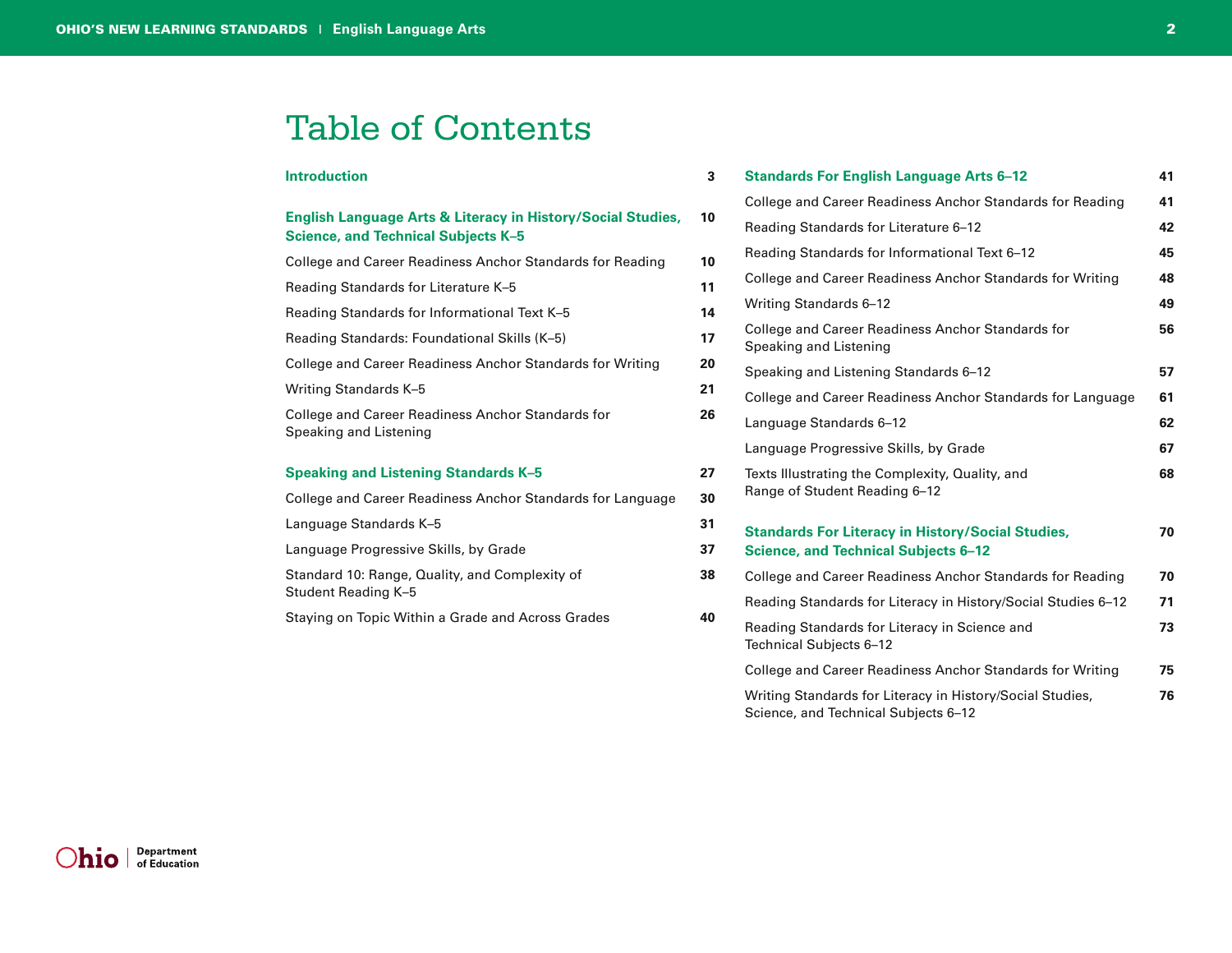# Table of Contents

**Introduction** 3

**English Language Arts & Literacy in History/Social Studies, Science, and Technical Subjects K–5** 10

- College and Career Readiness Anchor Standards for Reading 10
- Reading Standards for Literature K–5 11
- Reading Standards for Informational Text K–5 14
- Reading Standards: Foundational Skills (K–5) 17
- College and Career Readiness Anchor Standards for Writing 20
- Writing Standards K–5 21
- College and Career Readiness Anchor Standards for Speaking and Listening 26

**Speaking and Listening Standards K–5** 27

- College and Career Readiness Anchor Standards for Language 30
- Language Standards K–5 31
- Language Progressive Skills, by Grade 37
- Standard 10: Range, Quality, and Complexity of Student Reading K–5 38
- Staying on Topic Within a Grade and Across Grades 40

**Standards For English Language Arts 6–12** 41

- College and Career Readiness Anchor Standards for Reading 41
- Reading Standards for Literature 6–12 42
- Reading Standards for Informational Text 6–12 45
- College and Career Readiness Anchor Standards for Writing 48
- Writing Standards 6–12 49
- College and Career Readiness Anchor Standards for Speaking and Listening 56
- Speaking and Listening Standards 6–12 57
- College and Career Readiness Anchor Standards for Language 61
- Language Standards 6–12 62
- Language Progressive Skills, by Grade 67
- Texts Illustrating the Complexity, Quality, and Range of Student Reading 6–12 68

**Standards For Literacy in History/Social Studies, Science, and Technical Subjects 6–12** 70

- College and Career Readiness Anchor Standards for Reading 70
- Reading Standards for Literacy in History/Social Studies 6–12 71
- Reading Standards for Literacy in Science and Technical Subjects 6–12 73
- College and Career Readiness Anchor Standards for Writing 75
- Writing Standards for Literacy in History/Social Studies, Science, and Technical Subjects 6–12 76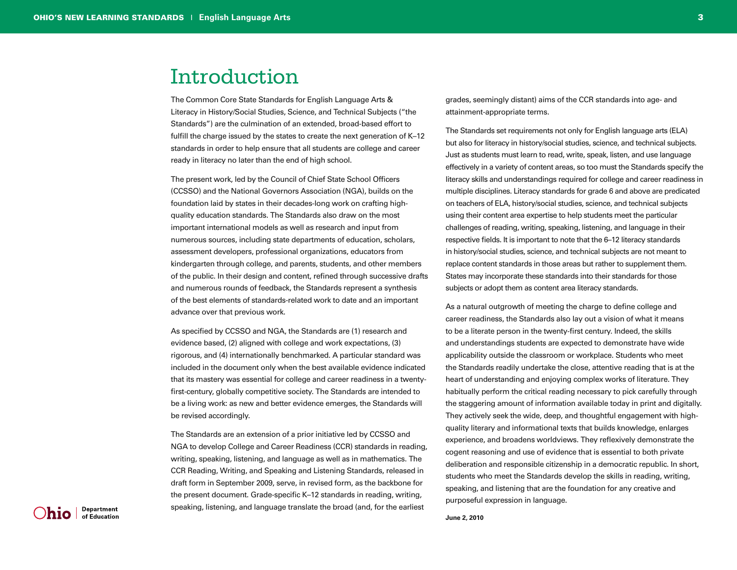# Introduction

The Common Core State Standards for English Language Arts & Literacy in History/Social Studies, Science, and Technical Subjects ("the Standards") are the culmination of an extended, broad-based effort to fulfill the charge issued by the states to create the next generation of K–12 standards in order to help ensure that all students are college and career ready in literacy no later than the end of high school.

The present work, led by the Council of Chief State School Officers (CCSSO) and the National Governors Association (NGA), builds on the foundation laid by states in their decades-long work on crafting high-quality education standards. The Standards also draw on the most important international models as well as research and input from numerous sources, including state departments of education, scholars, assessment developers, professional organizations, educators from kindergarten through college, and parents, students, and other members of the public. In their design and content, refined through successive drafts and numerous rounds of feedback, the Standards represent a synthesis of the best elements of standards-related work to date and an important advance over that previous work.

As specified by CCSSO and NGA, the Standards are (1) research and evidence based, (2) aligned with college and work expectations, (3) rigorous, and (4) internationally benchmarked. A particular standard was included in the document only when the best available evidence indicated that its mastery was essential for college and career readiness in a twenty-first-century, globally competitive society. The Standards are intended to be a living work: as new and better evidence emerges, the Standards will be revised accordingly.

The Standards are an extension of a prior initiative led by CCSSO and NGA to develop College and Career Readiness (CCR) standards in reading, writing, speaking, listening, and language as well as in mathematics. The CCR Reading, Writing, and Speaking and Listening Standards, released in draft form in September 2009, serve, in revised form, as the backbone for the present document. Grade-specific K–12 standards in reading, writing, speaking, listening, and language translate the broad (and, for the earliest grades, seemingly distant) aims of the CCR standards into age- and attainment-appropriate terms.

The Standards set requirements not only for English language arts (ELA) but also for literacy in history/social studies, science, and technical subjects. Just as students must learn to read, write, speak, listen, and use language effectively in a variety of content areas, so too must the Standards specify the literacy skills and understandings required for college and career readiness in multiple disciplines. Literacy standards for grade 6 and above are predicated on teachers of ELA, history/social studies, science, and technical subjects using their content area expertise to help students meet the particular challenges of reading, writing, speaking, listening, and language in their respective fields. It is important to note that the 6–12 literacy standards in history/social studies, science, and technical subjects are not meant to replace content standards in those areas but rather to supplement them. States may incorporate these standards into their standards for those subjects or adopt them as content area literacy standards.

As a natural outgrowth of meeting the charge to define college and career readiness, the Standards also lay out a vision of what it means to be a literate person in the twenty-first century. Indeed, the skills and understandings students are expected to demonstrate have wide applicability outside the classroom or workplace. Students who meet the Standards readily undertake the close, attentive reading that is at the heart of understanding and enjoying complex works of literature. They habitually perform the critical reading necessary to pick carefully through the staggering amount of information available today in print and digitally. They actively seek the wide, deep, and thoughtful engagement with high-quality literary and informational texts that builds knowledge, enlarges experience, and broadens worldviews. They reflexively demonstrate the cogent reasoning and use of evidence that is essential to both private deliberation and responsible citizenship in a democratic republic. In short, students who meet the Standards develop the skills in reading, writing, speaking, and listening that are the foundation for any creative and purposeful expression in language.

**June 2, 2010**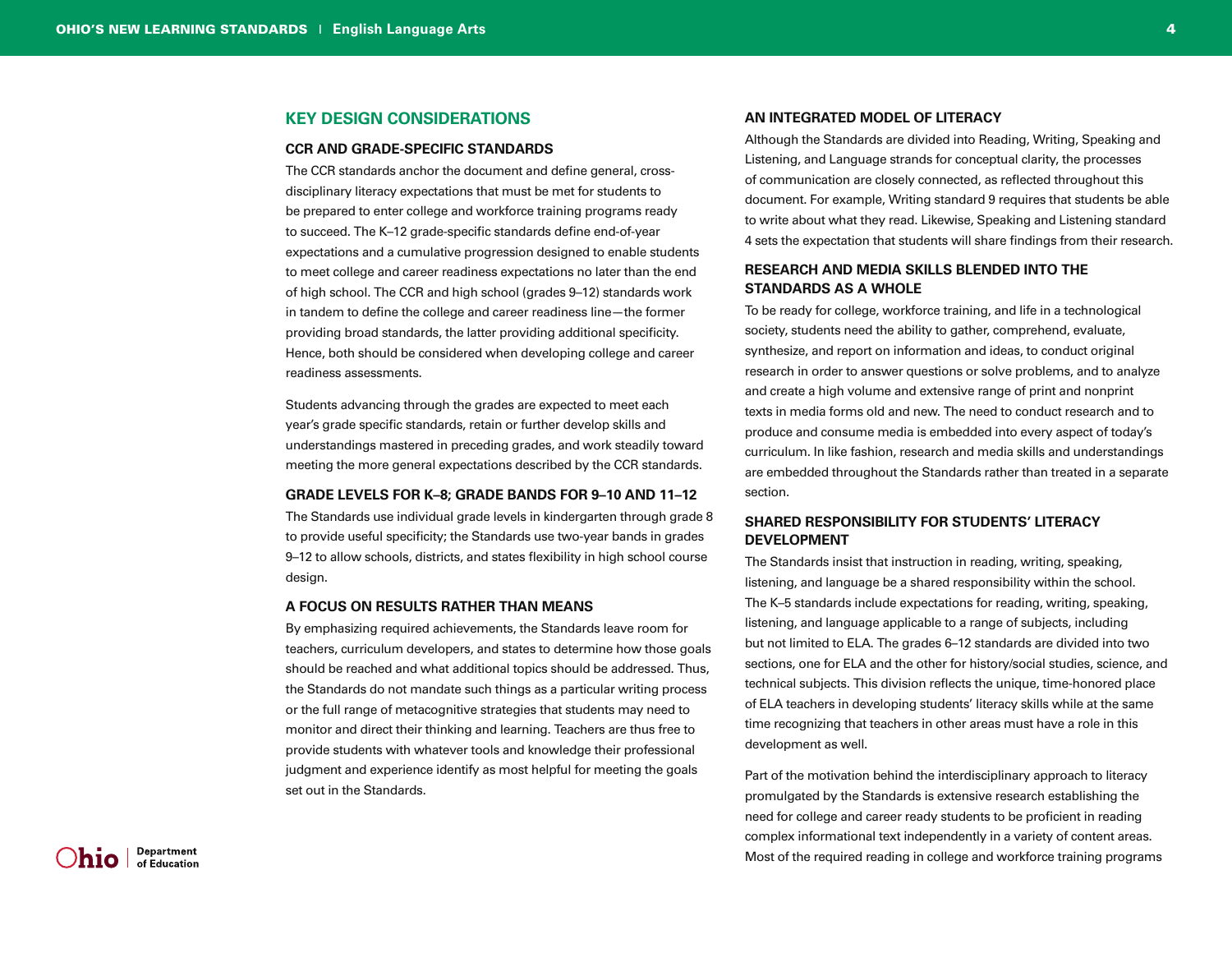## KEY DESIGN CONSIDERATIONS

### CCR AND GRADE-SPECIFIC STANDARDS

The CCR standards anchor the document and define general, cross-disciplinary literacy expectations that must be met for students to be prepared to enter college and workforce training programs ready to succeed. The K–12 grade-specific standards define end-of-year expectations and a cumulative progression designed to enable students to meet college and career readiness expectations no later than the end of high school. The CCR and high school (grades 9–12) standards work in tandem to define the college and career readiness line—the former providing broad standards, the latter providing additional specificity. Hence, both should be considered when developing college and career readiness assessments.

Students advancing through the grades are expected to meet each year's grade specific standards, retain or further develop skills and understandings mastered in preceding grades, and work steadily toward meeting the more general expectations described by the CCR standards.

### GRADE LEVELS FOR K–8; GRADE BANDS FOR 9–10 AND 11–12

The Standards use individual grade levels in kindergarten through grade 8 to provide useful specificity; the Standards use two-year bands in grades 9–12 to allow schools, districts, and states flexibility in high school course design.

### A FOCUS ON RESULTS RATHER THAN MEANS

By emphasizing required achievements, the Standards leave room for teachers, curriculum developers, and states to determine how those goals should be reached and what additional topics should be addressed. Thus, the Standards do not mandate such things as a particular writing process or the full range of metacognitive strategies that students may need to monitor and direct their thinking and learning. Teachers are thus free to provide students with whatever tools and knowledge their professional judgment and experience identify as most helpful for meeting the goals set out in the Standards.

### AN INTEGRATED MODEL OF LITERACY

Although the Standards are divided into Reading, Writing, Speaking and Listening, and Language strands for conceptual clarity, the processes of communication are closely connected, as reflected throughout this document. For example, Writing standard 9 requires that students be able to write about what they read. Likewise, Speaking and Listening standard 4 sets the expectation that students will share findings from their research.

### RESEARCH AND MEDIA SKILLS BLENDED INTO THE STANDARDS AS A WHOLE

To be ready for college, workforce training, and life in a technological society, students need the ability to gather, comprehend, evaluate, synthesize, and report on information and ideas, to conduct original research in order to answer questions or solve problems, and to analyze and create a high volume and extensive range of print and nonprint texts in media forms old and new. The need to conduct research and to produce and consume media is embedded into every aspect of today's curriculum. In like fashion, research and media skills and understandings are embedded throughout the Standards rather than treated in a separate section.

### SHARED RESPONSIBILITY FOR STUDENTS' LITERACY DEVELOPMENT

The Standards insist that instruction in reading, writing, speaking, listening, and language be a shared responsibility within the school. The K–5 standards include expectations for reading, writing, speaking, listening, and language applicable to a range of subjects, including but not limited to ELA. The grades 6–12 standards are divided into two sections, one for ELA and the other for history/social studies, science, and technical subjects. This division reflects the unique, time-honored place of ELA teachers in developing students' literacy skills while at the same time recognizing that teachers in other areas must have a role in this development as well.

Part of the motivation behind the interdisciplinary approach to literacy promulgated by the Standards is extensive research establishing the need for college and career ready students to be proficient in reading complex informational text independently in a variety of content areas. Most of the required reading in college and workforce training programs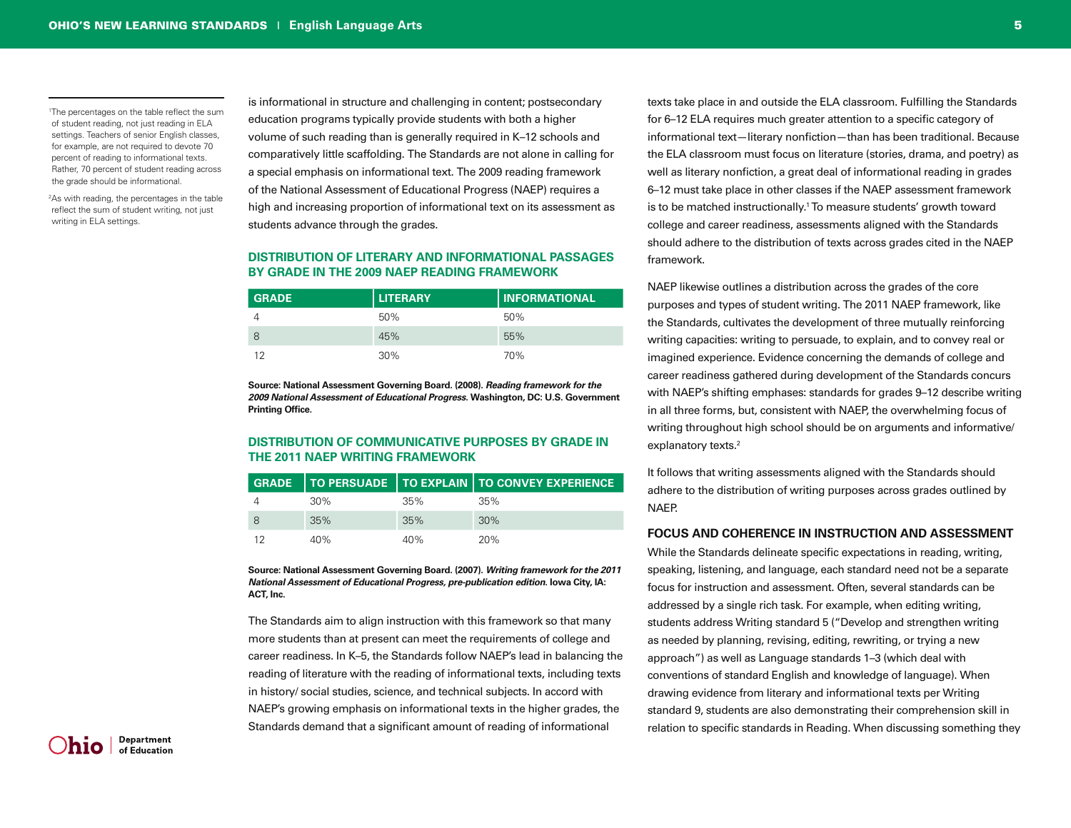is informational in structure and challenging in content; postsecondary education programs typically provide students with both a higher volume of such reading than is generally required in K–12 schools and comparatively little scaffolding. The Standards are not alone in calling for a special emphasis on informational text. The 2009 reading framework of the National Assessment of Educational Progress (NAEP) requires a high and increasing proportion of informational text on its assessment as students advance through the grades.

### DISTRIBUTION OF LITERARY AND INFORMATIONAL PASSAGES BY GRADE IN THE 2009 NAEP READING FRAMEWORK

| GRADE | LITERARY | INFORMATIONAL |
|---|---|---|
| 4 | 50% | 50% |
| 8 | 45% | 55% |
| 12 | 30% | 70% |

**Source: National Assessment Governing Board. (2008). *Reading framework for the 2009 National Assessment of Educational Progress*. Washington, DC: U.S. Government Printing Office.**

### DISTRIBUTION OF COMMUNICATIVE PURPOSES BY GRADE IN THE 2011 NAEP WRITING FRAMEWORK

| GRADE | TO PERSUADE | TO EXPLAIN | TO CONVEY EXPERIENCE |
|---|---|---|---|
| 4 | 30% | 35% | 35% |
| 8 | 35% | 35% | 30% |
| 12 | 40% | 40% | 20% |

**Source: National Assessment Governing Board. (2007). *Writing framework for the 2011 National Assessment of Educational Progress, pre-publication edition*. Iowa City, IA: ACT, Inc.**

The Standards aim to align instruction with this framework so that many more students than at present can meet the requirements of college and career readiness. In K–5, the Standards follow NAEP's lead in balancing the reading of literature with the reading of informational texts, including texts in history/ social studies, science, and technical subjects. In accord with NAEP's growing emphasis on informational texts in the higher grades, the Standards demand that a significant amount of reading of informational texts take place in and outside the ELA classroom. Fulfilling the Standards for 6–12 ELA requires much greater attention to a specific category of informational text—literary nonfiction—than has been traditional. Because the ELA classroom must focus on literature (stories, drama, and poetry) as well as literary nonfiction, a great deal of informational reading in grades 6–12 must take place in other classes if the NAEP assessment framework is to be matched instructionally.[1] To measure students' growth toward college and career readiness, assessments aligned with the Standards should adhere to the distribution of texts across grades cited in the NAEP framework.

NAEP likewise outlines a distribution across the grades of the core purposes and types of student writing. The 2011 NAEP framework, like the Standards, cultivates the development of three mutually reinforcing writing capacities: writing to persuade, to explain, and to convey real or imagined experience. Evidence concerning the demands of college and career readiness gathered during development of the Standards concurs with NAEP's shifting emphases: standards for grades 9–12 describe writing in all three forms, but, consistent with NAEP, the overwhelming focus of writing throughout high school should be on arguments and informative/ explanatory texts.[2]

It follows that writing assessments aligned with the Standards should adhere to the distribution of writing purposes across grades outlined by NAEP.

### FOCUS AND COHERENCE IN INSTRUCTION AND ASSESSMENT

While the Standards delineate specific expectations in reading, writing, speaking, listening, and language, each standard need not be a separate focus for instruction and assessment. Often, several standards can be addressed by a single rich task. For example, when editing writing, students address Writing standard 5 ("Develop and strengthen writing as needed by planning, revising, editing, rewriting, or trying a new approach") as well as Language standards 1–3 (which deal with conventions of standard English and knowledge of language). When drawing evidence from literary and informational texts per Writing standard 9, students are also demonstrating their comprehension skill in relation to specific standards in Reading. When discussing something they

---

[1] The percentages on the table reflect the sum of student reading, not just reading in ELA settings. Teachers of senior English classes, for example, are not required to devote 70 percent of reading to informational texts. Rather, 70 percent of student reading across the grade should be informational.

[2] As with reading, the percentages in the table reflect the sum of student writing, not just writing in ELA settings.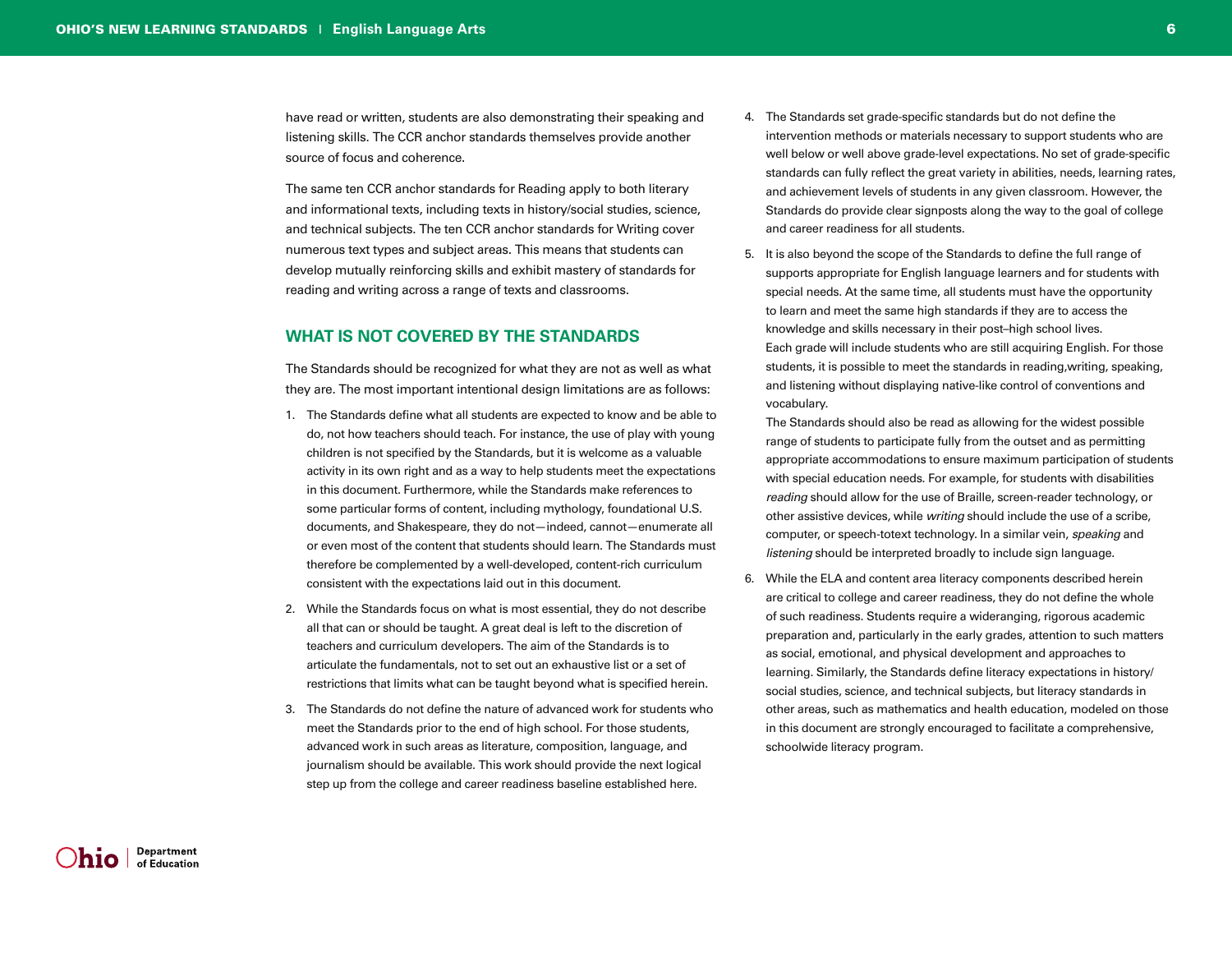have read or written, students are also demonstrating their speaking and listening skills. The CCR anchor standards themselves provide another source of focus and coherence.

The same ten CCR anchor standards for Reading apply to both literary and informational texts, including texts in history/social studies, science, and technical subjects. The ten CCR anchor standards for Writing cover numerous text types and subject areas. This means that students can develop mutually reinforcing skills and exhibit mastery of standards for reading and writing across a range of texts and classrooms.

## WHAT IS NOT COVERED BY THE STANDARDS

The Standards should be recognized for what they are not as well as what they are. The most important intentional design limitations are as follows:

1. The Standards define what all students are expected to know and be able to do, not how teachers should teach. For instance, the use of play with young children is not specified by the Standards, but it is welcome as a valuable activity in its own right and as a way to help students meet the expectations in this document. Furthermore, while the Standards make references to some particular forms of content, including mythology, foundational U.S. documents, and Shakespeare, they do not—indeed, cannot—enumerate all or even most of the content that students should learn. The Standards must therefore be complemented by a well-developed, content-rich curriculum consistent with the expectations laid out in this document.
2. While the Standards focus on what is most essential, they do not describe all that can or should be taught. A great deal is left to the discretion of teachers and curriculum developers. The aim of the Standards is to articulate the fundamentals, not to set out an exhaustive list or a set of restrictions that limits what can be taught beyond what is specified herein.
3. The Standards do not define the nature of advanced work for students who meet the Standards prior to the end of high school. For those students, advanced work in such areas as literature, composition, language, and journalism should be available. This work should provide the next logical step up from the college and career readiness baseline established here.
4. The Standards set grade-specific standards but do not define the intervention methods or materials necessary to support students who are well below or well above grade-level expectations. No set of grade-specific standards can fully reflect the great variety in abilities, needs, learning rates, and achievement levels of students in any given classroom. However, the Standards do provide clear signposts along the way to the goal of college and career readiness for all students.
5. It is also beyond the scope of the Standards to define the full range of supports appropriate for English language learners and for students with special needs. At the same time, all students must have the opportunity to learn and meet the same high standards if they are to access the knowledge and skills necessary in their post–high school lives.
   Each grade will include students who are still acquiring English. For those students, it is possible to meet the standards in reading,writing, speaking, and listening without displaying native-like control of conventions and vocabulary.
   The Standards should also be read as allowing for the widest possible range of students to participate fully from the outset and as permitting appropriate accommodations to ensure maximum participation of students with special education needs. For example, for students with disabilities *reading* should allow for the use of Braille, screen-reader technology, or other assistive devices, while *writing* should include the use of a scribe, computer, or speech-totext technology. In a similar vein, *speaking* and *listening* should be interpreted broadly to include sign language.
6. While the ELA and content area literacy components described herein are critical to college and career readiness, they do not define the whole of such readiness. Students require a wideranging, rigorous academic preparation and, particularly in the early grades, attention to such matters as social, emotional, and physical development and approaches to learning. Similarly, the Standards define literacy expectations in history/social studies, science, and technical subjects, but literacy standards in other areas, such as mathematics and health education, modeled on those in this document are strongly encouraged to facilitate a comprehensive, schoolwide literacy program.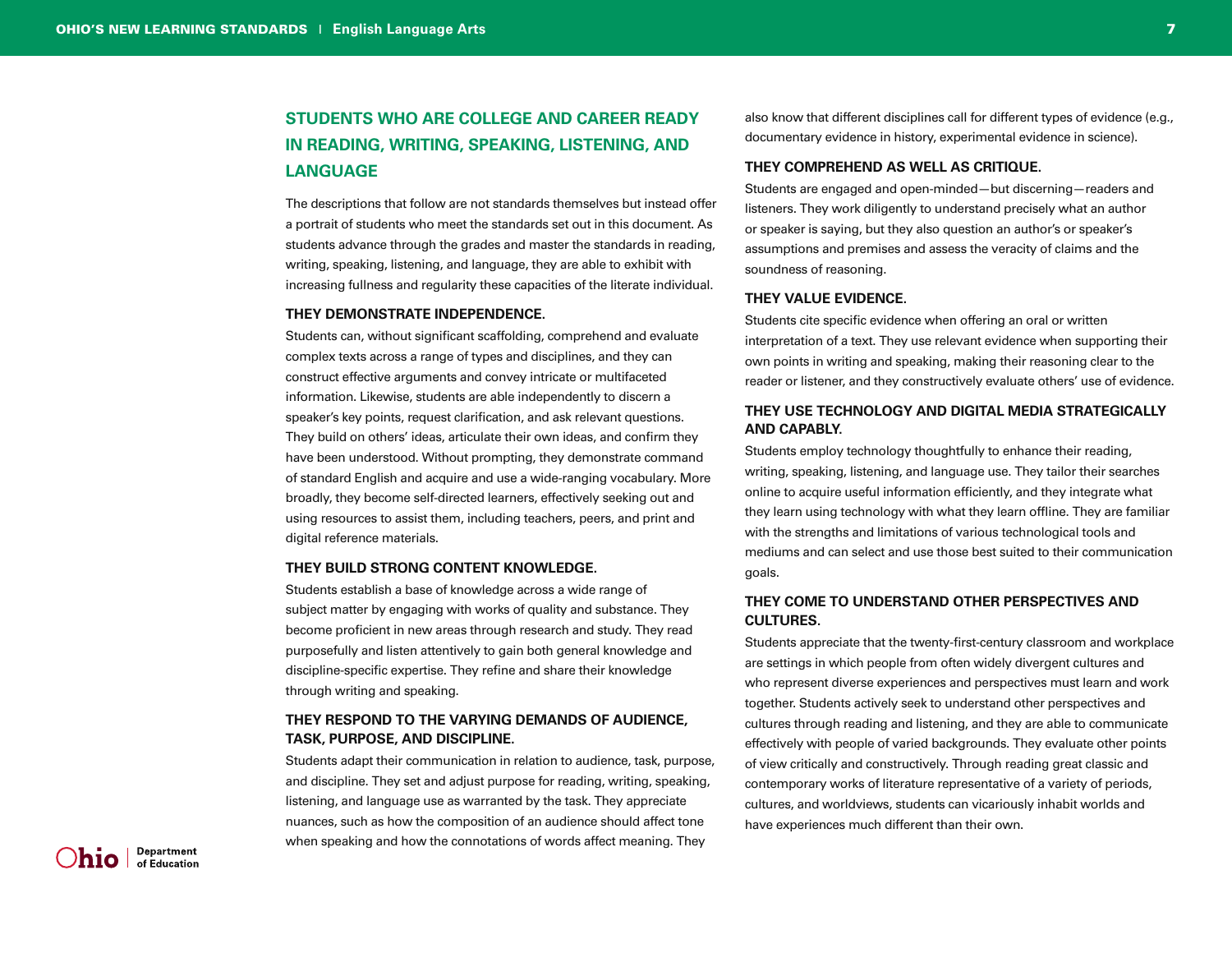## STUDENTS WHO ARE COLLEGE AND CAREER READY IN READING, WRITING, SPEAKING, LISTENING, AND LANGUAGE

The descriptions that follow are not standards themselves but instead offer a portrait of students who meet the standards set out in this document. As students advance through the grades and master the standards in reading, writing, speaking, listening, and language, they are able to exhibit with increasing fullness and regularity these capacities of the literate individual.

### THEY DEMONSTRATE INDEPENDENCE.

Students can, without significant scaffolding, comprehend and evaluate complex texts across a range of types and disciplines, and they can construct effective arguments and convey intricate or multifaceted information. Likewise, students are able independently to discern a speaker's key points, request clarification, and ask relevant questions. They build on others' ideas, articulate their own ideas, and confirm they have been understood. Without prompting, they demonstrate command of standard English and acquire and use a wide-ranging vocabulary. More broadly, they become self-directed learners, effectively seeking out and using resources to assist them, including teachers, peers, and print and digital reference materials.

### THEY BUILD STRONG CONTENT KNOWLEDGE.

Students establish a base of knowledge across a wide range of subject matter by engaging with works of quality and substance. They become proficient in new areas through research and study. They read purposefully and listen attentively to gain both general knowledge and discipline-specific expertise. They refine and share their knowledge through writing and speaking.

### THEY RESPOND TO THE VARYING DEMANDS OF AUDIENCE, TASK, PURPOSE, AND DISCIPLINE.

Students adapt their communication in relation to audience, task, purpose, and discipline. They set and adjust purpose for reading, writing, speaking, listening, and language use as warranted by the task. They appreciate nuances, such as how the composition of an audience should affect tone when speaking and how the connotations of words affect meaning. They also know that different disciplines call for different types of evidence (e.g., documentary evidence in history, experimental evidence in science).

### THEY COMPREHEND AS WELL AS CRITIQUE.

Students are engaged and open-minded—but discerning—readers and listeners. They work diligently to understand precisely what an author or speaker is saying, but they also question an author's or speaker's assumptions and premises and assess the veracity of claims and the soundness of reasoning.

### THEY VALUE EVIDENCE.

Students cite specific evidence when offering an oral or written interpretation of a text. They use relevant evidence when supporting their own points in writing and speaking, making their reasoning clear to the reader or listener, and they constructively evaluate others' use of evidence.

### THEY USE TECHNOLOGY AND DIGITAL MEDIA STRATEGICALLY AND CAPABLY.

Students employ technology thoughtfully to enhance their reading, writing, speaking, listening, and language use. They tailor their searches online to acquire useful information efficiently, and they integrate what they learn using technology with what they learn offline. They are familiar with the strengths and limitations of various technological tools and mediums and can select and use those best suited to their communication goals.

### THEY COME TO UNDERSTAND OTHER PERSPECTIVES AND CULTURES.

Students appreciate that the twenty-first-century classroom and workplace are settings in which people from often widely divergent cultures and who represent diverse experiences and perspectives must learn and work together. Students actively seek to understand other perspectives and cultures through reading and listening, and they are able to communicate effectively with people of varied backgrounds. They evaluate other points of view critically and constructively. Through reading great classic and contemporary works of literature representative of a variety of periods, cultures, and worldviews, students can vicariously inhabit worlds and have experiences much different than their own.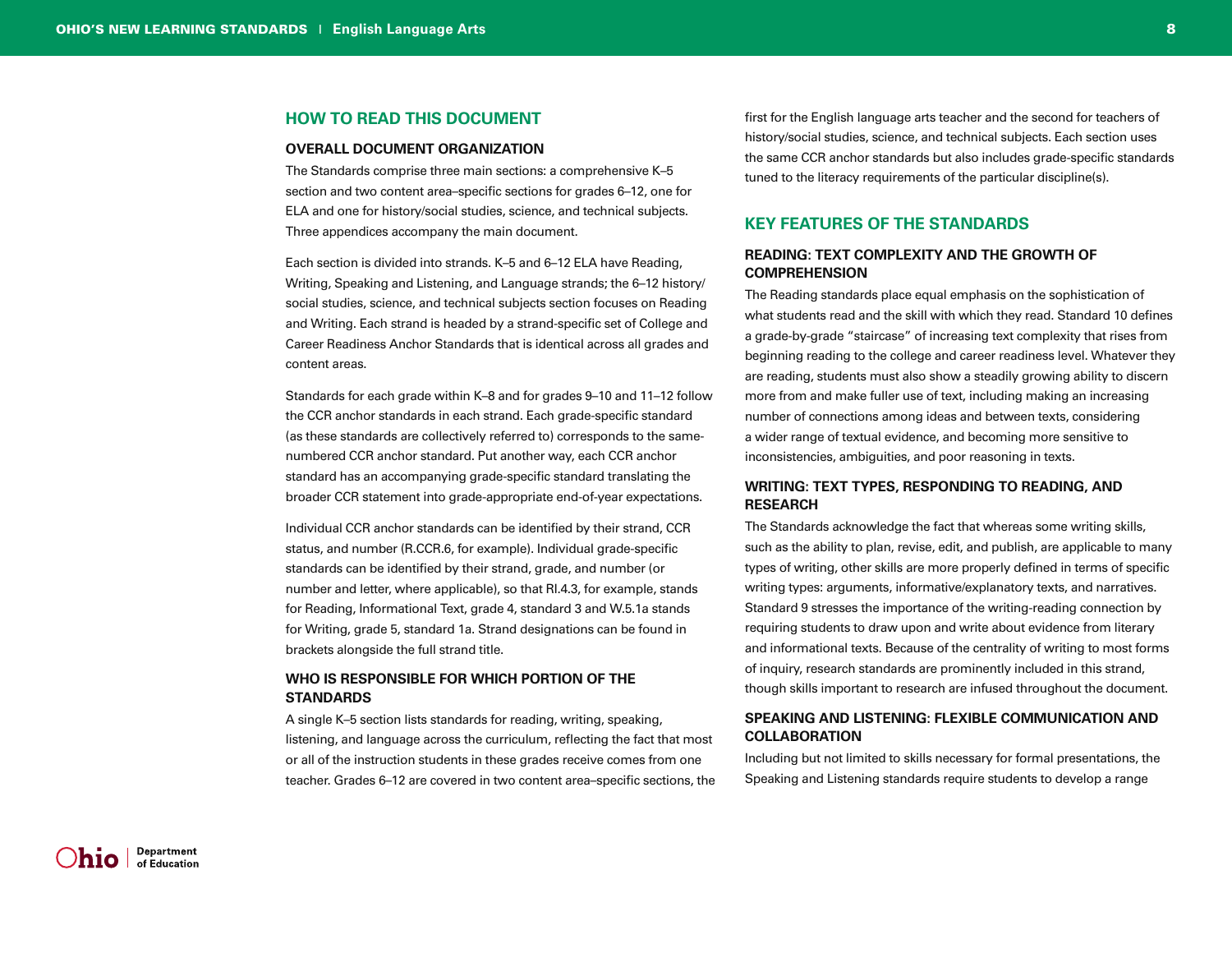## HOW TO READ THIS DOCUMENT

### OVERALL DOCUMENT ORGANIZATION

The Standards comprise three main sections: a comprehensive K–5 section and two content area–specific sections for grades 6–12, one for ELA and one for history/social studies, science, and technical subjects. Three appendices accompany the main document.

Each section is divided into strands. K–5 and 6–12 ELA have Reading, Writing, Speaking and Listening, and Language strands; the 6–12 history/social studies, science, and technical subjects section focuses on Reading and Writing. Each strand is headed by a strand-specific set of College and Career Readiness Anchor Standards that is identical across all grades and content areas.

Standards for each grade within K–8 and for grades 9–10 and 11–12 follow the CCR anchor standards in each strand. Each grade-specific standard (as these standards are collectively referred to) corresponds to the same-numbered CCR anchor standard. Put another way, each CCR anchor standard has an accompanying grade-specific standard translating the broader CCR statement into grade-appropriate end-of-year expectations.

Individual CCR anchor standards can be identified by their strand, CCR status, and number (R.CCR.6, for example). Individual grade-specific standards can be identified by their strand, grade, and number (or number and letter, where applicable), so that RI.4.3, for example, stands for Reading, Informational Text, grade 4, standard 3 and W.5.1a stands for Writing, grade 5, standard 1a. Strand designations can be found in brackets alongside the full strand title.

### WHO IS RESPONSIBLE FOR WHICH PORTION OF THE STANDARDS

A single K–5 section lists standards for reading, writing, speaking, listening, and language across the curriculum, reflecting the fact that most or all of the instruction students in these grades receive comes from one teacher. Grades 6–12 are covered in two content area–specific sections, the first for the English language arts teacher and the second for teachers of history/social studies, science, and technical subjects. Each section uses the same CCR anchor standards but also includes grade-specific standards tuned to the literacy requirements of the particular discipline(s).

## KEY FEATURES OF THE STANDARDS

### READING: TEXT COMPLEXITY AND THE GROWTH OF COMPREHENSION

The Reading standards place equal emphasis on the sophistication of what students read and the skill with which they read. Standard 10 defines a grade-by-grade "staircase" of increasing text complexity that rises from beginning reading to the college and career readiness level. Whatever they are reading, students must also show a steadily growing ability to discern more from and make fuller use of text, including making an increasing number of connections among ideas and between texts, considering a wider range of textual evidence, and becoming more sensitive to inconsistencies, ambiguities, and poor reasoning in texts.

### WRITING: TEXT TYPES, RESPONDING TO READING, AND RESEARCH

The Standards acknowledge the fact that whereas some writing skills, such as the ability to plan, revise, edit, and publish, are applicable to many types of writing, other skills are more properly defined in terms of specific writing types: arguments, informative/explanatory texts, and narratives. Standard 9 stresses the importance of the writing-reading connection by requiring students to draw upon and write about evidence from literary and informational texts. Because of the centrality of writing to most forms of inquiry, research standards are prominently included in this strand, though skills important to research are infused throughout the document.

### SPEAKING AND LISTENING: FLEXIBLE COMMUNICATION AND COLLABORATION

Including but not limited to skills necessary for formal presentations, the Speaking and Listening standards require students to develop a range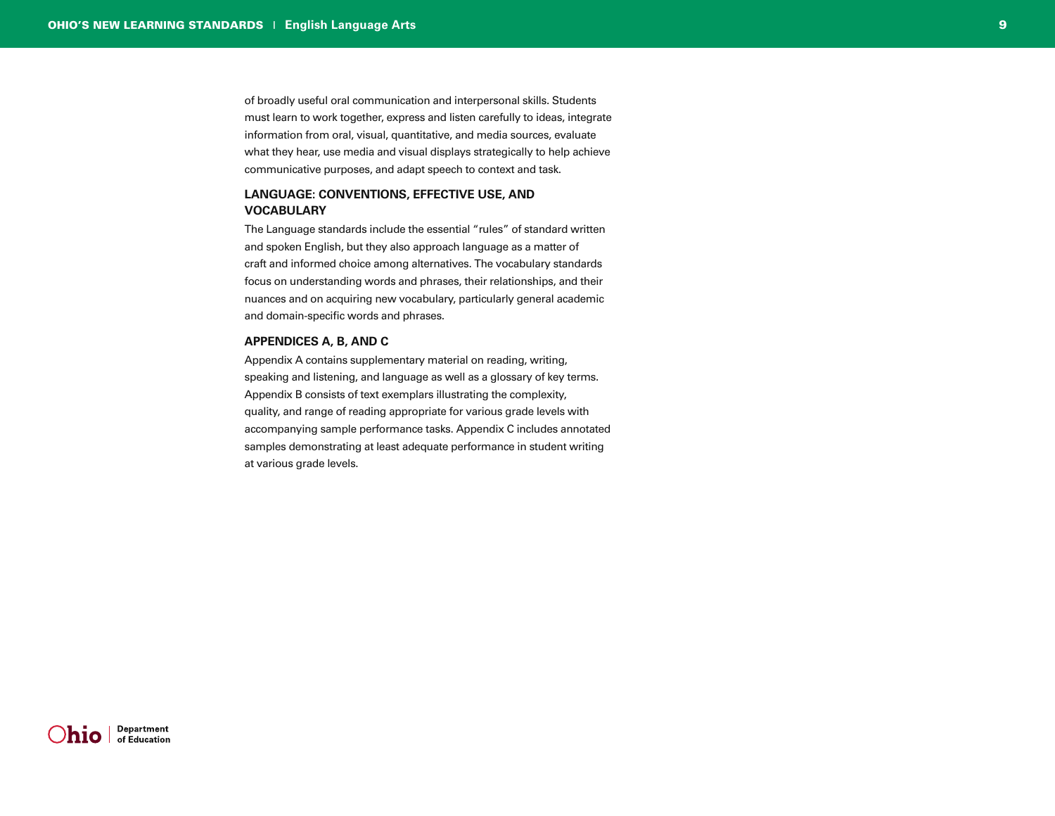of broadly useful oral communication and interpersonal skills. Students must learn to work together, express and listen carefully to ideas, integrate information from oral, visual, quantitative, and media sources, evaluate what they hear, use media and visual displays strategically to help achieve communicative purposes, and adapt speech to context and task.

### LANGUAGE: CONVENTIONS, EFFECTIVE USE, AND VOCABULARY

The Language standards include the essential "rules" of standard written and spoken English, but they also approach language as a matter of craft and informed choice among alternatives. The vocabulary standards focus on understanding words and phrases, their relationships, and their nuances and on acquiring new vocabulary, particularly general academic and domain-specific words and phrases.

### APPENDICES A, B, AND C

Appendix A contains supplementary material on reading, writing, speaking and listening, and language as well as a glossary of key terms. Appendix B consists of text exemplars illustrating the complexity, quality, and range of reading appropriate for various grade levels with accompanying sample performance tasks. Appendix C includes annotated samples demonstrating at least adequate performance in student writing at various grade levels.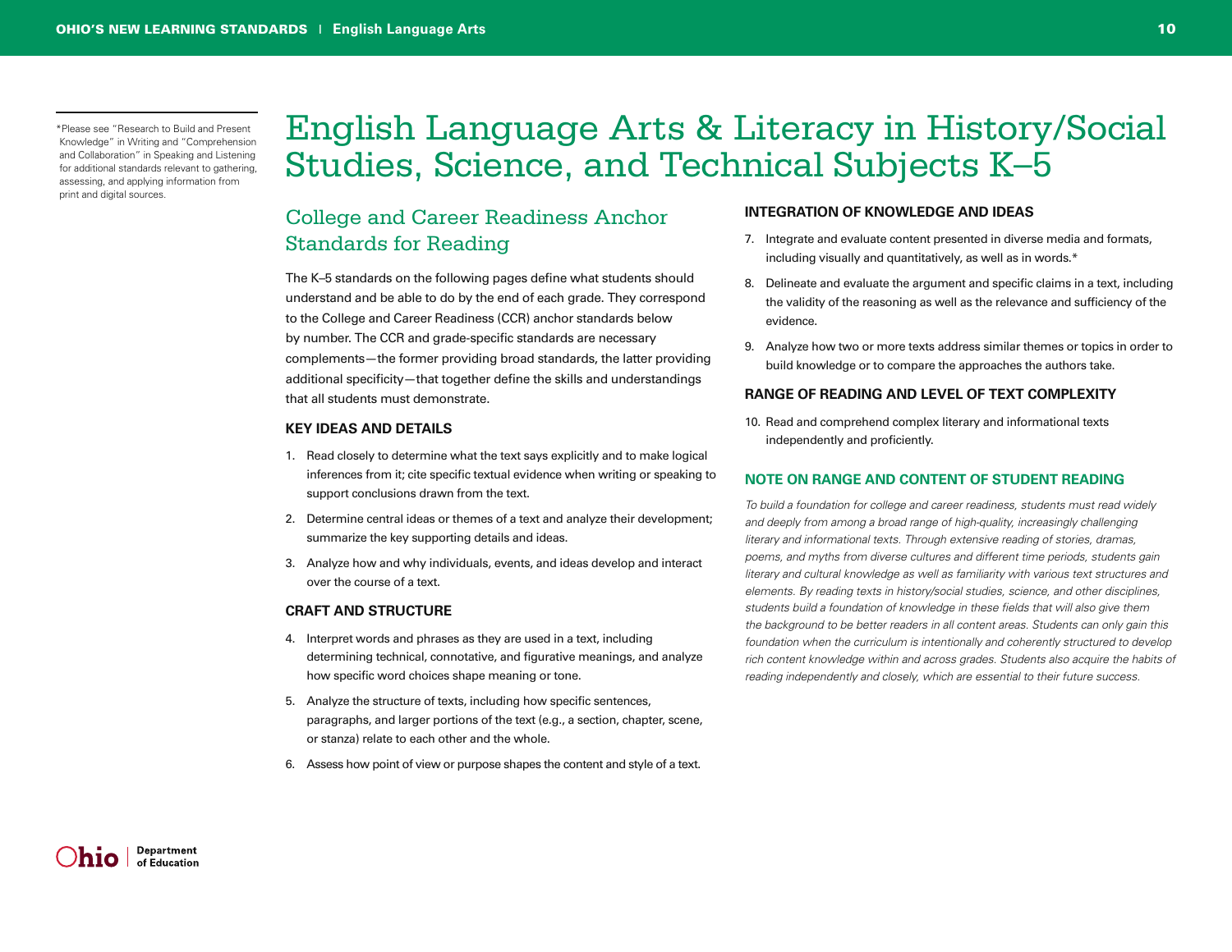# English Language Arts & Literacy in History/Social Studies, Science, and Technical Subjects K–5

## College and Career Readiness Anchor Standards for Reading

The K–5 standards on the following pages define what students should understand and be able to do by the end of each grade. They correspond to the College and Career Readiness (CCR) anchor standards below by number. The CCR and grade-specific standards are necessary complements—the former providing broad standards, the latter providing additional specificity—that together define the skills and understandings that all students must demonstrate.

### KEY IDEAS AND DETAILS

1. Read closely to determine what the text says explicitly and to make logical inferences from it; cite specific textual evidence when writing or speaking to support conclusions drawn from the text.
2. Determine central ideas or themes of a text and analyze their development; summarize the key supporting details and ideas.
3. Analyze how and why individuals, events, and ideas develop and interact over the course of a text.

### CRAFT AND STRUCTURE

4. Interpret words and phrases as they are used in a text, including determining technical, connotative, and figurative meanings, and analyze how specific word choices shape meaning or tone.
5. Analyze the structure of texts, including how specific sentences, paragraphs, and larger portions of the text (e.g., a section, chapter, scene, or stanza) relate to each other and the whole.
6. Assess how point of view or purpose shapes the content and style of a text.

### INTEGRATION OF KNOWLEDGE AND IDEAS

7. Integrate and evaluate content presented in diverse media and formats, including visually and quantitatively, as well as in words.*
8. Delineate and evaluate the argument and specific claims in a text, including the validity of the reasoning as well as the relevance and sufficiency of the evidence.
9. Analyze how two or more texts address similar themes or topics in order to build knowledge or to compare the approaches the authors take.

### RANGE OF READING AND LEVEL OF TEXT COMPLEXITY

10. Read and comprehend complex literary and informational texts independently and proficiently.

### NOTE ON RANGE AND CONTENT OF STUDENT READING

*To build a foundation for college and career readiness, students must read widely and deeply from among a broad range of high-quality, increasingly challenging literary and informational texts. Through extensive reading of stories, dramas, poems, and myths from diverse cultures and different time periods, students gain literary and cultural knowledge as well as familiarity with various text structures and elements. By reading texts in history/social studies, science, and other disciplines, students build a foundation of knowledge in these fields that will also give them the background to be better readers in all content areas. Students can only gain this foundation when the curriculum is intentionally and coherently structured to develop rich content knowledge within and across grades. Students also acquire the habits of reading independently and closely, which are essential to their future success.*

---

*Please see "Research to Build and Present Knowledge" in Writing and "Comprehension and Collaboration" in Speaking and Listening for additional standards relevant to gathering, assessing, and applying information from print and digital sources.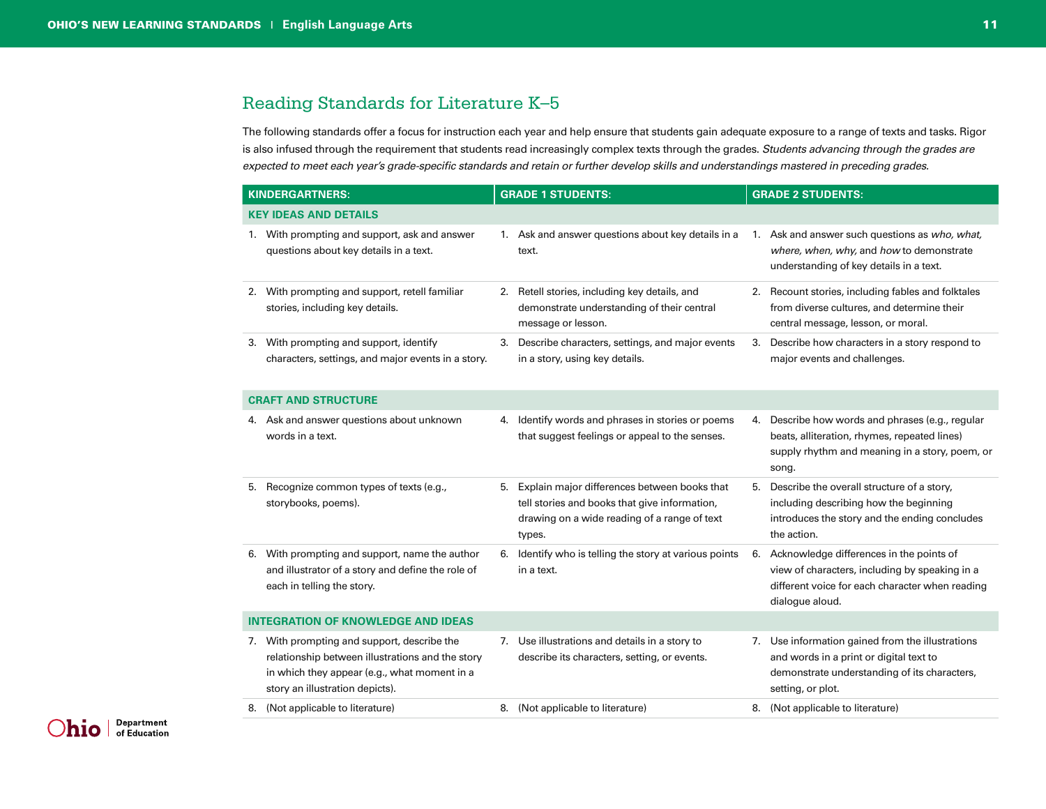## Reading Standards for Literature K–5

The following standards offer a focus for instruction each year and help ensure that students gain adequate exposure to a range of texts and tasks. Rigor is also infused through the requirement that students read increasingly complex texts through the grades. *Students advancing through the grades are expected to meet each year's grade-specific standards and retain or further develop skills and understandings mastered in preceding grades.*

| KINDERGARTNERS: | GRADE 1 STUDENTS: | GRADE 2 STUDENTS: |
|---|---|---|
| **KEY IDEAS AND DETAILS** | | |
| 1. With prompting and support, ask and answer questions about key details in a text. | 1. Ask and answer questions about key details in a text. | 1. Ask and answer such questions as *who, what, where, when, why,* and *how* to demonstrate understanding of key details in a text. |
| 2. With prompting and support, retell familiar stories, including key details. | 2. Retell stories, including key details, and demonstrate understanding of their central message or lesson. | 2. Recount stories, including fables and folktales from diverse cultures, and determine their central message, lesson, or moral. |
| 3. With prompting and support, identify characters, settings, and major events in a story. | 3. Describe characters, settings, and major events in a story, using key details. | 3. Describe how characters in a story respond to major events and challenges. |
| **CRAFT AND STRUCTURE** | | |
| 4. Ask and answer questions about unknown words in a text. | 4. Identify words and phrases in stories or poems that suggest feelings or appeal to the senses. | 4. Describe how words and phrases (e.g., regular beats, alliteration, rhymes, repeated lines) supply rhythm and meaning in a story, poem, or song. |
| 5. Recognize common types of texts (e.g., storybooks, poems). | 5. Explain major differences between books that tell stories and books that give information, drawing on a wide reading of a range of text types. | 5. Describe the overall structure of a story, including describing how the beginning introduces the story and the ending concludes the action. |
| 6. With prompting and support, name the author and illustrator of a story and define the role of each in telling the story. | 6. Identify who is telling the story at various points in a text. | 6. Acknowledge differences in the points of view of characters, including by speaking in a different voice for each character when reading dialogue aloud. |
| **INTEGRATION OF KNOWLEDGE AND IDEAS** | | |
| 7. With prompting and support, describe the relationship between illustrations and the story in which they appear (e.g., what moment in a story an illustration depicts). | 7. Use illustrations and details in a story to describe its characters, setting, or events. | 7. Use information gained from the illustrations and words in a print or digital text to demonstrate understanding of its characters, setting, or plot. |
| 8. (Not applicable to literature) | 8. (Not applicable to literature) | 8. (Not applicable to literature) |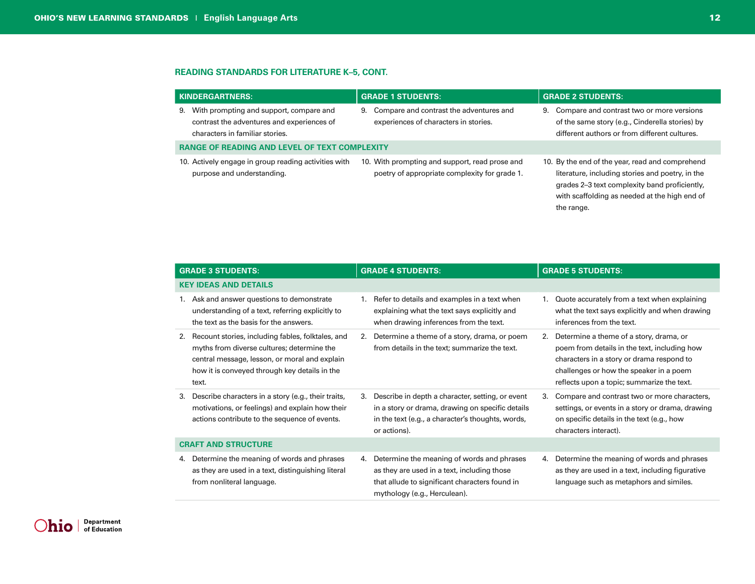## READING STANDARDS FOR LITERATURE K–5, CONT.

| KINDERGARTNERS: | GRADE 1 STUDENTS: | GRADE 2 STUDENTS: |
|---|---|---|
| 9. With prompting and support, compare and contrast the adventures and experiences of characters in familiar stories. | 9. Compare and contrast the adventures and experiences of characters in stories. | 9. Compare and contrast two or more versions of the same story (e.g., Cinderella stories) by different authors or from different cultures. |
| **RANGE OF READING AND LEVEL OF TEXT COMPLEXITY** | | |
| 10. Actively engage in group reading activities with purpose and understanding. | 10. With prompting and support, read prose and poetry of appropriate complexity for grade 1. | 10. By the end of the year, read and comprehend literature, including stories and poetry, in the grades 2–3 text complexity band proficiently, with scaffolding as needed at the high end of the range. |

| GRADE 3 STUDENTS: | GRADE 4 STUDENTS: | GRADE 5 STUDENTS: |
|---|---|---|
| **KEY IDEAS AND DETAILS** | | |
| 1. Ask and answer questions to demonstrate understanding of a text, referring explicitly to the text as the basis for the answers. | 1. Refer to details and examples in a text when explaining what the text says explicitly and when drawing inferences from the text. | 1. Quote accurately from a text when explaining what the text says explicitly and when drawing inferences from the text. |
| 2. Recount stories, including fables, folktales, and myths from diverse cultures; determine the central message, lesson, or moral and explain how it is conveyed through key details in the text. | 2. Determine a theme of a story, drama, or poem from details in the text; summarize the text. | 2. Determine a theme of a story, drama, or poem from details in the text, including how characters in a story or drama respond to challenges or how the speaker in a poem reflects upon a topic; summarize the text. |
| 3. Describe characters in a story (e.g., their traits, motivations, or feelings) and explain how their actions contribute to the sequence of events. | 3. Describe in depth a character, setting, or event in a story or drama, drawing on specific details in the text (e.g., a character's thoughts, words, or actions). | 3. Compare and contrast two or more characters, settings, or events in a story or drama, drawing on specific details in the text (e.g., how characters interact). |
| **CRAFT AND STRUCTURE** | | |
| 4. Determine the meaning of words and phrases as they are used in a text, distinguishing literal from nonliteral language. | 4. Determine the meaning of words and phrases as they are used in a text, including those that allude to significant characters found in mythology (e.g., Herculean). | 4. Determine the meaning of words and phrases as they are used in a text, including figurative language such as metaphors and similes. |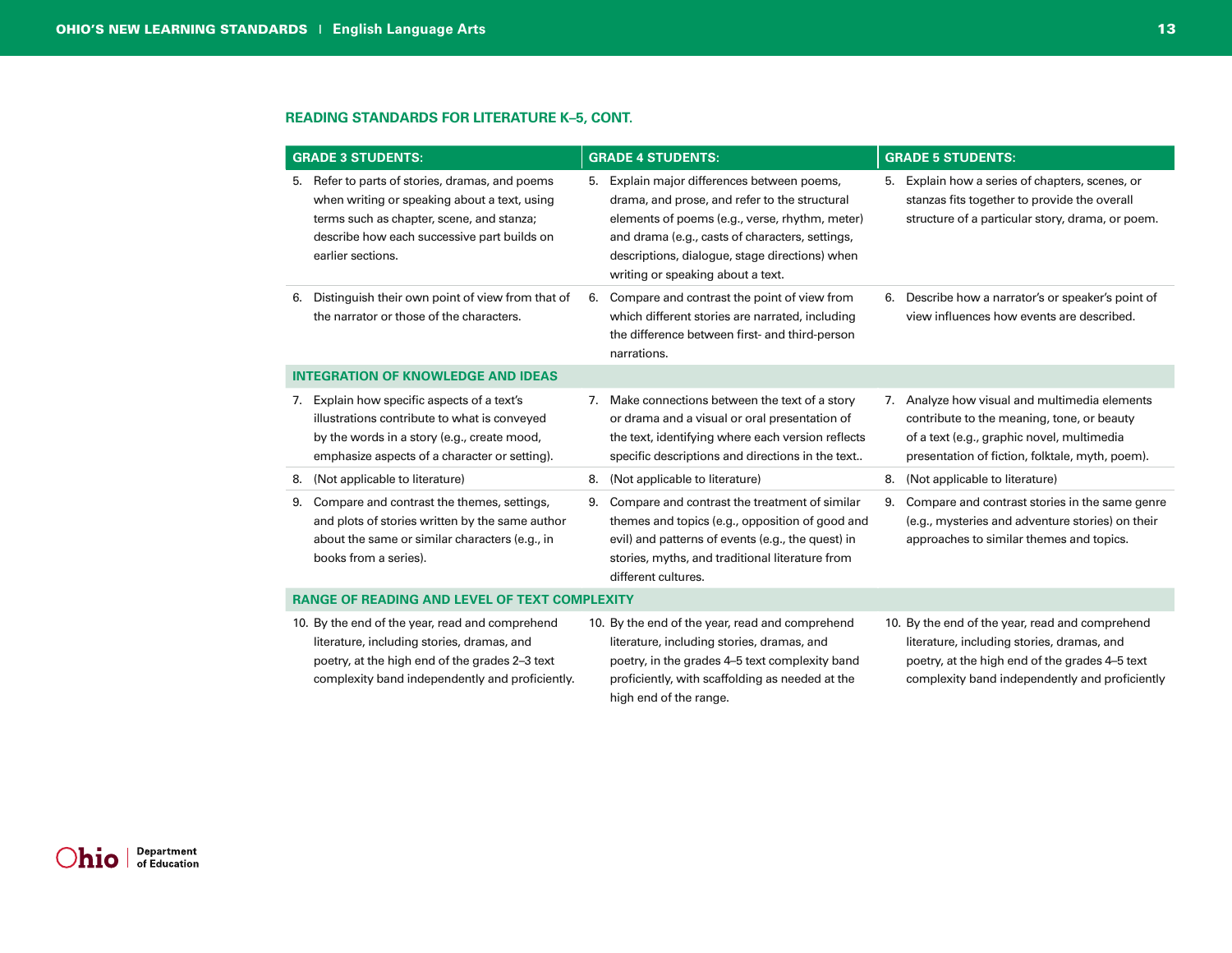## READING STANDARDS FOR LITERATURE K–5, CONT.

| GRADE 3 STUDENTS: | GRADE 4 STUDENTS: | GRADE 5 STUDENTS: |
|---|---|---|
| 5. Refer to parts of stories, dramas, and poems when writing or speaking about a text, using terms such as chapter, scene, and stanza; describe how each successive part builds on earlier sections. | 5. Explain major differences between poems, drama, and prose, and refer to the structural elements of poems (e.g., verse, rhythm, meter) and drama (e.g., casts of characters, settings, descriptions, dialogue, stage directions) when writing or speaking about a text. | 5. Explain how a series of chapters, scenes, or stanzas fits together to provide the overall structure of a particular story, drama, or poem. |
| 6. Distinguish their own point of view from that of the narrator or those of the characters. | 6. Compare and contrast the point of view from which different stories are narrated, including the difference between first- and third-person narrations. | 6. Describe how a narrator's or speaker's point of view influences how events are described. |
| **INTEGRATION OF KNOWLEDGE AND IDEAS** | | |
| 7. Explain how specific aspects of a text's illustrations contribute to what is conveyed by the words in a story (e.g., create mood, emphasize aspects of a character or setting). | 7. Make connections between the text of a story or drama and a visual or oral presentation of the text, identifying where each version reflects specific descriptions and directions in the text.. | 7. Analyze how visual and multimedia elements contribute to the meaning, tone, or beauty of a text (e.g., graphic novel, multimedia presentation of fiction, folktale, myth, poem). |
| 8. (Not applicable to literature) | 8. (Not applicable to literature) | 8. (Not applicable to literature) |
| 9. Compare and contrast the themes, settings, and plots of stories written by the same author about the same or similar characters (e.g., in books from a series). | 9. Compare and contrast the treatment of similar themes and topics (e.g., opposition of good and evil) and patterns of events (e.g., the quest) in stories, myths, and traditional literature from different cultures. | 9. Compare and contrast stories in the same genre (e.g., mysteries and adventure stories) on their approaches to similar themes and topics. |
| **RANGE OF READING AND LEVEL OF TEXT COMPLEXITY** | | |
| 10. By the end of the year, read and comprehend literature, including stories, dramas, and poetry, at the high end of the grades 2–3 text complexity band independently and proficiently. | 10. By the end of the year, read and comprehend literature, including stories, dramas, and poetry, in the grades 4–5 text complexity band proficiently, with scaffolding as needed at the high end of the range. | 10. By the end of the year, read and comprehend literature, including stories, dramas, and poetry, at the high end of the grades 4–5 text complexity band independently and proficiently |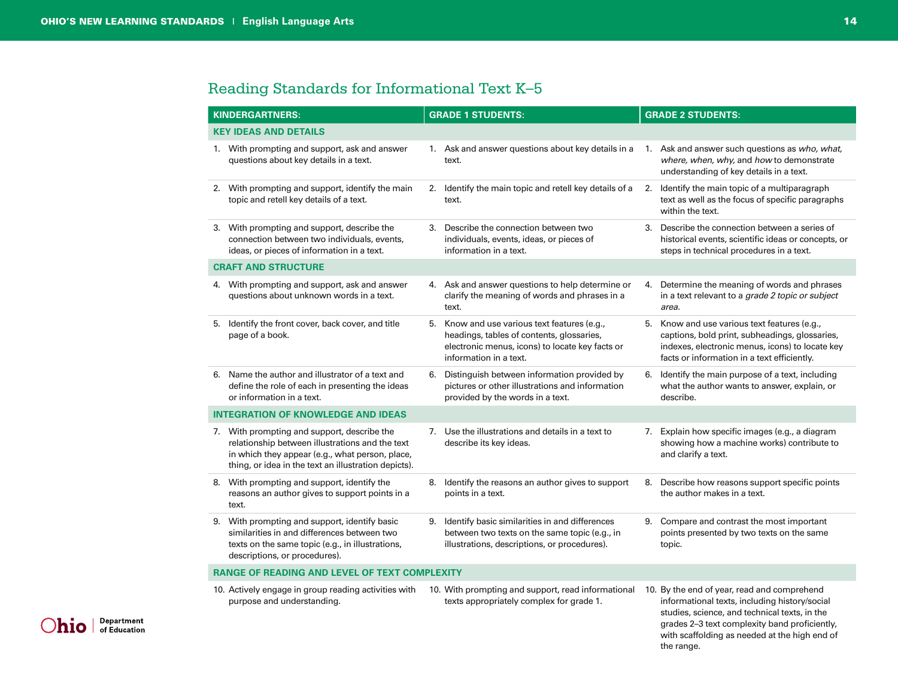## Reading Standards for Informational Text K–5

| KINDERGARTNERS: | GRADE 1 STUDENTS: | GRADE 2 STUDENTS: |
|---|---|---|
| **KEY IDEAS AND DETAILS** | | |
| 1. With prompting and support, ask and answer questions about key details in a text. | 1. Ask and answer questions about key details in a text. | 1. Ask and answer such questions as *who, what, where, when, why,* and *how* to demonstrate understanding of key details in a text. |
| 2. With prompting and support, identify the main topic and retell key details of a text. | 2. Identify the main topic and retell key details of a text. | 2. Identify the main topic of a multiparagraph text as well as the focus of specific paragraphs within the text. |
| 3. With prompting and support, describe the connection between two individuals, events, ideas, or pieces of information in a text. | 3. Describe the connection between two individuals, events, ideas, or pieces of information in a text. | 3. Describe the connection between a series of historical events, scientific ideas or concepts, or steps in technical procedures in a text. |
| **CRAFT AND STRUCTURE** | | |
| 4. With prompting and support, ask and answer questions about unknown words in a text. | 4. Ask and answer questions to help determine or clarify the meaning of words and phrases in a text. | 4. Determine the meaning of words and phrases in a text relevant to a *grade 2 topic or subject area.* |
| 5. Identify the front cover, back cover, and title page of a book. | 5. Know and use various text features (e.g., headings, tables of contents, glossaries, electronic menus, icons) to locate key facts or information in a text. | 5. Know and use various text features (e.g., captions, bold print, subheadings, glossaries, indexes, electronic menus, icons) to locate key facts or information in a text efficiently. |
| 6. Name the author and illustrator of a text and define the role of each in presenting the ideas or information in a text. | 6. Distinguish between information provided by pictures or other illustrations and information provided by the words in a text. | 6. Identify the main purpose of a text, including what the author wants to answer, explain, or describe. |
| **INTEGRATION OF KNOWLEDGE AND IDEAS** | | |
| 7. With prompting and support, describe the relationship between illustrations and the text in which they appear (e.g., what person, place, thing, or idea in the text an illustration depicts). | 7. Use the illustrations and details in a text to describe its key ideas. | 7. Explain how specific images (e.g., a diagram showing how a machine works) contribute to and clarify a text. |
| 8. With prompting and support, identify the reasons an author gives to support points in a text. | 8. Identify the reasons an author gives to support points in a text. | 8. Describe how reasons support specific points the author makes in a text. |
| 9. With prompting and support, identify basic similarities in and differences between two texts on the same topic (e.g., in illustrations, descriptions, or procedures). | 9. Identify basic similarities in and differences between two texts on the same topic (e.g., in illustrations, descriptions, or procedures). | 9. Compare and contrast the most important points presented by two texts on the same topic. |
| **RANGE OF READING AND LEVEL OF TEXT COMPLEXITY** | | |
| 10. Actively engage in group reading activities with purpose and understanding. | 10. With prompting and support, read informational texts appropriately complex for grade 1. | 10. By the end of year, read and comprehend informational texts, including history/social studies, science, and technical texts, in the grades 2–3 text complexity band proficiently, with scaffolding as needed at the high end of the range. |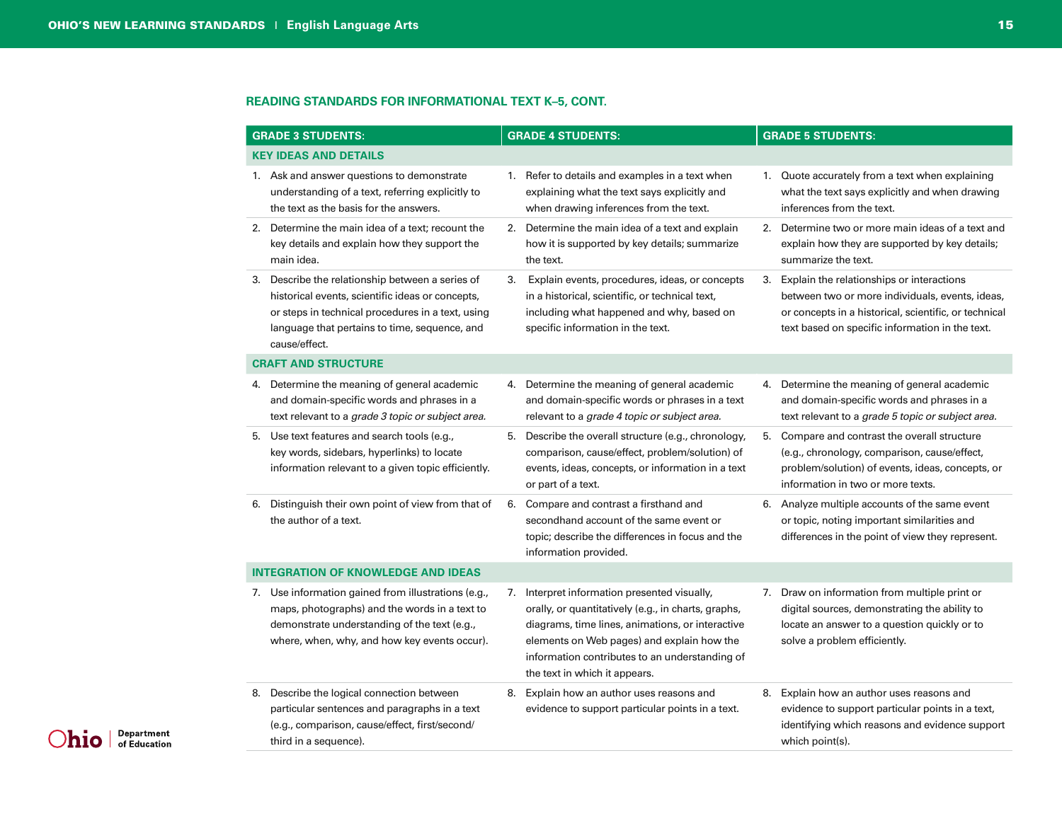## READING STANDARDS FOR INFORMATIONAL TEXT K–5, CONT.

| GRADE 3 STUDENTS: | GRADE 4 STUDENTS: | GRADE 5 STUDENTS: |
|---|---|---|
| **KEY IDEAS AND DETAILS** | | |
| 1. Ask and answer questions to demonstrate understanding of a text, referring explicitly to the text as the basis for the answers. | 1. Refer to details and examples in a text when explaining what the text says explicitly and when drawing inferences from the text. | 1. Quote accurately from a text when explaining what the text says explicitly and when drawing inferences from the text. |
| 2. Determine the main idea of a text; recount the key details and explain how they support the main idea. | 2. Determine the main idea of a text and explain how it is supported by key details; summarize the text. | 2. Determine two or more main ideas of a text and explain how they are supported by key details; summarize the text. |
| 3. Describe the relationship between a series of historical events, scientific ideas or concepts, or steps in technical procedures in a text, using language that pertains to time, sequence, and cause/effect. | 3. Explain events, procedures, ideas, or concepts in a historical, scientific, or technical text, including what happened and why, based on specific information in the text. | 3. Explain the relationships or interactions between two or more individuals, events, ideas, or concepts in a historical, scientific, or technical text based on specific information in the text. |
| **CRAFT AND STRUCTURE** | | |
| 4. Determine the meaning of general academic and domain-specific words and phrases in a text relevant to a *grade 3 topic or subject area.* | 4. Determine the meaning of general academic and domain-specific words or phrases in a text relevant to a *grade 4 topic or subject area.* | 4. Determine the meaning of general academic and domain-specific words and phrases in a text relevant to a *grade 5 topic or subject area.* |
| 5. Use text features and search tools (e.g., key words, sidebars, hyperlinks) to locate information relevant to a given topic efficiently. | 5. Describe the overall structure (e.g., chronology, comparison, cause/effect, problem/solution) of events, ideas, concepts, or information in a text or part of a text. | 5. Compare and contrast the overall structure (e.g., chronology, comparison, cause/effect, problem/solution) of events, ideas, concepts, or information in two or more texts. |
| 6. Distinguish their own point of view from that of the author of a text. | 6. Compare and contrast a firsthand and secondhand account of the same event or topic; describe the differences in focus and the information provided. | 6. Analyze multiple accounts of the same event or topic, noting important similarities and differences in the point of view they represent. |
| **INTEGRATION OF KNOWLEDGE AND IDEAS** | | |
| 7. Use information gained from illustrations (e.g., maps, photographs) and the words in a text to demonstrate understanding of the text (e.g., where, when, why, and how key events occur). | 7. Interpret information presented visually, orally, or quantitatively (e.g., in charts, graphs, diagrams, time lines, animations, or interactive elements on Web pages) and explain how the information contributes to an understanding of the text in which it appears. | 7. Draw on information from multiple print or digital sources, demonstrating the ability to locate an answer to a question quickly or to solve a problem efficiently. |
| 8. Describe the logical connection between particular sentences and paragraphs in a text (e.g., comparison, cause/effect, first/second/third in a sequence). | 8. Explain how an author uses reasons and evidence to support particular points in a text. | 8. Explain how an author uses reasons and evidence to support particular points in a text, identifying which reasons and evidence support which point(s). |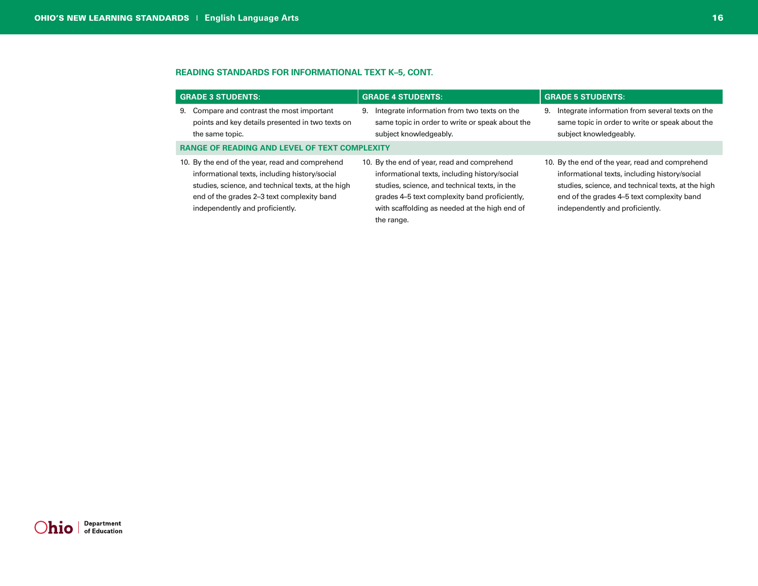### READING STANDARDS FOR INFORMATIONAL TEXT K–5, CONT.

| GRADE 3 STUDENTS: | GRADE 4 STUDENTS: | GRADE 5 STUDENTS: |
|---|---|---|
| 9. Compare and contrast the most important points and key details presented in two texts on the same topic. | 9. Integrate information from two texts on the same topic in order to write or speak about the subject knowledgeably. | 9. Integrate information from several texts on the same topic in order to write or speak about the subject knowledgeably. |
| **RANGE OF READING AND LEVEL OF TEXT COMPLEXITY** | | |
| 10. By the end of the year, read and comprehend informational texts, including history/social studies, science, and technical texts, at the high end of the grades 2–3 text complexity band independently and proficiently. | 10. By the end of year, read and comprehend informational texts, including history/social studies, science, and technical texts, in the grades 4–5 text complexity band proficiently, with scaffolding as needed at the high end of the range. | 10. By the end of the year, read and comprehend informational texts, including history/social studies, science, and technical texts, at the high end of the grades 4–5 text complexity band independently and proficiently. |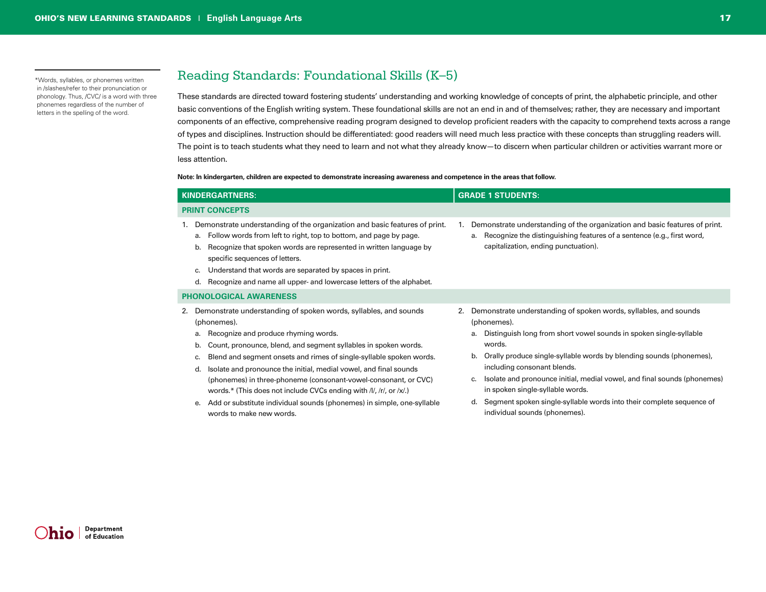## Reading Standards: Foundational Skills (K–5)

These standards are directed toward fostering students' understanding and working knowledge of concepts of print, the alphabetic principle, and other basic conventions of the English writing system. These foundational skills are not an end in and of themselves; rather, they are necessary and important components of an effective, comprehensive reading program designed to develop proficient readers with the capacity to comprehend texts across a range of types and disciplines. Instruction should be differentiated: good readers will need much less practice with these concepts than struggling readers will. The point is to teach students what they need to learn and not what they already know—to discern when particular children or activities warrant more or less attention.

**Note: In kindergarten, children are expected to demonstrate increasing awareness and competence in the areas that follow.**

| KINDERGARTNERS: | GRADE 1 STUDENTS: |
|---|---|
| **PRINT CONCEPTS** | |
| 1. Demonstrate understanding of the organization and basic features of print.<br>a. Follow words from left to right, top to bottom, and page by page.<br>b. Recognize that spoken words are represented in written language by specific sequences of letters.<br>c. Understand that words are separated by spaces in print.<br>d. Recognize and name all upper- and lowercase letters of the alphabet. | 1. Demonstrate understanding of the organization and basic features of print.<br>a. Recognize the distinguishing features of a sentence (e.g., first word, capitalization, ending punctuation). |
| **PHONOLOGICAL AWARENESS** | |
| 2. Demonstrate understanding of spoken words, syllables, and sounds (phonemes).<br>a. Recognize and produce rhyming words.<br>b. Count, pronounce, blend, and segment syllables in spoken words.<br>c. Blend and segment onsets and rimes of single-syllable spoken words.<br>d. Isolate and pronounce the initial, medial vowel, and final sounds (phonemes) in three-phoneme (consonant-vowel-consonant, or CVC) words.* (This does not include CVCs ending with /l/, /r/, or /x/.)<br>e. Add or substitute individual sounds (phonemes) in simple, one-syllable words to make new words. | 2. Demonstrate understanding of spoken words, syllables, and sounds (phonemes).<br>a. Distinguish long from short vowel sounds in spoken single-syllable words.<br>b. Orally produce single-syllable words by blending sounds (phonemes), including consonant blends.<br>c. Isolate and pronounce initial, medial vowel, and final sounds (phonemes) in spoken single-syllable words.<br>d. Segment spoken single-syllable words into their complete sequence of individual sounds (phonemes). |

*Words, syllables, or phonemes written in /slashes/refer to their pronunciation or phonology. Thus, /CVC/ is a word with three phonemes regardless of the number of letters in the spelling of the word.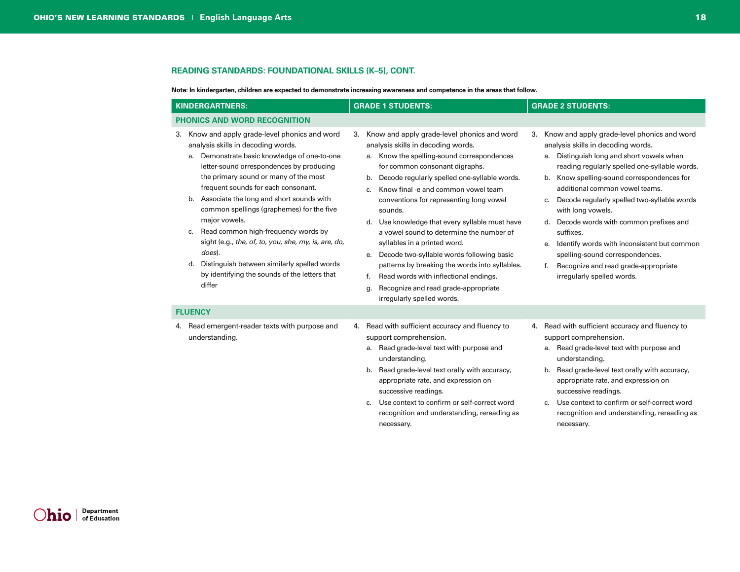## READING STANDARDS: FOUNDATIONAL SKILLS (K–5), CONT.

**Note: In kindergarten, children are expected to demonstrate increasing awareness and competence in the areas that follow.**

| KINDERGARTNERS: | GRADE 1 STUDENTS: | GRADE 2 STUDENTS: |
|---|---|---|
| **PHONICS AND WORD RECOGNITION** | | |
| 3. Know and apply grade-level phonics and word analysis skills in decoding words.<br>a. Demonstrate basic knowledge of one-to-one letter-sound orrespondences by producing the primary sound or many of the most frequent sounds for each consonant.<br>b. Associate the long and short sounds with common spellings (graphemes) for the five major vowels.<br>c. Read common high-frequency words by sight (e.g., *the, of, to, you, she, my, is, are, do, does*).<br>d. Distinguish between similarly spelled words by identifying the sounds of the letters that differ | 3. Know and apply grade-level phonics and word analysis skills in decoding words.<br>a. Know the spelling-sound correspondences for common consonant digraphs.<br>b. Decode regularly spelled one-syllable words.<br>c. Know final -e and common vowel team conventions for representing long vowel sounds.<br>d. Use knowledge that every syllable must have a vowel sound to determine the number of syllables in a printed word.<br>e. Decode two-syllable words following basic patterns by breaking the words into syllables.<br>f. Read words with inflectional endings.<br>g. Recognize and read grade-appropriate irregularly spelled words. | 3. Know and apply grade-level phonics and word analysis skills in decoding words.<br>a. Distinguish long and short vowels when reading regularly spelled one-syllable words.<br>b. Know spelling-sound correspondences for additional common vowel teams.<br>c. Decode regularly spelled two-syllable words with long vowels.<br>d. Decode words with common prefixes and suffixes.<br>e. Identify words with inconsistent but common spelling-sound correspondences.<br>f. Recognize and read grade-appropriate irregularly spelled words. |
| **FLUENCY** | | |
| 4. Read emergent-reader texts with purpose and understanding. | 4. Read with sufficient accuracy and fluency to support comprehension.<br>a. Read grade-level text with purpose and understanding.<br>b. Read grade-level text orally with accuracy, appropriate rate, and expression on successive readings.<br>c. Use context to confirm or self-correct word recognition and understanding, rereading as necessary. | 4. Read with sufficient accuracy and fluency to support comprehension.<br>a. Read grade-level text with purpose and understanding.<br>b. Read grade-level text orally with accuracy, appropriate rate, and expression on successive readings.<br>c. Use context to confirm or self-correct word recognition and understanding, rereading as necessary. |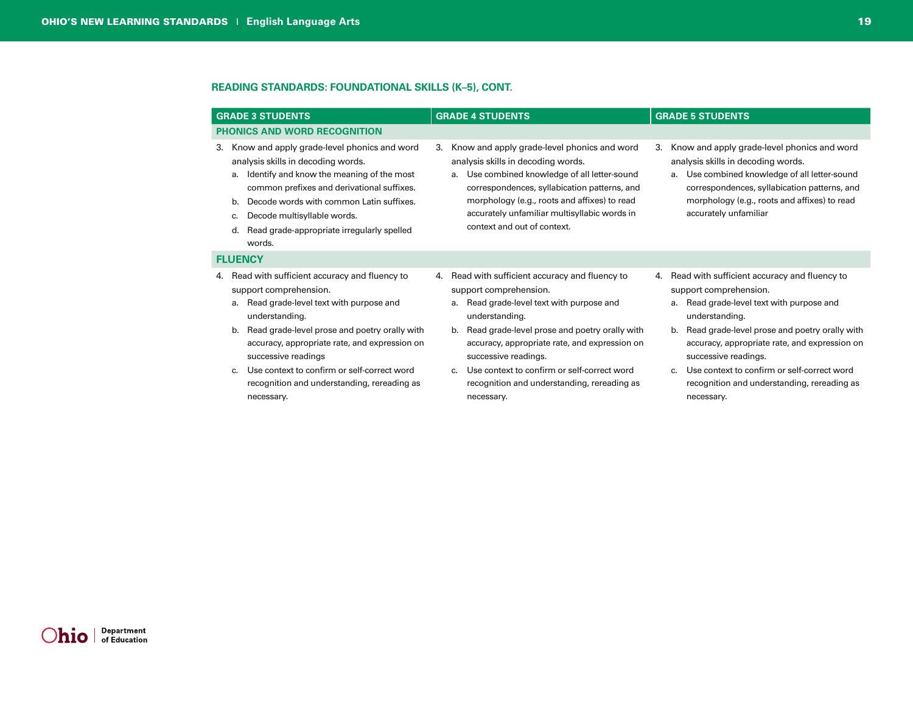## READING STANDARDS: FOUNDATIONAL SKILLS (K–5), CONT.

| GRADE 3 STUDENTS | GRADE 4 STUDENTS | GRADE 5 STUDENTS |
|---|---|---|
| **PHONICS AND WORD RECOGNITION** | | |
| 3. Know and apply grade-level phonics and word analysis skills in decoding words.<br>a. Identify and know the meaning of the most common prefixes and derivational suffixes.<br>b. Decode words with common Latin suffixes.<br>c. Decode multisyllable words.<br>d. Read grade-appropriate irregularly spelled words. | 3. Know and apply grade-level phonics and word analysis skills in decoding words.<br>a. Use combined knowledge of all letter-sound correspondences, syllabication patterns, and morphology (e.g., roots and affixes) to read accurately unfamiliar multisyllabic words in context and out of context. | 3. Know and apply grade-level phonics and word analysis skills in decoding words.<br>a. Use combined knowledge of all letter-sound correspondences, syllabication patterns, and morphology (e.g., roots and affixes) to read accurately unfamiliar |
| **FLUENCY** | | |
| 4. Read with sufficient accuracy and fluency to support comprehension.<br>a. Read grade-level text with purpose and understanding.<br>b. Read grade-level prose and poetry orally with accuracy, appropriate rate, and expression on successive readings<br>c. Use context to confirm or self-correct word recognition and understanding, rereading as necessary. | 4. Read with sufficient accuracy and fluency to support comprehension.<br>a. Read grade-level text with purpose and understanding.<br>b. Read grade-level prose and poetry orally with accuracy, appropriate rate, and expression on successive readings.<br>c. Use context to confirm or self-correct word recognition and understanding, rereading as necessary. | 4. Read with sufficient accuracy and fluency to support comprehension.<br>a. Read grade-level text with purpose and understanding.<br>b. Read grade-level prose and poetry orally with accuracy, appropriate rate, and expression on successive readings.<br>c. Use context to confirm or self-correct word recognition and understanding, rereading as necessary. |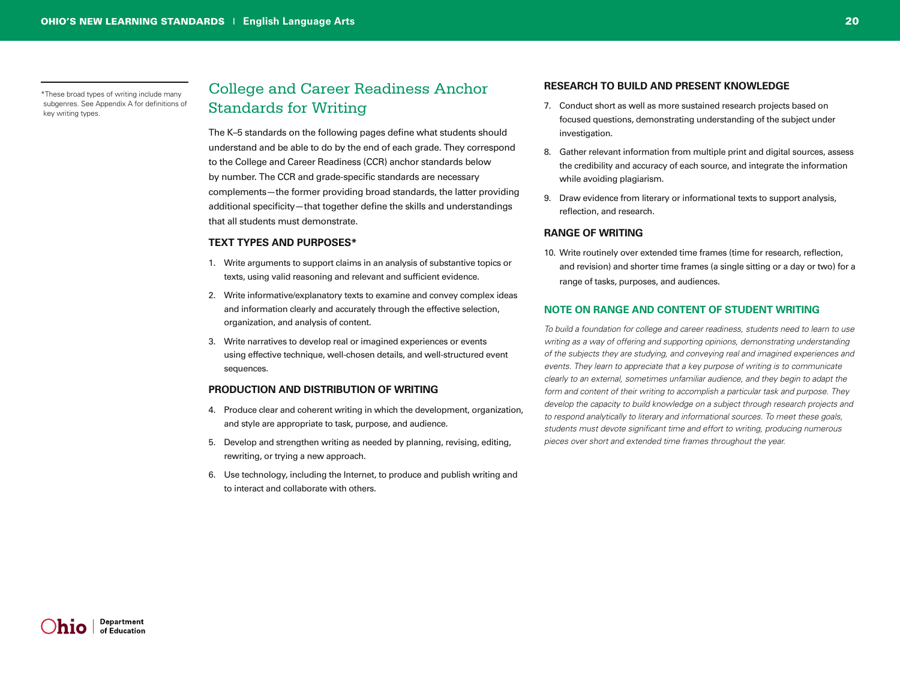## College and Career Readiness Anchor Standards for Writing

The K–5 standards on the following pages define what students should understand and be able to do by the end of each grade. They correspond to the College and Career Readiness (CCR) anchor standards below by number. The CCR and grade-specific standards are necessary complements—the former providing broad standards, the latter providing additional specificity—that together define the skills and understandings that all students must demonstrate.

### TEXT TYPES AND PURPOSES*

1. Write arguments to support claims in an analysis of substantive topics or texts, using valid reasoning and relevant and sufficient evidence.
2. Write informative/explanatory texts to examine and convey complex ideas and information clearly and accurately through the effective selection, organization, and analysis of content.
3. Write narratives to develop real or imagined experiences or events using effective technique, well-chosen details, and well-structured event sequences.

*These broad types of writing include many subgenres. See Appendix A for definitions of key writing types.

### PRODUCTION AND DISTRIBUTION OF WRITING

4. Produce clear and coherent writing in which the development, organization, and style are appropriate to task, purpose, and audience.
5. Develop and strengthen writing as needed by planning, revising, editing, rewriting, or trying a new approach.
6. Use technology, including the Internet, to produce and publish writing and to interact and collaborate with others.

### RESEARCH TO BUILD AND PRESENT KNOWLEDGE

7. Conduct short as well as more sustained research projects based on focused questions, demonstrating understanding of the subject under investigation.
8. Gather relevant information from multiple print and digital sources, assess the credibility and accuracy of each source, and integrate the information while avoiding plagiarism.
9. Draw evidence from literary or informational texts to support analysis, reflection, and research.

### RANGE OF WRITING

10. Write routinely over extended time frames (time for research, reflection, and revision) and shorter time frames (a single sitting or a day or two) for a range of tasks, purposes, and audiences.

### NOTE ON RANGE AND CONTENT OF STUDENT WRITING

*To build a foundation for college and career readiness, students need to learn to use writing as a way of offering and supporting opinions, demonstrating understanding of the subjects they are studying, and conveying real and imagined experiences and events. They learn to appreciate that a key purpose of writing is to communicate clearly to an external, sometimes unfamiliar audience, and they begin to adapt the form and content of their writing to accomplish a particular task and purpose. They develop the capacity to build knowledge on a subject through research projects and to respond analytically to literary and informational sources. To meet these goals, students must devote significant time and effort to writing, producing numerous pieces over short and extended time frames throughout the year.*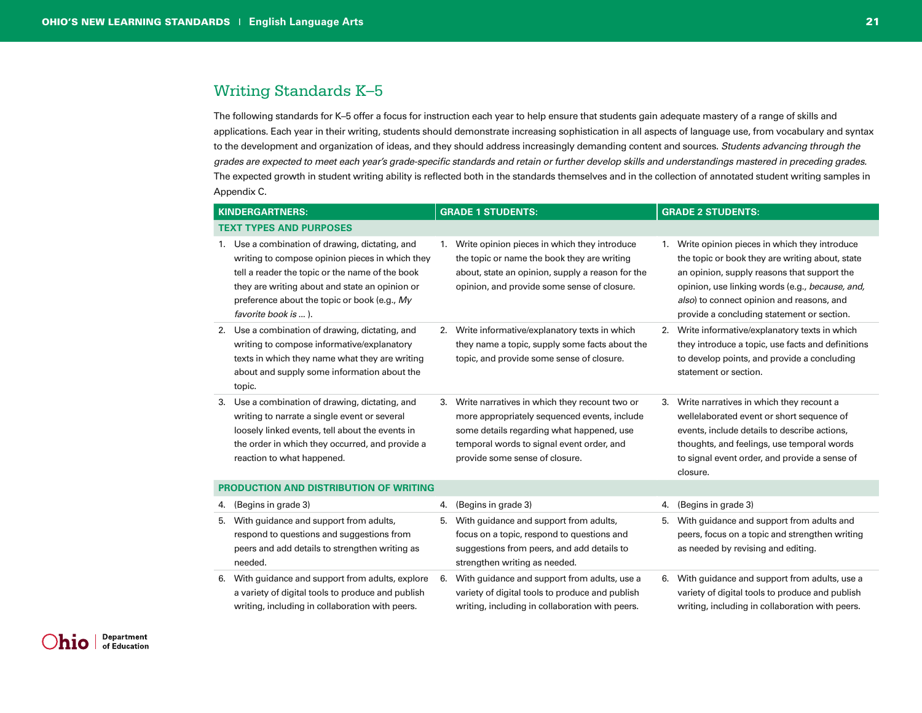## Writing Standards K–5

The following standards for K–5 offer a focus for instruction each year to help ensure that students gain adequate mastery of a range of skills and applications. Each year in their writing, students should demonstrate increasing sophistication in all aspects of language use, from vocabulary and syntax to the development and organization of ideas, and they should address increasingly demanding content and sources. *Students advancing through the grades are expected to meet each year's grade-specific standards and retain or further develop skills and understandings mastered in preceding grades.* The expected growth in student writing ability is reflected both in the standards themselves and in the collection of annotated student writing samples in Appendix C.

| KINDERGARTNERS: | GRADE 1 STUDENTS: | GRADE 2 STUDENTS: |
|---|---|---|
| **TEXT TYPES AND PURPOSES** | | |
| 1. Use a combination of drawing, dictating, and writing to compose opinion pieces in which they tell a reader the topic or the name of the book they are writing about and state an opinion or preference about the topic or book (e.g., *My favorite book is ...* ). | 1. Write opinion pieces in which they introduce the topic or name the book they are writing about, state an opinion, supply a reason for the opinion, and provide some sense of closure. | 1. Write opinion pieces in which they introduce the topic or book they are writing about, state an opinion, supply reasons that support the opinion, use linking words (e.g., *because, and, also*) to connect opinion and reasons, and provide a concluding statement or section. |
| 2. Use a combination of drawing, dictating, and writing to compose informative/explanatory texts in which they name what they are writing about and supply some information about the topic. | 2. Write informative/explanatory texts in which they name a topic, supply some facts about the topic, and provide some sense of closure. | 2. Write informative/explanatory texts in which they introduce a topic, use facts and definitions to develop points, and provide a concluding statement or section. |
| 3. Use a combination of drawing, dictating, and writing to narrate a single event or several loosely linked events, tell about the events in the order in which they occurred, and provide a reaction to what happened. | 3. Write narratives in which they recount two or more appropriately sequenced events, include some details regarding what happened, use temporal words to signal event order, and provide some sense of closure. | 3. Write narratives in which they recount a wellelaborated event or short sequence of events, include details to describe actions, thoughts, and feelings, use temporal words to signal event order, and provide a sense of closure. |
| **PRODUCTION AND DISTRIBUTION OF WRITING** | | |
| 4. (Begins in grade 3) | 4. (Begins in grade 3) | 4. (Begins in grade 3) |
| 5. With guidance and support from adults, respond to questions and suggestions from peers and add details to strengthen writing as needed. | 5. With guidance and support from adults, focus on a topic, respond to questions and suggestions from peers, and add details to strengthen writing as needed. | 5. With guidance and support from adults and peers, focus on a topic and strengthen writing as needed by revising and editing. |
| 6. With guidance and support from adults, explore a variety of digital tools to produce and publish writing, including in collaboration with peers. | 6. With guidance and support from adults, use a variety of digital tools to produce and publish writing, including in collaboration with peers. | 6. With guidance and support from adults, use a variety of digital tools to produce and publish writing, including in collaboration with peers. |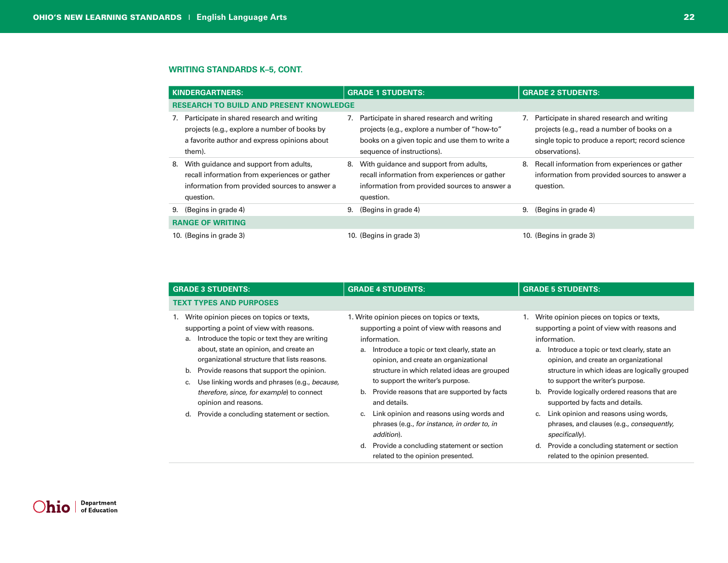## WRITING STANDARDS K–5, CONT.

| KINDERGARTNERS: | GRADE 1 STUDENTS: | GRADE 2 STUDENTS: |
|---|---|---|
| **RESEARCH TO BUILD AND PRESENT KNOWLEDGE** | | |
| 7. Participate in shared research and writing projects (e.g., explore a number of books by a favorite author and express opinions about them). | 7. Participate in shared research and writing projects (e.g., explore a number of "how-to" books on a given topic and use them to write a sequence of instructions). | 7. Participate in shared research and writing projects (e.g., read a number of books on a single topic to produce a report; record science observations). |
| 8. With guidance and support from adults, recall information from experiences or gather information from provided sources to answer a question. | 8. With guidance and support from adults, recall information from experiences or gather information from provided sources to answer a question. | 8. Recall information from experiences or gather information from provided sources to answer a question. |
| 9. (Begins in grade 4) | 9. (Begins in grade 4) | 9. (Begins in grade 4) |
| **RANGE OF WRITING** | | |
| 10. (Begins in grade 3) | 10. (Begins in grade 3) | 10. (Begins in grade 3) |

| GRADE 3 STUDENTS: | GRADE 4 STUDENTS: | GRADE 5 STUDENTS: |
|---|---|---|
| **TEXT TYPES AND PURPOSES** | | |
| 1. Write opinion pieces on topics or texts, supporting a point of view with reasons.<br>a. Introduce the topic or text they are writing about, state an opinion, and create an organizational structure that lists reasons.<br>b. Provide reasons that support the opinion.<br>c. Use linking words and phrases (e.g., *because, therefore, since, for example*) to connect opinion and reasons.<br>d. Provide a concluding statement or section. | 1. Write opinion pieces on topics or texts, supporting a point of view with reasons and information.<br>a. Introduce a topic or text clearly, state an opinion, and create an organizational structure in which related ideas are grouped to support the writer's purpose.<br>b. Provide reasons that are supported by facts and details.<br>c. Link opinion and reasons using words and phrases (e.g., *for instance, in order to, in addition*).<br>d. Provide a concluding statement or section related to the opinion presented. | 1. Write opinion pieces on topics or texts, supporting a point of view with reasons and information.<br>a. Introduce a topic or text clearly, state an opinion, and create an organizational structure in which ideas are logically grouped to support the writer's purpose.<br>b. Provide logically ordered reasons that are supported by facts and details.<br>c. Link opinion and reasons using words, phrases, and clauses (e.g., *consequently, specifically*).<br>d. Provide a concluding statement or section related to the opinion presented. |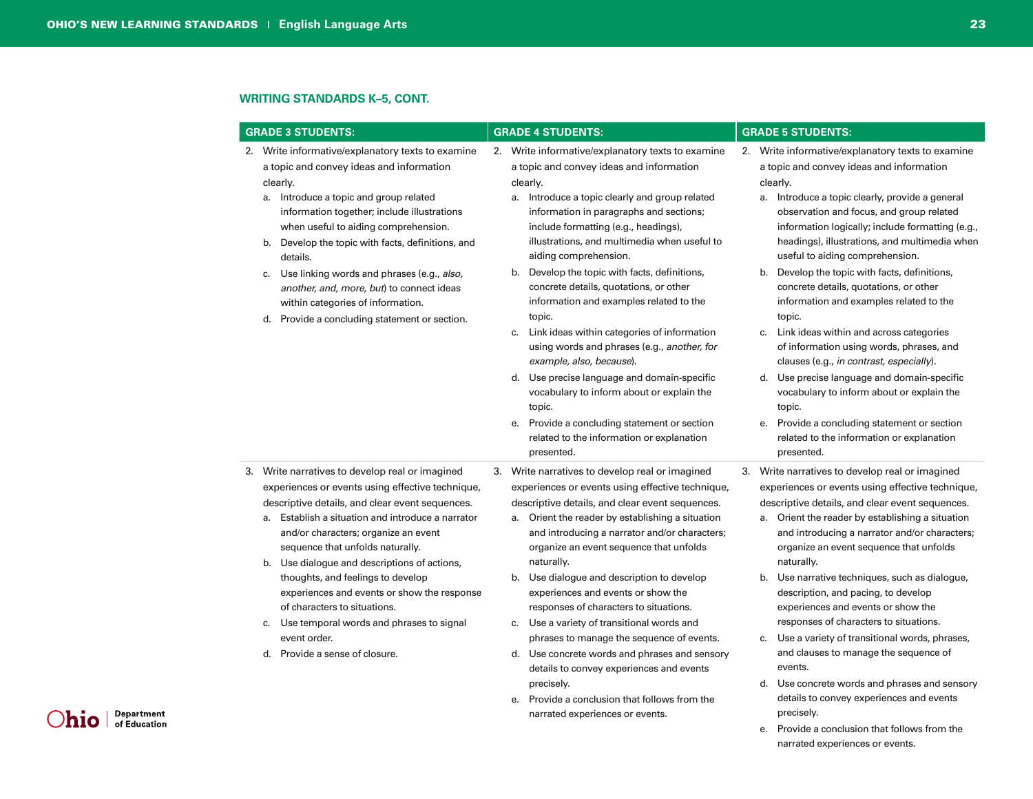## WRITING STANDARDS K–5, CONT.

| GRADE 3 STUDENTS: | GRADE 4 STUDENTS: | GRADE 5 STUDENTS: |
|---|---|---|
| 2. Write informative/explanatory texts to examine a topic and convey ideas and information clearly.<br>a. Introduce a topic and group related information together; include illustrations when useful to aiding comprehension.<br>b. Develop the topic with facts, definitions, and details.<br>c. Use linking words and phrases (e.g., *also, another, and, more, but*) to connect ideas within categories of information.<br>d. Provide a concluding statement or section. | 2. Write informative/explanatory texts to examine a topic and convey ideas and information clearly.<br>a. Introduce a topic clearly and group related information in paragraphs and sections; include formatting (e.g., headings), illustrations, and multimedia when useful to aiding comprehension.<br>b. Develop the topic with facts, definitions, concrete details, quotations, or other information and examples related to the topic.<br>c. Link ideas within categories of information using words and phrases (e.g., *another, for example, also, because*).<br>d. Use precise language and domain-specific vocabulary to inform about or explain the topic.<br>e. Provide a concluding statement or section related to the information or explanation presented. | 2. Write informative/explanatory texts to examine a topic and convey ideas and information clearly.<br>a. Introduce a topic clearly, provide a general observation and focus, and group related information logically; include formatting (e.g., headings), illustrations, and multimedia when useful to aiding comprehension.<br>b. Develop the topic with facts, definitions, concrete details, quotations, or other information and examples related to the topic.<br>c. Link ideas within and across categories of information using words, phrases, and clauses (e.g., *in contrast, especially*).<br>d. Use precise language and domain-specific vocabulary to inform about or explain the topic.<br>e. Provide a concluding statement or section related to the information or explanation presented. |
| 3. Write narratives to develop real or imagined experiences or events using effective technique, descriptive details, and clear event sequences.<br>a. Establish a situation and introduce a narrator and/or characters; organize an event sequence that unfolds naturally.<br>b. Use dialogue and descriptions of actions, thoughts, and feelings to develop experiences and events or show the response of characters to situations.<br>c. Use temporal words and phrases to signal event order.<br>d. Provide a sense of closure. | 3. Write narratives to develop real or imagined experiences or events using effective technique, descriptive details, and clear event sequences.<br>a. Orient the reader by establishing a situation and introducing a narrator and/or characters; organize an event sequence that unfolds naturally.<br>b. Use dialogue and description to develop experiences and events or show the responses of characters to situations.<br>c. Use a variety of transitional words and phrases to manage the sequence of events.<br>d. Use concrete words and phrases and sensory details to convey experiences and events precisely.<br>e. Provide a conclusion that follows from the narrated experiences or events. | 3. Write narratives to develop real or imagined experiences or events using effective technique, descriptive details, and clear event sequences.<br>a. Orient the reader by establishing a situation and introducing a narrator and/or characters; organize an event sequence that unfolds naturally.<br>b. Use narrative techniques, such as dialogue, description, and pacing, to develop experiences and events or show the responses of characters to situations.<br>c. Use a variety of transitional words, phrases, and clauses to manage the sequence of events.<br>d. Use concrete words and phrases and sensory details to convey experiences and events precisely.<br>e. Provide a conclusion that follows from the narrated experiences or events. |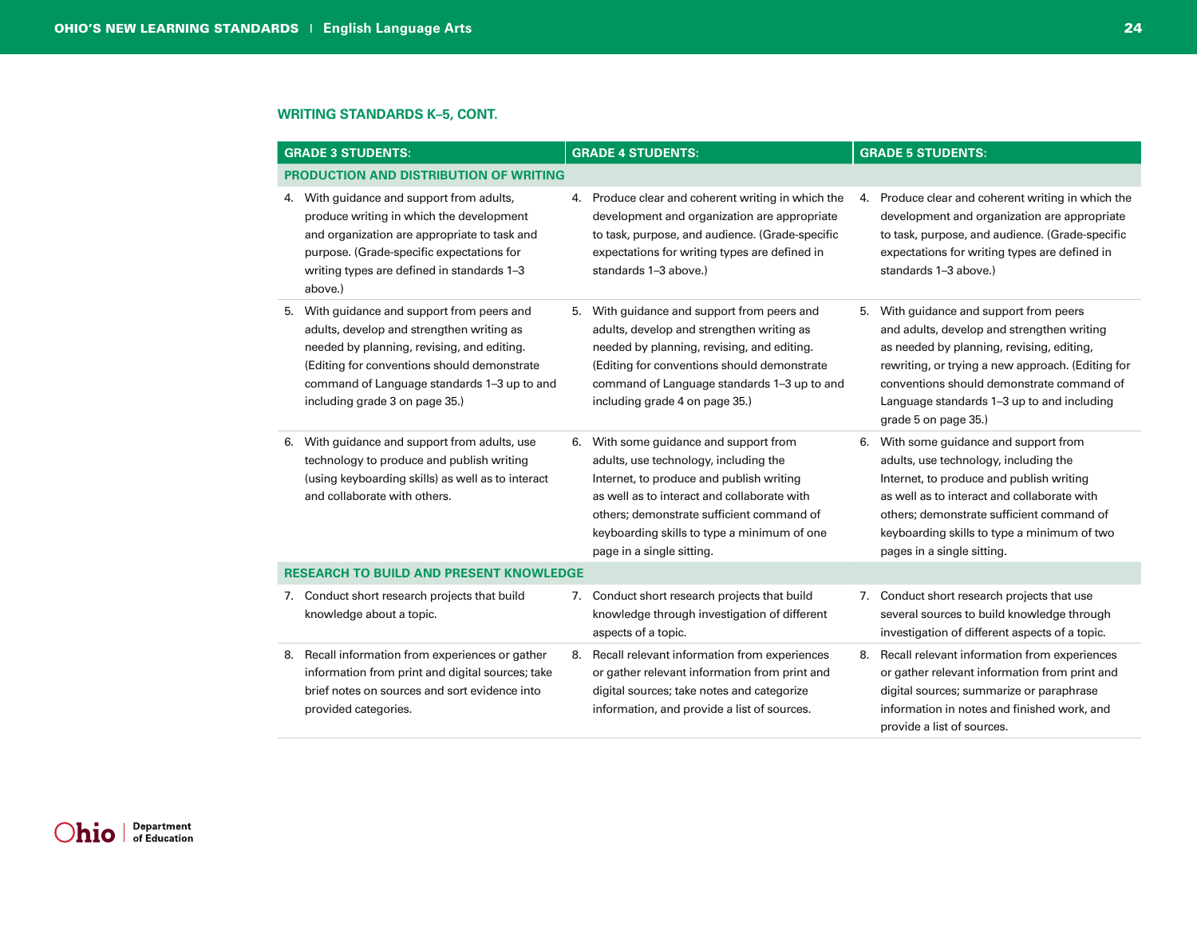## WRITING STANDARDS K–5, CONT.

| GRADE 3 STUDENTS: | GRADE 4 STUDENTS: | GRADE 5 STUDENTS: |
|---|---|---|
| **PRODUCTION AND DISTRIBUTION OF WRITING** | | |
| 4. With guidance and support from adults, produce writing in which the development and organization are appropriate to task and purpose. (Grade-specific expectations for writing types are defined in standards 1–3 above.) | 4. Produce clear and coherent writing in which the development and organization are appropriate to task, purpose, and audience. (Grade-specific expectations for writing types are defined in standards 1–3 above.) | 4. Produce clear and coherent writing in which the development and organization are appropriate to task, purpose, and audience. (Grade-specific expectations for writing types are defined in standards 1–3 above.) |
| 5. With guidance and support from peers and adults, develop and strengthen writing as needed by planning, revising, and editing. (Editing for conventions should demonstrate command of Language standards 1–3 up to and including grade 3 on page 35.) | 5. With guidance and support from peers and adults, develop and strengthen writing as needed by planning, revising, and editing. (Editing for conventions should demonstrate command of Language standards 1–3 up to and including grade 4 on page 35.) | 5. With guidance and support from peers and adults, develop and strengthen writing as needed by planning, revising, editing, rewriting, or trying a new approach. (Editing for conventions should demonstrate command of Language standards 1–3 up to and including grade 5 on page 35.) |
| 6. With guidance and support from adults, use technology to produce and publish writing (using keyboarding skills) as well as to interact and collaborate with others. | 6. With some guidance and support from adults, use technology, including the Internet, to produce and publish writing as well as to interact and collaborate with others; demonstrate sufficient command of keyboarding skills to type a minimum of one page in a single sitting. | 6. With some guidance and support from adults, use technology, including the Internet, to produce and publish writing as well as to interact and collaborate with others; demonstrate sufficient command of keyboarding skills to type a minimum of two pages in a single sitting. |
| **RESEARCH TO BUILD AND PRESENT KNOWLEDGE** | | |
| 7. Conduct short research projects that build knowledge about a topic. | 7. Conduct short research projects that build knowledge through investigation of different aspects of a topic. | 7. Conduct short research projects that use several sources to build knowledge through investigation of different aspects of a topic. |
| 8. Recall information from experiences or gather information from print and digital sources; take brief notes on sources and sort evidence into provided categories. | 8. Recall relevant information from experiences or gather relevant information from print and digital sources; take notes and categorize information, and provide a list of sources. | 8. Recall relevant information from experiences or gather relevant information from print and digital sources; summarize or paraphrase information in notes and finished work, and provide a list of sources. |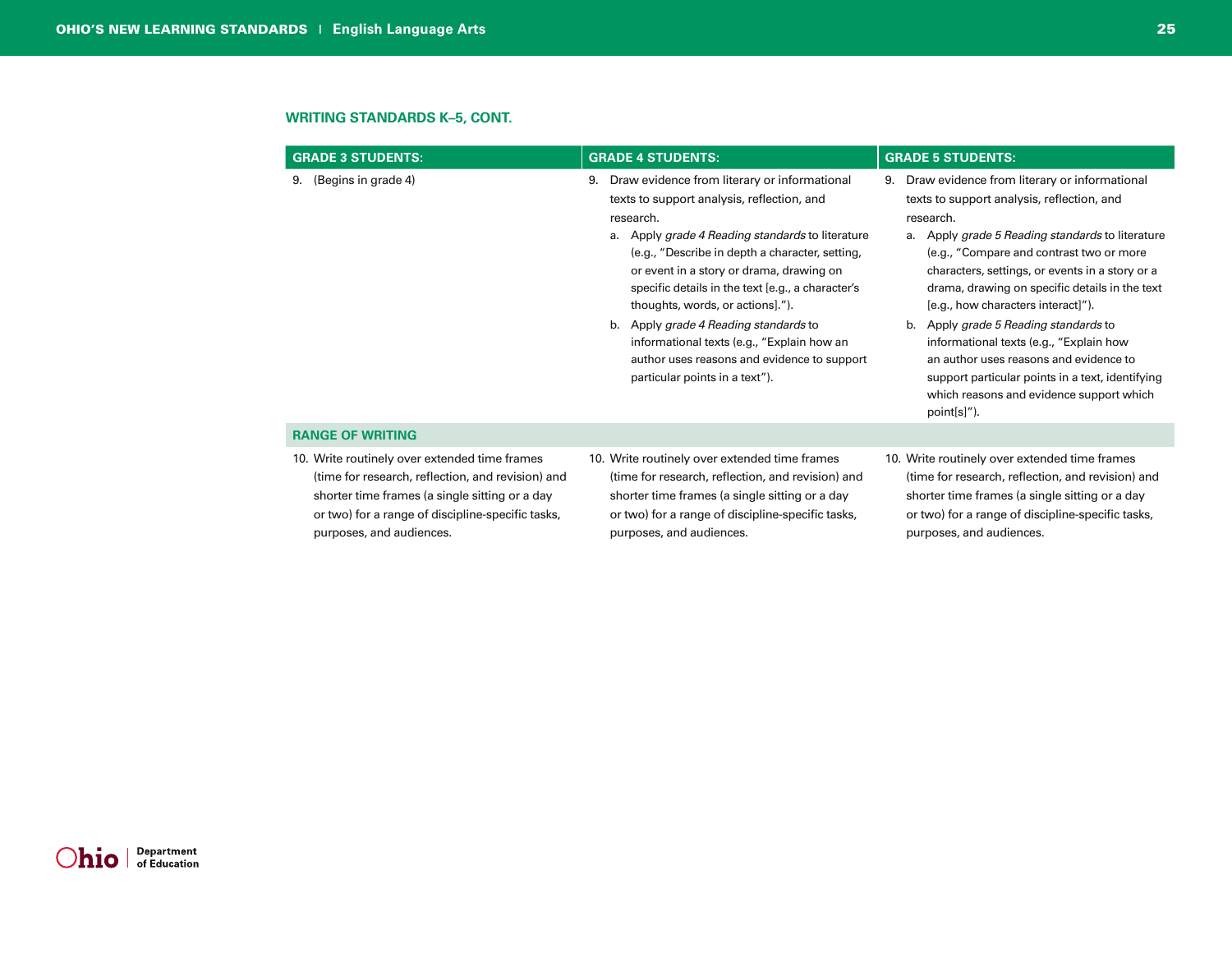## WRITING STANDARDS K–5, CONT.

| GRADE 3 STUDENTS: | GRADE 4 STUDENTS: | GRADE 5 STUDENTS: |
| --- | --- | --- |
| 9. (Begins in grade 4) | 9. Draw evidence from literary or informational texts to support analysis, reflection, and research.<br>a. Apply *grade 4 Reading standards* to literature (e.g., "Describe in depth a character, setting, or event in a story or drama, drawing on specific details in the text [e.g., a character's thoughts, words, or actions].").<br>b. Apply *grade 4 Reading standards* to informational texts (e.g., "Explain how an author uses reasons and evidence to support particular points in a text"). | 9. Draw evidence from literary or informational texts to support analysis, reflection, and research.<br>a. Apply *grade 5 Reading standards* to literature (e.g., "Compare and contrast two or more characters, settings, or events in a story or a drama, drawing on specific details in the text [e.g., how characters interact]").<br>b. Apply *grade 5 Reading standards* to informational texts (e.g., "Explain how an author uses reasons and evidence to support particular points in a text, identifying which reasons and evidence support which point[s]"). |
| **RANGE OF WRITING** | | |
| 10. Write routinely over extended time frames (time for research, reflection, and revision) and shorter time frames (a single sitting or a day or two) for a range of discipline-specific tasks, purposes, and audiences. | 10. Write routinely over extended time frames (time for research, reflection, and revision) and shorter time frames (a single sitting or a day or two) for a range of discipline-specific tasks, purposes, and audiences. | 10. Write routinely over extended time frames (time for research, reflection, and revision) and shorter time frames (a single sitting or a day or two) for a range of discipline-specific tasks, purposes, and audiences. |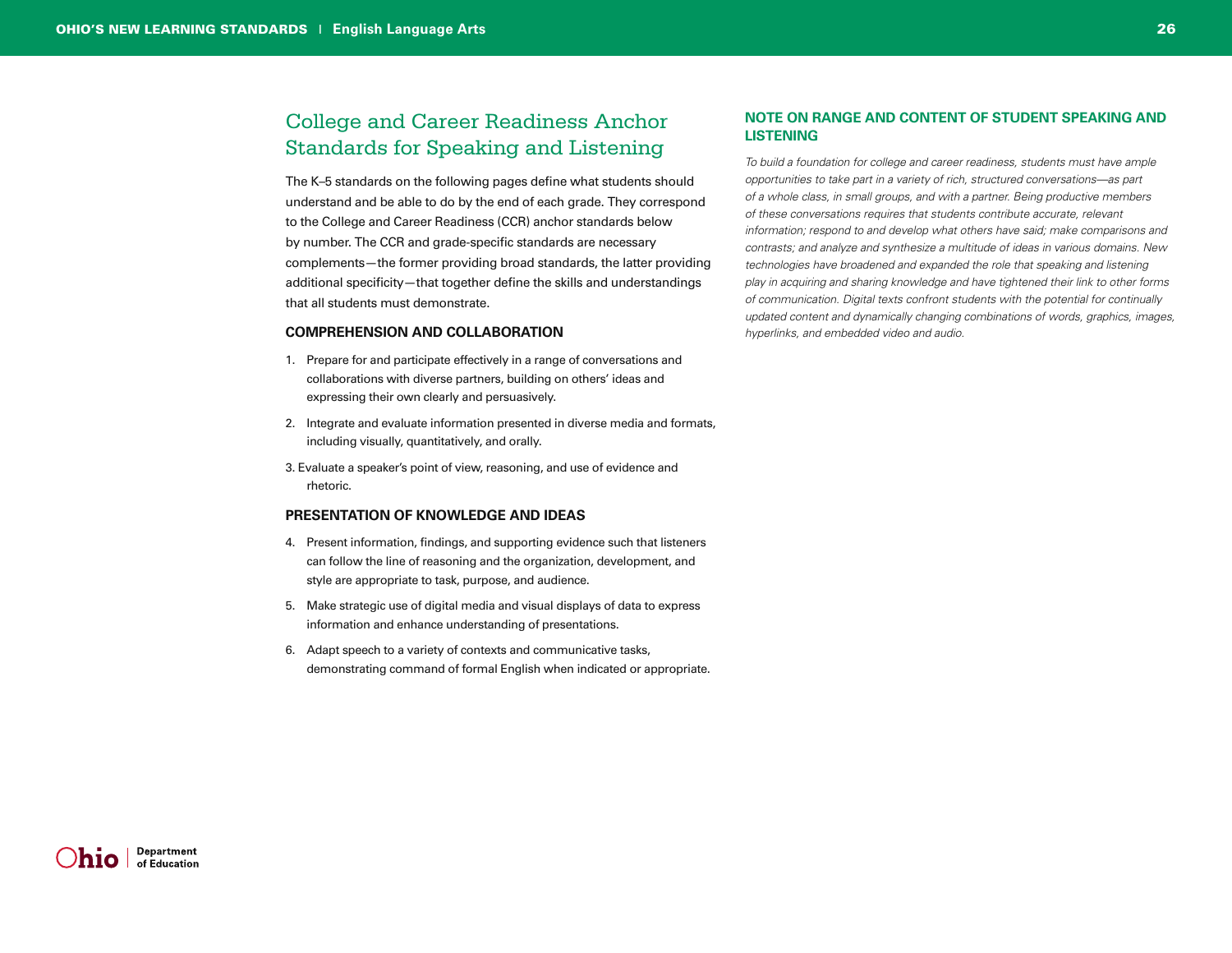## College and Career Readiness Anchor Standards for Speaking and Listening

The K–5 standards on the following pages define what students should understand and be able to do by the end of each grade. They correspond to the College and Career Readiness (CCR) anchor standards below by number. The CCR and grade-specific standards are necessary complements—the former providing broad standards, the latter providing additional specificity—that together define the skills and understandings that all students must demonstrate.

### COMPREHENSION AND COLLABORATION

1. Prepare for and participate effectively in a range of conversations and collaborations with diverse partners, building on others' ideas and expressing their own clearly and persuasively.
2. Integrate and evaluate information presented in diverse media and formats, including visually, quantitatively, and orally.
3. Evaluate a speaker's point of view, reasoning, and use of evidence and rhetoric.

### PRESENTATION OF KNOWLEDGE AND IDEAS

4. Present information, findings, and supporting evidence such that listeners can follow the line of reasoning and the organization, development, and style are appropriate to task, purpose, and audience.
5. Make strategic use of digital media and visual displays of data to express information and enhance understanding of presentations.
6. Adapt speech to a variety of contexts and communicative tasks, demonstrating command of formal English when indicated or appropriate.

### NOTE ON RANGE AND CONTENT OF STUDENT SPEAKING AND LISTENING

*To build a foundation for college and career readiness, students must have ample opportunities to take part in a variety of rich, structured conversations—as part of a whole class, in small groups, and with a partner. Being productive members of these conversations requires that students contribute accurate, relevant information; respond to and develop what others have said; make comparisons and contrasts; and analyze and synthesize a multitude of ideas in various domains. New technologies have broadened and expanded the role that speaking and listening play in acquiring and sharing knowledge and have tightened their link to other forms of communication. Digital texts confront students with the potential for continually updated content and dynamically changing combinations of words, graphics, images, hyperlinks, and embedded video and audio.*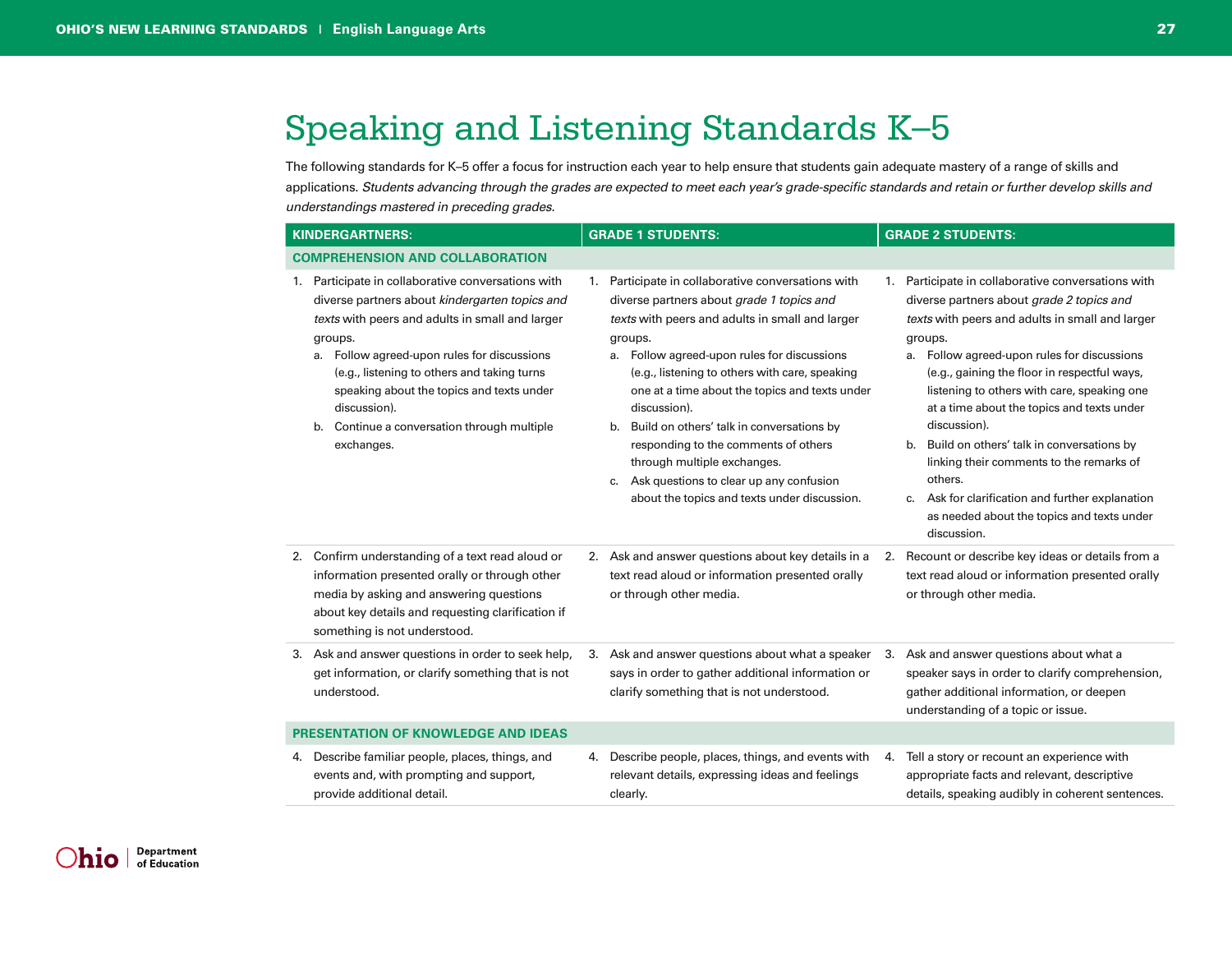# Speaking and Listening Standards K–5

The following standards for K–5 offer a focus for instruction each year to help ensure that students gain adequate mastery of a range of skills and applications. *Students advancing through the grades are expected to meet each year's grade-specific standards and retain or further develop skills and understandings mastered in preceding grades.*

| KINDERGARTNERS: | GRADE 1 STUDENTS: | GRADE 2 STUDENTS: |
|---|---|---|
| **COMPREHENSION AND COLLABORATION** | | |
| 1. Participate in collaborative conversations with diverse partners about *kindergarten topics and texts* with peers and adults in small and larger groups.<br>a. Follow agreed-upon rules for discussions (e.g., listening to others and taking turns speaking about the topics and texts under discussion).<br>b. Continue a conversation through multiple exchanges. | 1. Participate in collaborative conversations with diverse partners about *grade 1 topics and texts* with peers and adults in small and larger groups.<br>a. Follow agreed-upon rules for discussions (e.g., listening to others with care, speaking one at a time about the topics and texts under discussion).<br>b. Build on others' talk in conversations by responding to the comments of others through multiple exchanges.<br>c. Ask questions to clear up any confusion about the topics and texts under discussion. | 1. Participate in collaborative conversations with diverse partners about *grade 2 topics and texts* with peers and adults in small and larger groups.<br>a. Follow agreed-upon rules for discussions (e.g., gaining the floor in respectful ways, listening to others with care, speaking one at a time about the topics and texts under discussion).<br>b. Build on others' talk in conversations by linking their comments to the remarks of others.<br>c. Ask for clarification and further explanation as needed about the topics and texts under discussion. |
| 2. Confirm understanding of a text read aloud or information presented orally or through other media by asking and answering questions about key details and requesting clarification if something is not understood. | 2. Ask and answer questions about key details in a text read aloud or information presented orally or through other media. | 2. Recount or describe key ideas or details from a text read aloud or information presented orally or through other media. |
| 3. Ask and answer questions in order to seek help, get information, or clarify something that is not understood. | 3. Ask and answer questions about what a speaker says in order to gather additional information or clarify something that is not understood. | 3. Ask and answer questions about what a speaker says in order to clarify comprehension, gather additional information, or deepen understanding of a topic or issue. |
| **PRESENTATION OF KNOWLEDGE AND IDEAS** | | |
| 4. Describe familiar people, places, things, and events and, with prompting and support, provide additional detail. | 4. Describe people, places, things, and events with relevant details, expressing ideas and feelings clearly. | 4. Tell a story or recount an experience with appropriate facts and relevant, descriptive details, speaking audibly in coherent sentences. |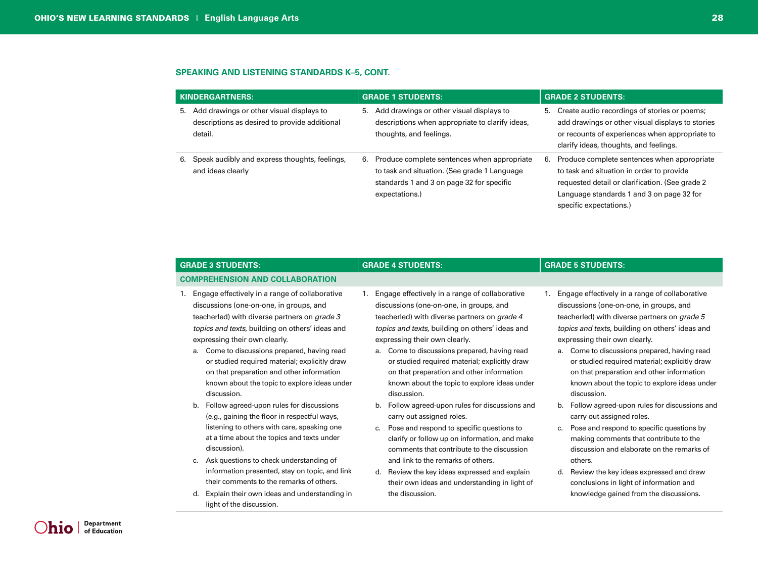## SPEAKING AND LISTENING STANDARDS K–5, CONT.

| KINDERGARTNERS: | GRADE 1 STUDENTS: | GRADE 2 STUDENTS: |
|---|---|---|
| 5. Add drawings or other visual displays to descriptions as desired to provide additional detail. | 5. Add drawings or other visual displays to descriptions when appropriate to clarify ideas, thoughts, and feelings. | 5. Create audio recordings of stories or poems; add drawings or other visual displays to stories or recounts of experiences when appropriate to clarify ideas, thoughts, and feelings. |
| 6. Speak audibly and express thoughts, feelings, and ideas clearly | 6. Produce complete sentences when appropriate to task and situation. (See grade 1 Language standards 1 and 3 on page 32 for specific expectations.) | 6. Produce complete sentences when appropriate to task and situation in order to provide requested detail or clarification. (See grade 2 Language standards 1 and 3 on page 32 for specific expectations.) |

| GRADE 3 STUDENTS: | GRADE 4 STUDENTS: | GRADE 5 STUDENTS: |
|---|---|---|
| **COMPREHENSION AND COLLABORATION** | | |
| 1. Engage effectively in a range of collaborative discussions (one-on-one, in groups, and teacherled) with diverse partners on *grade 3 topics and texts*, building on others' ideas and expressing their own clearly.<br>a. Come to discussions prepared, having read or studied required material; explicitly draw on that preparation and other information known about the topic to explore ideas under discussion.<br>b. Follow agreed-upon rules for discussions (e.g., gaining the floor in respectful ways, listening to others with care, speaking one at a time about the topics and texts under discussion).<br>c. Ask questions to check understanding of information presented, stay on topic, and link their comments to the remarks of others.<br>d. Explain their own ideas and understanding in light of the discussion. | 1. Engage effectively in a range of collaborative discussions (one-on-one, in groups, and teacherled) with diverse partners on *grade 4 topics and texts,* building on others' ideas and expressing their own clearly.<br>a. Come to discussions prepared, having read or studied required material; explicitly draw on that preparation and other information known about the topic to explore ideas under discussion.<br>b. Follow agreed-upon rules for discussions and carry out assigned roles.<br>c. Pose and respond to specific questions to clarify or follow up on information, and make comments that contribute to the discussion and link to the remarks of others.<br>d. Review the key ideas expressed and explain their own ideas and understanding in light of the discussion. | 1. Engage effectively in a range of collaborative discussions (one-on-one, in groups, and teacherled) with diverse partners on *grade 5 topics and texts*, building on others' ideas and expressing their own clearly.<br>a. Come to discussions prepared, having read or studied required material; explicitly draw on that preparation and other information known about the topic to explore ideas under discussion.<br>b. Follow agreed-upon rules for discussions and carry out assigned roles.<br>c. Pose and respond to specific questions by making comments that contribute to the discussion and elaborate on the remarks of others.<br>d. Review the key ideas expressed and draw conclusions in light of information and knowledge gained from the discussions. |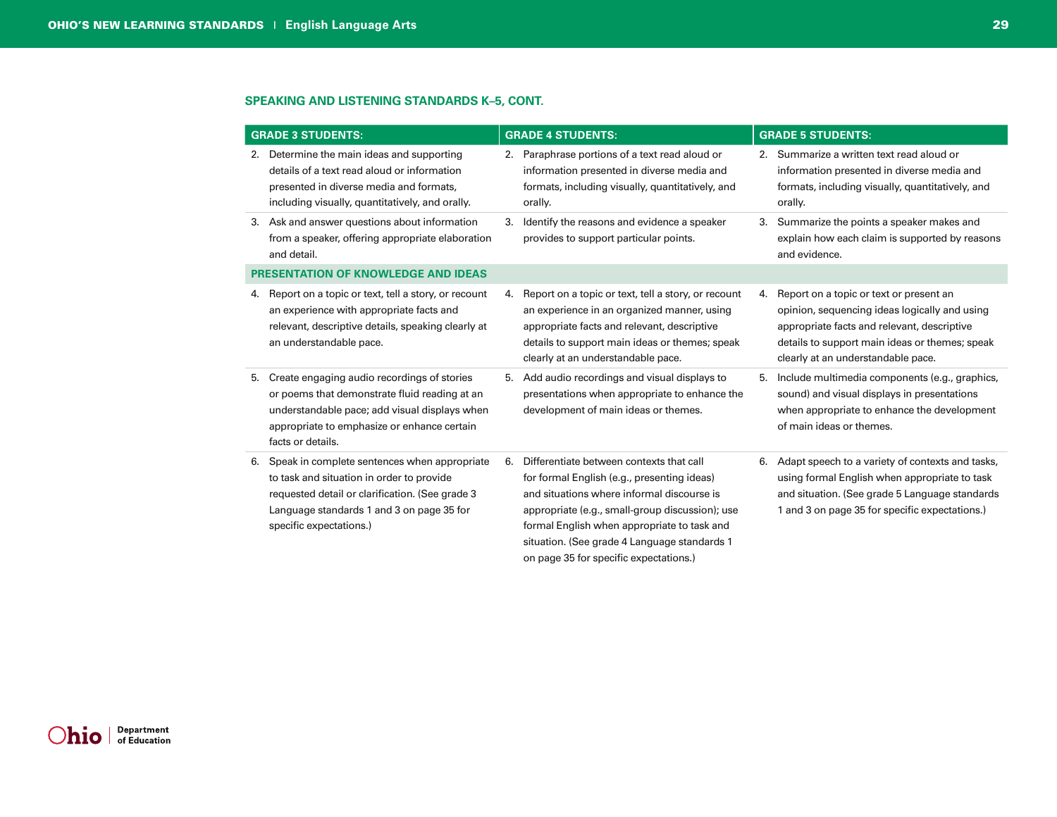## SPEAKING AND LISTENING STANDARDS K–5, CONT.

| GRADE 3 STUDENTS: | GRADE 4 STUDENTS: | GRADE 5 STUDENTS: |
|---|---|---|
| 2. Determine the main ideas and supporting details of a text read aloud or information presented in diverse media and formats, including visually, quantitatively, and orally. | 2. Paraphrase portions of a text read aloud or information presented in diverse media and formats, including visually, quantitatively, and orally. | 2. Summarize a written text read aloud or information presented in diverse media and formats, including visually, quantitatively, and orally. |
| 3. Ask and answer questions about information from a speaker, offering appropriate elaboration and detail. | 3. Identify the reasons and evidence a speaker provides to support particular points. | 3. Summarize the points a speaker makes and explain how each claim is supported by reasons and evidence. |
| **PRESENTATION OF KNOWLEDGE AND IDEAS** | | |
| 4. Report on a topic or text, tell a story, or recount an experience with appropriate facts and relevant, descriptive details, speaking clearly at an understandable pace. | 4. Report on a topic or text, tell a story, or recount an experience in an organized manner, using appropriate facts and relevant, descriptive details to support main ideas or themes; speak clearly at an understandable pace. | 4. Report on a topic or text or present an opinion, sequencing ideas logically and using appropriate facts and relevant, descriptive details to support main ideas or themes; speak clearly at an understandable pace. |
| 5. Create engaging audio recordings of stories or poems that demonstrate fluid reading at an understandable pace; add visual displays when appropriate to emphasize or enhance certain facts or details. | 5. Add audio recordings and visual displays to presentations when appropriate to enhance the development of main ideas or themes. | 5. Include multimedia components (e.g., graphics, sound) and visual displays in presentations when appropriate to enhance the development of main ideas or themes. |
| 6. Speak in complete sentences when appropriate to task and situation in order to provide requested detail or clarification. (See grade 3 Language standards 1 and 3 on page 35 for specific expectations.) | 6. Differentiate between contexts that call for formal English (e.g., presenting ideas) and situations where informal discourse is appropriate (e.g., small-group discussion); use formal English when appropriate to task and situation. (See grade 4 Language standards 1 on page 35 for specific expectations.) | 6. Adapt speech to a variety of contexts and tasks, using formal English when appropriate to task and situation. (See grade 5 Language standards 1 and 3 on page 35 for specific expectations.) |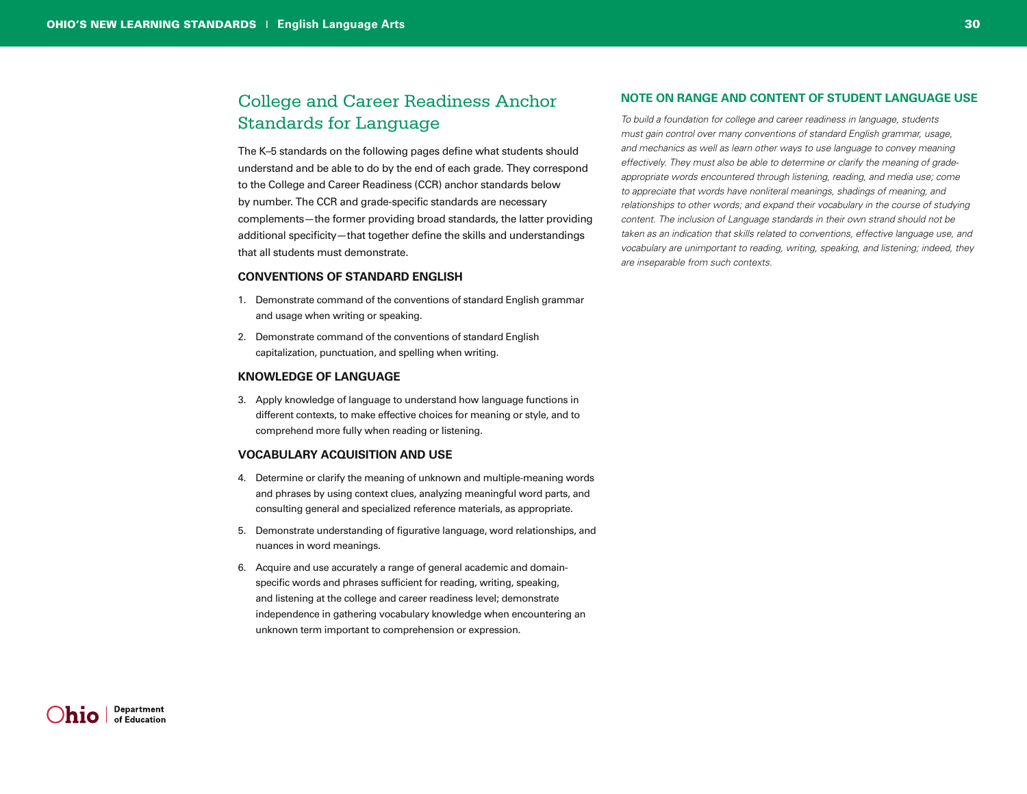# College and Career Readiness Anchor Standards for Language

The K–5 standards on the following pages define what students should understand and be able to do by the end of each grade. They correspond to the College and Career Readiness (CCR) anchor standards below by number. The CCR and grade-specific standards are necessary complements—the former providing broad standards, the latter providing additional specificity—that together define the skills and understandings that all students must demonstrate.

### CONVENTIONS OF STANDARD ENGLISH

1. Demonstrate command of the conventions of standard English grammar and usage when writing or speaking.
2. Demonstrate command of the conventions of standard English capitalization, punctuation, and spelling when writing.

### KNOWLEDGE OF LANGUAGE

3. Apply knowledge of language to understand how language functions in different contexts, to make effective choices for meaning or style, and to comprehend more fully when reading or listening.

### VOCABULARY ACQUISITION AND USE

4. Determine or clarify the meaning of unknown and multiple-meaning words and phrases by using context clues, analyzing meaningful word parts, and consulting general and specialized reference materials, as appropriate.
5. Demonstrate understanding of figurative language, word relationships, and nuances in word meanings.
6. Acquire and use accurately a range of general academic and domain-specific words and phrases sufficient for reading, writing, speaking, and listening at the college and career readiness level; demonstrate independence in gathering vocabulary knowledge when encountering an unknown term important to comprehension or expression.

### NOTE ON RANGE AND CONTENT OF STUDENT LANGUAGE USE

*To build a foundation for college and career readiness in language, students must gain control over many conventions of standard English grammar, usage, and mechanics as well as learn other ways to use language to convey meaning effectively. They must also be able to determine or clarify the meaning of grade-appropriate words encountered through listening, reading, and media use; come to appreciate that words have nonliteral meanings, shadings of meaning, and relationships to other words; and expand their vocabulary in the course of studying content. The inclusion of Language standards in their own strand should not be taken as an indication that skills related to conventions, effective language use, and vocabulary are unimportant to reading, writing, speaking, and listening; indeed, they are inseparable from such contexts.*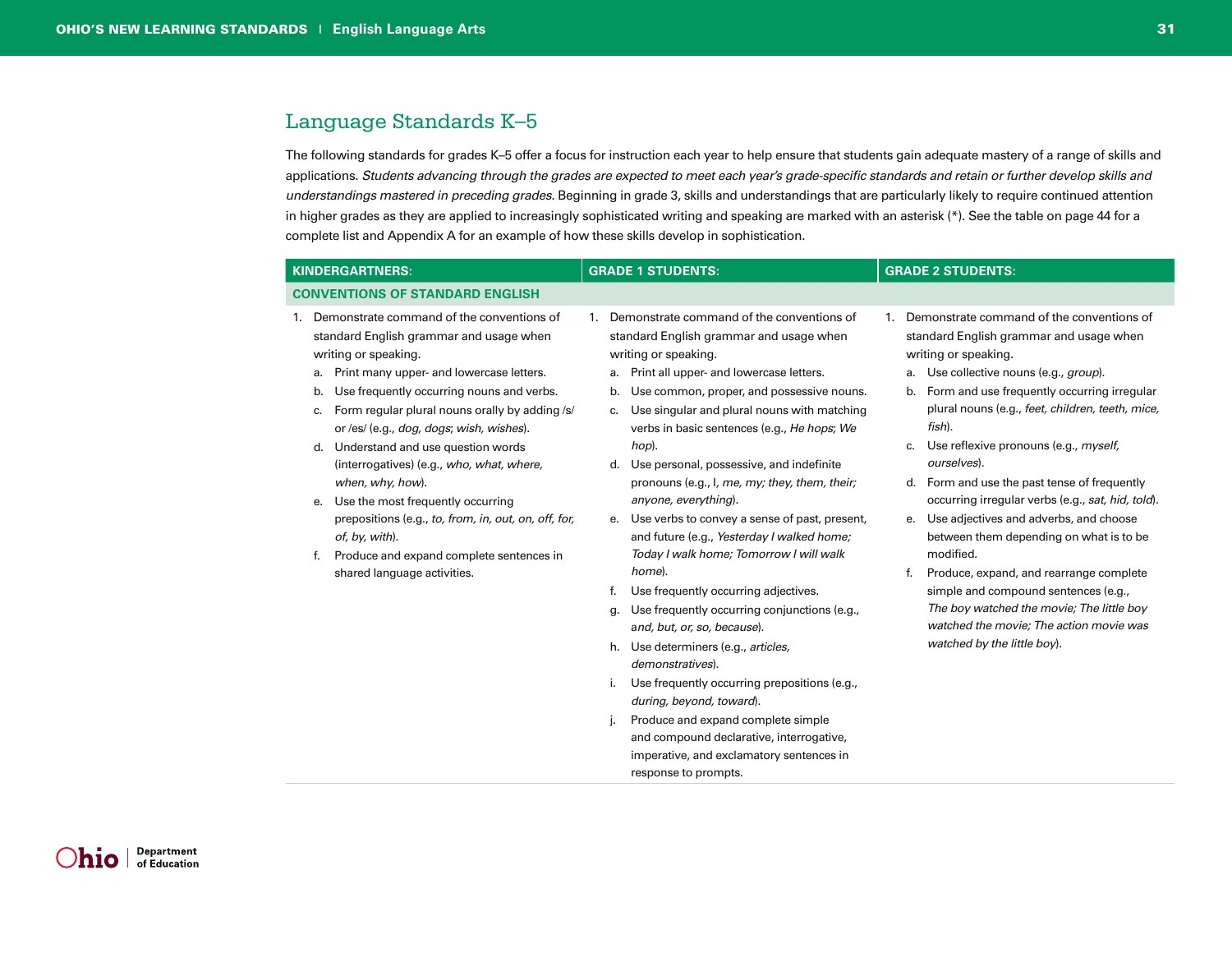## Language Standards K–5

The following standards for grades K–5 offer a focus for instruction each year to help ensure that students gain adequate mastery of a range of skills and applications. *Students advancing through the grades are expected to meet each year's grade-specific standards and retain or further develop skills and understandings mastered in preceding grades.* Beginning in grade 3, skills and understandings that are particularly likely to require continued attention in higher grades as they are applied to increasingly sophisticated writing and speaking are marked with an asterisk (*). See the table on page 44 for a complete list and Appendix A for an example of how these skills develop in sophistication.

| KINDERGARTNERS: | GRADE 1 STUDENTS: | GRADE 2 STUDENTS: |
|---|---|---|
| **CONVENTIONS OF STANDARD ENGLISH** | | |
| 1. Demonstrate command of the conventions of standard English grammar and usage when writing or speaking.<br>a. Print many upper- and lowercase letters.<br>b. Use frequently occurring nouns and verbs.<br>c. Form regular plural nouns orally by adding /s/ or /es/ (e.g., *dog, dogs*; *wish, wishes*).<br>d. Understand and use question words (interrogatives) (e.g., *who, what, where, when, why, how*).<br>e. Use the most frequently occurring prepositions (e.g., *to, from, in, out, on, off, for, of, by, with*).<br>f. Produce and expand complete sentences in shared language activities. | 1. Demonstrate command of the conventions of standard English grammar and usage when writing or speaking.<br>a. Print all upper- and lowercase letters.<br>b. Use common, proper, and possessive nouns.<br>c. Use singular and plural nouns with matching verbs in basic sentences (e.g., *He hops*; *We hop*).<br>d. Use personal, possessive, and indefinite pronouns (e.g., I, *me, my; they, them, their; anyone, everything*).<br>e. Use verbs to convey a sense of past, present, and future (e.g., *Yesterday I walked home; Today I walk home; Tomorrow I will walk home*).<br>f. Use frequently occurring adjectives.<br>g. Use frequently occurring conjunctions (e.g., *and, but, or, so, because*).<br>h. Use determiners (e.g., *articles, demonstratives*).<br>i. Use frequently occurring prepositions (e.g., *during, beyond, toward*).<br>j. Produce and expand complete simple and compound declarative, interrogative, imperative, and exclamatory sentences in response to prompts. | 1. Demonstrate command of the conventions of standard English grammar and usage when writing or speaking.<br>a. Use collective nouns (e.g., *group*).<br>b. Form and use frequently occurring irregular plural nouns (e.g., *feet, children, teeth, mice, fish*).<br>c. Use reflexive pronouns (e.g., *myself, ourselves*).<br>d. Form and use the past tense of frequently occurring irregular verbs (e.g., *sat, hid, told*).<br>e. Use adjectives and adverbs, and choose between them depending on what is to be modified.<br>f. Produce, expand, and rearrange complete simple and compound sentences (e.g., *The boy watched the movie; The little boy watched the movie; The action movie was watched by the little boy*). |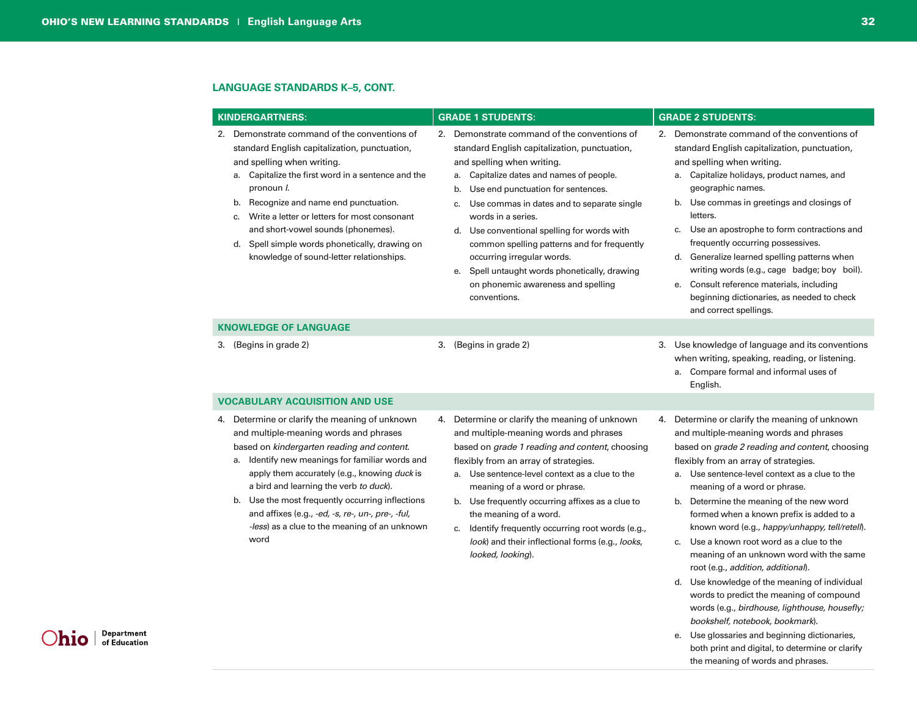## LANGUAGE STANDARDS K–5, CONT.

| KINDERGARTNERS: | GRADE 1 STUDENTS: | GRADE 2 STUDENTS: |
|---|---|---|
| 2. Demonstrate command of the conventions of standard English capitalization, punctuation, and spelling when writing.<br>a. Capitalize the first word in a sentence and the pronoun *I*.<br>b. Recognize and name end punctuation.<br>c. Write a letter or letters for most consonant and short-vowel sounds (phonemes).<br>d. Spell simple words phonetically, drawing on knowledge of sound-letter relationships. | 2. Demonstrate command of the conventions of standard English capitalization, punctuation, and spelling when writing.<br>a. Capitalize dates and names of people.<br>b. Use end punctuation for sentences.<br>c. Use commas in dates and to separate single words in a series.<br>d. Use conventional spelling for words with common spelling patterns and for frequently occurring irregular words.<br>e. Spell untaught words phonetically, drawing on phonemic awareness and spelling conventions. | 2. Demonstrate command of the conventions of standard English capitalization, punctuation, and spelling when writing.<br>a. Capitalize holidays, product names, and geographic names.<br>b. Use commas in greetings and closings of letters.<br>c. Use an apostrophe to form contractions and frequently occurring possessives.<br>d. Generalize learned spelling patterns when writing words (e.g., cage → badge; boy → boil).<br>e. Consult reference materials, including beginning dictionaries, as needed to check and correct spellings. |
| **KNOWLEDGE OF LANGUAGE** | | |
| 3. (Begins in grade 2) | 3. (Begins in grade 2) | 3. Use knowledge of language and its conventions when writing, speaking, reading, or listening.<br>a. Compare formal and informal uses of English. |
| **VOCABULARY ACQUISITION AND USE** | | |
| 4. Determine or clarify the meaning of unknown and multiple-meaning words and phrases based on *kindergarten reading and content*.<br>a. Identify new meanings for familiar words and apply them accurately (e.g., knowing *duck* is a bird and learning the verb *to duck*).<br>b. Use the most frequently occurring inflections and affixes (e.g., *-ed, -s, re-, un-, pre-, -ful, -less*) as a clue to the meaning of an unknown word | 4. Determine or clarify the meaning of unknown and multiple-meaning words and phrases based on *grade 1 reading and content*, choosing flexibly from an array of strategies.<br>a. Use sentence-level context as a clue to the meaning of a word or phrase.<br>b. Use frequently occurring affixes as a clue to the meaning of a word.<br>c. Identify frequently occurring root words (e.g., *look*) and their inflectional forms (e.g., *looks, looked, looking*). | 4. Determine or clarify the meaning of unknown and multiple-meaning words and phrases based on *grade 2 reading and content*, choosing flexibly from an array of strategies.<br>a. Use sentence-level context as a clue to the meaning of a word or phrase.<br>b. Determine the meaning of the new word formed when a known prefix is added to a known word (e.g., *happy/unhappy, tell/retell*).<br>c. Use a known root word as a clue to the meaning of an unknown word with the same root (e.g., *addition, additional*).<br>d. Use knowledge of the meaning of individual words to predict the meaning of compound words (e.g., *birdhouse, lighthouse, housefly; bookshelf, notebook, bookmark*).<br>e. Use glossaries and beginning dictionaries, both print and digital, to determine or clarify the meaning of words and phrases. |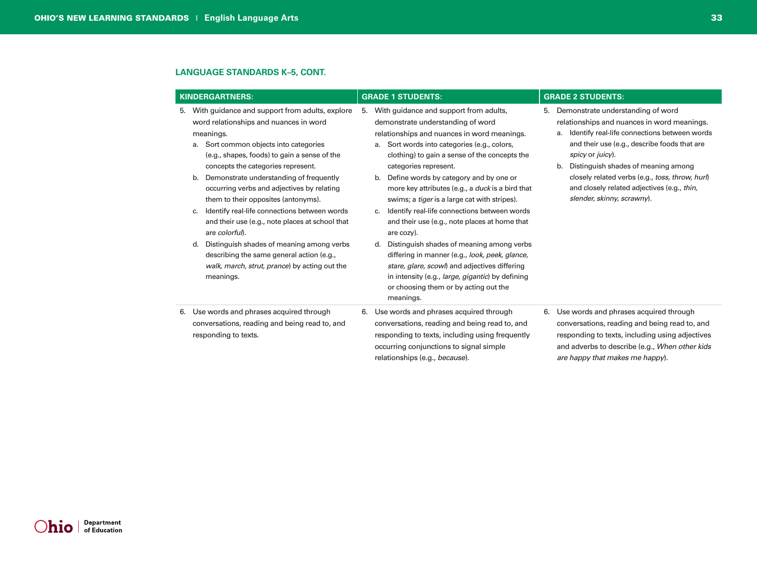## LANGUAGE STANDARDS K–5, CONT.

| KINDERGARTNERS: | GRADE 1 STUDENTS: | GRADE 2 STUDENTS: |
| --- | --- | --- |
| 5. With guidance and support from adults, explore word relationships and nuances in word meanings.<br>a. Sort common objects into categories (e.g., shapes, foods) to gain a sense of the concepts the categories represent.<br>b. Demonstrate understanding of frequently occurring verbs and adjectives by relating them to their opposites (antonyms).<br>c. Identify real-life connections between words and their use (e.g., note places at school that are *colorful*).<br>d. Distinguish shades of meaning among verbs describing the same general action (e.g., *walk, march, strut, prance*) by acting out the meanings. | 5. With guidance and support from adults, demonstrate understanding of word relationships and nuances in word meanings.<br>a. Sort words into categories (e.g., colors, clothing) to gain a sense of the concepts the categories represent.<br>b. Define words by category and by one or more key attributes (e.g., a *duck* is a bird that swims; a *tiger* is a large cat with stripes).<br>c. Identify real-life connections between words and their use (e.g., note places at home that are cozy).<br>d. Distinguish shades of meaning among verbs differing in manner (e.g., *look, peek, glance, stare, glare, scowl*) and adjectives differing in intensity (e.g., *large, gigantic*) by defining or choosing them or by acting out the meanings. | 5. Demonstrate understanding of word relationships and nuances in word meanings.<br>a. Identify real-life connections between words and their use (e.g., describe foods that are *spicy* or *juicy*).<br>b. Distinguish shades of meaning among closely related verbs (e.g., *toss, throw, hurl*) and closely related adjectives (e.g., *thin, slender, skinny, scrawny*). |
| 6. Use words and phrases acquired through conversations, reading and being read to, and responding to texts. | 6. Use words and phrases acquired through conversations, reading and being read to, and responding to texts, including using frequently occurring conjunctions to signal simple relationships (e.g., *because*). | 6. Use words and phrases acquired through conversations, reading and being read to, and responding to texts, including using adjectives and adverbs to describe (e.g., *When other kids are happy that makes me happy*). |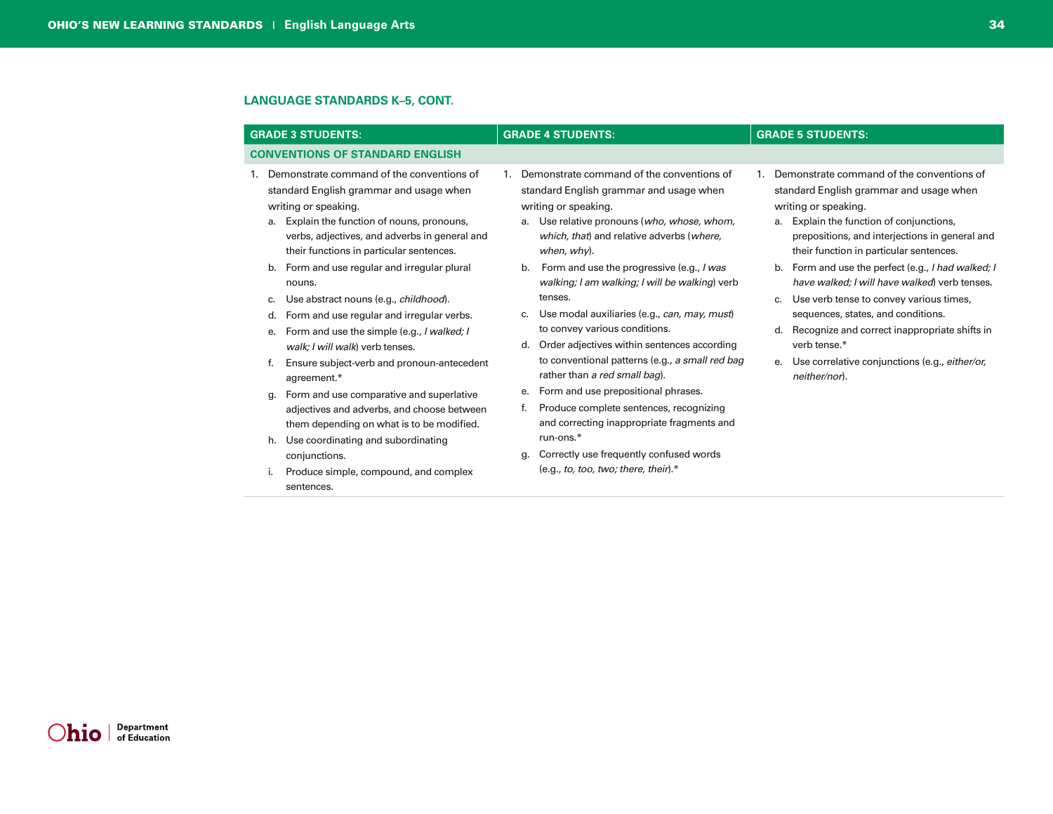## LANGUAGE STANDARDS K–5, CONT.

| GRADE 3 STUDENTS: | GRADE 4 STUDENTS: | GRADE 5 STUDENTS: |
|---|---|---|
| **CONVENTIONS OF STANDARD ENGLISH** | | |
| 1. Demonstrate command of the conventions of standard English grammar and usage when writing or speaking.<br>a. Explain the function of nouns, pronouns, verbs, adjectives, and adverbs in general and their functions in particular sentences.<br>b. Form and use regular and irregular plural nouns.<br>c. Use abstract nouns (e.g., *childhood*).<br>d. Form and use regular and irregular verbs.<br>e. Form and use the simple (e.g., *I walked; I walk; I will walk*) verb tenses.<br>f. Ensure subject-verb and pronoun-antecedent agreement.*<br>g. Form and use comparative and superlative adjectives and adverbs, and choose between them depending on what is to be modified.<br>h. Use coordinating and subordinating conjunctions.<br>i. Produce simple, compound, and complex sentences. | 1. Demonstrate command of the conventions of standard English grammar and usage when writing or speaking.<br>a. Use relative pronouns (*who, whose, whom, which, that*) and relative adverbs (*where, when, why*).<br>b. Form and use the progressive (e.g., *I was walking; I am walking; I will be walking*) verb tenses.<br>c. Use modal auxiliaries (e.g., *can, may, must*) to convey various conditions.<br>d. Order adjectives within sentences according to conventional patterns (e.g., *a small red bag* rather than *a red small bag*).<br>e. Form and use prepositional phrases.<br>f. Produce complete sentences, recognizing and correcting inappropriate fragments and run-ons.*<br>g. Correctly use frequently confused words (e.g., *to, too, two; there, their*).* | 1. Demonstrate command of the conventions of standard English grammar and usage when writing or speaking.<br>a. Explain the function of conjunctions, prepositions, and interjections in general and their function in particular sentences.<br>b. Form and use the perfect (e.g., *I had walked; I have walked; I will have walked*) verb tenses.<br>c. Use verb tense to convey various times, sequences, states, and conditions.<br>d. Recognize and correct inappropriate shifts in verb tense.*<br>e. Use correlative conjunctions (e.g., *either/or, neither/nor*). |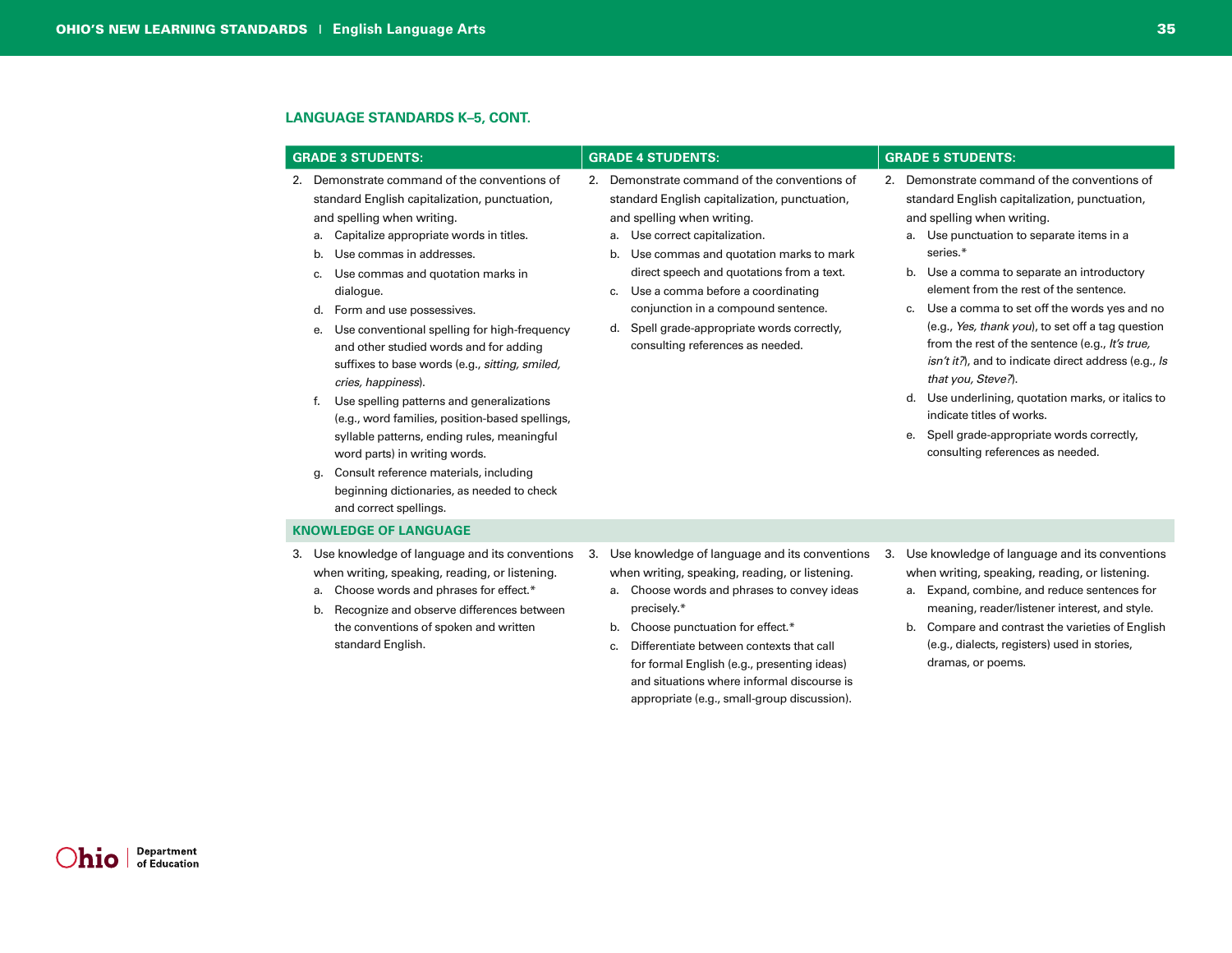## LANGUAGE STANDARDS K–5, CONT.

| GRADE 3 STUDENTS: | GRADE 4 STUDENTS: | GRADE 5 STUDENTS: |
| --- | --- | --- |
| 2. Demonstrate command of the conventions of standard English capitalization, punctuation, and spelling when writing.<br>a. Capitalize appropriate words in titles.<br>b. Use commas in addresses.<br>c. Use commas and quotation marks in dialogue.<br>d. Form and use possessives.<br>e. Use conventional spelling for high-frequency and other studied words and for adding suffixes to base words (e.g., *sitting, smiled, cries, happiness*).<br>f. Use spelling patterns and generalizations (e.g., word families, position-based spellings, syllable patterns, ending rules, meaningful word parts) in writing words.<br>g. Consult reference materials, including beginning dictionaries, as needed to check and correct spellings. | 2. Demonstrate command of the conventions of standard English capitalization, punctuation, and spelling when writing.<br>a. Use correct capitalization.<br>b. Use commas and quotation marks to mark direct speech and quotations from a text.<br>c. Use a comma before a coordinating conjunction in a compound sentence.<br>d. Spell grade-appropriate words correctly, consulting references as needed. | 2. Demonstrate command of the conventions of standard English capitalization, punctuation, and spelling when writing.<br>a. Use punctuation to separate items in a series.*<br>b. Use a comma to separate an introductory element from the rest of the sentence.<br>c. Use a comma to set off the words yes and no (e.g., *Yes, thank you*), to set off a tag question from the rest of the sentence (e.g., *It's true, isn't it?*), and to indicate direct address (e.g., *Is that you, Steve?*).<br>d. Use underlining, quotation marks, or italics to indicate titles of works.<br>e. Spell grade-appropriate words correctly, consulting references as needed. |
| **KNOWLEDGE OF LANGUAGE** | | |
| 3. Use knowledge of language and its conventions when writing, speaking, reading, or listening.<br>a. Choose words and phrases for effect.*<br>b. Recognize and observe differences between the conventions of spoken and written standard English. | 3. Use knowledge of language and its conventions when writing, speaking, reading, or listening.<br>a. Choose words and phrases to convey ideas precisely.*<br>b. Choose punctuation for effect.*<br>c. Differentiate between contexts that call for formal English (e.g., presenting ideas) and situations where informal discourse is appropriate (e.g., small-group discussion). | 3. Use knowledge of language and its conventions when writing, speaking, reading, or listening.<br>a. Expand, combine, and reduce sentences for meaning, reader/listener interest, and style.<br>b. Compare and contrast the varieties of English (e.g., dialects, registers) used in stories, dramas, or poems. |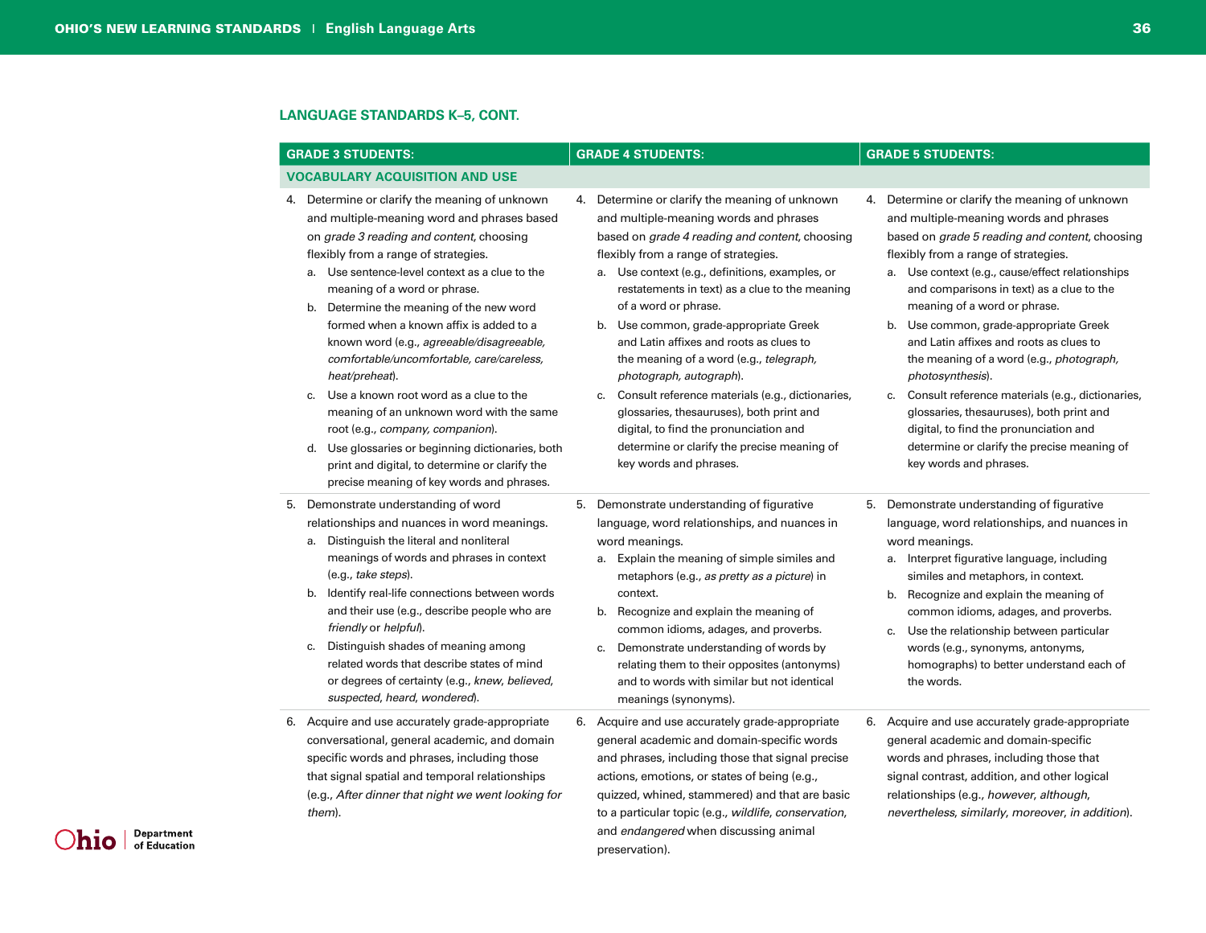## LANGUAGE STANDARDS K–5, CONT.

| GRADE 3 STUDENTS: | GRADE 4 STUDENTS: | GRADE 5 STUDENTS: |
|---|---|---|
| **VOCABULARY ACQUISITION AND USE** | | |
| 4. Determine or clarify the meaning of unknown and multiple-meaning word and phrases based on *grade 3 reading and content*, choosing flexibly from a range of strategies.<br>a. Use sentence-level context as a clue to the meaning of a word or phrase.<br>b. Determine the meaning of the new word formed when a known affix is added to a known word (e.g., *agreeable/disagreeable, comfortable/uncomfortable, care/careless, heat/preheat*).<br>c. Use a known root word as a clue to the meaning of an unknown word with the same root (e.g., *company, companion*).<br>d. Use glossaries or beginning dictionaries, both print and digital, to determine or clarify the precise meaning of key words and phrases. | 4. Determine or clarify the meaning of unknown and multiple-meaning words and phrases based on *grade 4 reading and content*, choosing flexibly from a range of strategies.<br>a. Use context (e.g., definitions, examples, or restatements in text) as a clue to the meaning of a word or phrase.<br>b. Use common, grade-appropriate Greek and Latin affixes and roots as clues to the meaning of a word (e.g., *telegraph, photograph, autograph*).<br>c. Consult reference materials (e.g., dictionaries, glossaries, thesauruses), both print and digital, to find the pronunciation and determine or clarify the precise meaning of key words and phrases. | 4. Determine or clarify the meaning of unknown and multiple-meaning words and phrases based on *grade 5 reading and content*, choosing flexibly from a range of strategies.<br>a. Use context (e.g., cause/effect relationships and comparisons in text) as a clue to the meaning of a word or phrase.<br>b. Use common, grade-appropriate Greek and Latin affixes and roots as clues to the meaning of a word (e.g., *photograph, photosynthesis*).<br>c. Consult reference materials (e.g., dictionaries, glossaries, thesauruses), both print and digital, to find the pronunciation and determine or clarify the precise meaning of key words and phrases. |
| 5. Demonstrate understanding of word relationships and nuances in word meanings.<br>a. Distinguish the literal and nonliteral meanings of words and phrases in context (e.g., *take steps*).<br>b. Identify real-life connections between words and their use (e.g., describe people who are *friendly* or *helpful*).<br>c. Distinguish shades of meaning among related words that describe states of mind or degrees of certainty (e.g., *knew, believed, suspected, heard, wondered*). | 5. Demonstrate understanding of figurative language, word relationships, and nuances in word meanings.<br>a. Explain the meaning of simple similes and metaphors (e.g., *as pretty as a picture*) in context.<br>b. Recognize and explain the meaning of common idioms, adages, and proverbs.<br>c. Demonstrate understanding of words by relating them to their opposites (antonyms) and to words with similar but not identical meanings (synonyms). | 5. Demonstrate understanding of figurative language, word relationships, and nuances in word meanings.<br>a. Interpret figurative language, including similes and metaphors, in context.<br>b. Recognize and explain the meaning of common idioms, adages, and proverbs.<br>c. Use the relationship between particular words (e.g., synonyms, antonyms, homographs) to better understand each of the words. |
| 6. Acquire and use accurately grade-appropriate conversational, general academic, and domain specific words and phrases, including those that signal spatial and temporal relationships (e.g., *After dinner that night we went looking for them*). | 6. Acquire and use accurately grade-appropriate general academic and domain-specific words and phrases, including those that signal precise actions, emotions, or states of being (e.g., quizzed, whined, stammered) and that are basic to a particular topic (e.g., *wildlife, conservation,* and *endangered* when discussing animal preservation). | 6. Acquire and use accurately grade-appropriate general academic and domain-specific words and phrases, including those that signal contrast, addition, and other logical relationships (e.g., *however, although, nevertheless, similarly, moreover, in addition*). |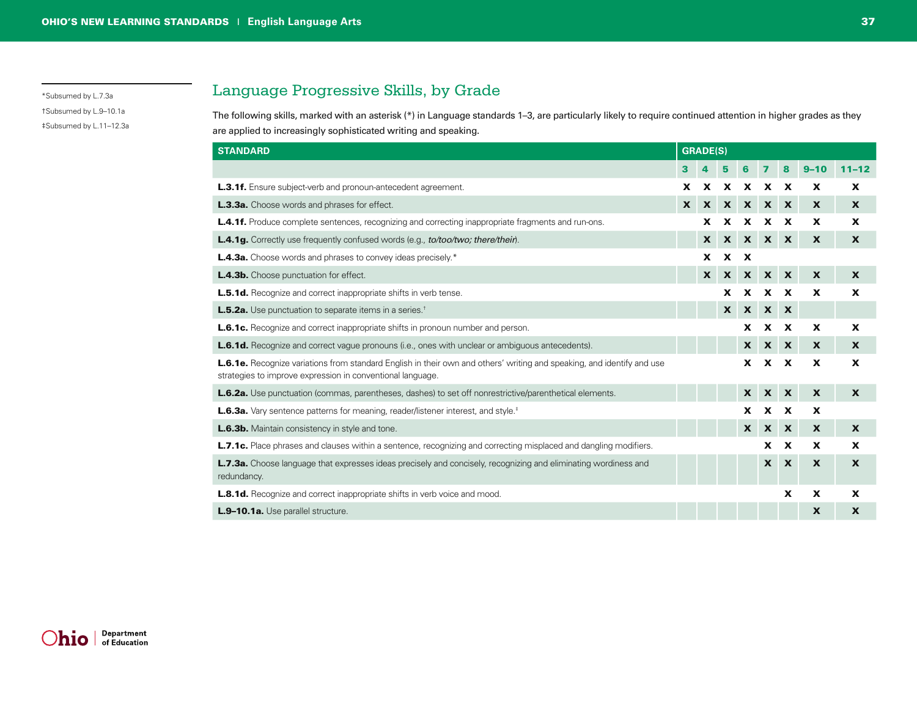*Subsumed by L.7.3a

†Subsumed by L.9–10.1a

‡Subsumed by L.11–12.3a

## Language Progressive Skills, by Grade

The following skills, marked with an asterisk (*) in Language standards 1–3, are particularly likely to require continued attention in higher grades as they are applied to increasingly sophisticated writing and speaking.

| STANDARD | GRADE(S) | | | | | | | |
|---|---|---|---|---|---|---|---|---|
| | 3 | 4 | 5 | 6 | 7 | 8 | 9–10 | 11–12 |
| **L.3.1f.** Ensure subject-verb and pronoun-antecedent agreement. | X | X | X | X | X | X | X | X |
| **L.3.3a.** Choose words and phrases for effect. | X | X | X | X | X | X | X | X |
| **L.4.1f.** Produce complete sentences, recognizing and correcting inappropriate fragments and run-ons. | | X | X | X | X | X | X | X |
| **L.4.1g.** Correctly use frequently confused words (e.g., *to/too/two; there/their*). | | X | X | X | X | X | X | X |
| **L.4.3a.** Choose words and phrases to convey ideas precisely.* | | X | X | X | | | | |
| **L.4.3b.** Choose punctuation for effect. | | X | X | X | X | X | X | X |
| **L.5.1d.** Recognize and correct inappropriate shifts in verb tense. | | | X | X | X | X | X | X |
| **L.5.2a.** Use punctuation to separate items in a series.† | | | X | X | X | X | | |
| **L.6.1c.** Recognize and correct inappropriate shifts in pronoun number and person. | | | | X | X | X | X | X |
| **L.6.1d.** Recognize and correct vague pronouns (i.e., ones with unclear or ambiguous antecedents). | | | | X | X | X | X | X |
| **L.6.1e.** Recognize variations from standard English in their own and others' writing and speaking, and identify and use strategies to improve expression in conventional language. | | | | X | X | X | X | X |
| **L.6.2a.** Use punctuation (commas, parentheses, dashes) to set off nonrestrictive/parenthetical elements. | | | | X | X | X | X | X |
| **L.6.3a.** Vary sentence patterns for meaning, reader/listener interest, and style.‡ | | | | X | X | X | X | |
| **L.6.3b.** Maintain consistency in style and tone. | | | | X | X | X | X | X |
| **L.7.1c.** Place phrases and clauses within a sentence, recognizing and correcting misplaced and dangling modifiers. | | | | | X | X | X | X |
| **L.7.3a.** Choose language that expresses ideas precisely and concisely, recognizing and eliminating wordiness and redundancy. | | | | | X | X | X | X |
| **L.8.1d.** Recognize and correct inappropriate shifts in verb voice and mood. | | | | | | X | X | X |
| **L.9–10.1a.** Use parallel structure. | | | | | | | X | X |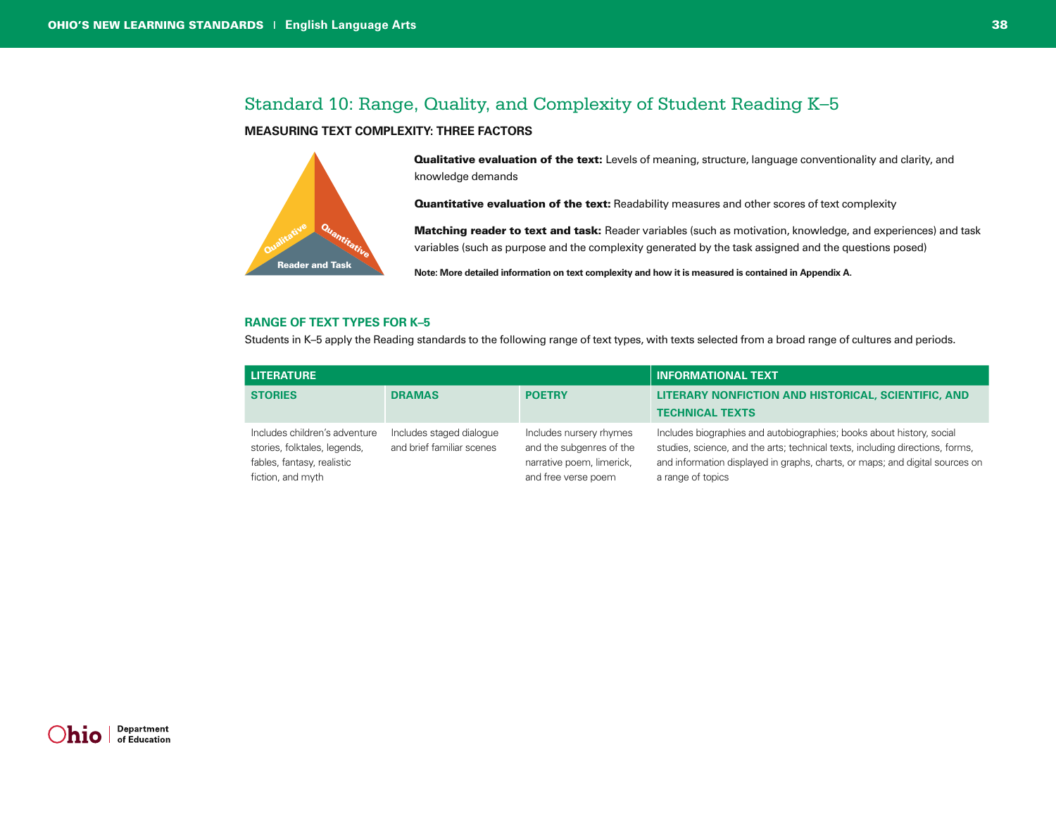## Standard 10: Range, Quality, and Complexity of Student Reading K–5

### MEASURING TEXT COMPLEXITY: THREE FACTORS

Qualitative · Quantitative · Reader and Task

**Qualitative evaluation of the text:** Levels of meaning, structure, language conventionality and clarity, and knowledge demands

**Quantitative evaluation of the text:** Readability measures and other scores of text complexity

**Matching reader to text and task:** Reader variables (such as motivation, knowledge, and experiences) and task variables (such as purpose and the complexity generated by the task assigned and the questions posed)

**Note: More detailed information on text complexity and how it is measured is contained in Appendix A.**

### RANGE OF TEXT TYPES FOR K–5

Students in K–5 apply the Reading standards to the following range of text types, with texts selected from a broad range of cultures and periods.

| LITERATURE | | | INFORMATIONAL TEXT |
|---|---|---|---|
| **STORIES** | **DRAMAS** | **POETRY** | **LITERARY NONFICTION AND HISTORICAL, SCIENTIFIC, AND TECHNICAL TEXTS** |
| Includes children's adventure stories, folktales, legends, fables, fantasy, realistic fiction, and myth | Includes staged dialogue and brief familiar scenes | Includes nursery rhymes and the subgenres of the narrative poem, limerick, and free verse poem | Includes biographies and autobiographies; books about history, social studies, science, and the arts; technical texts, including directions, forms, and information displayed in graphs, charts, or maps; and digital sources on a range of topics |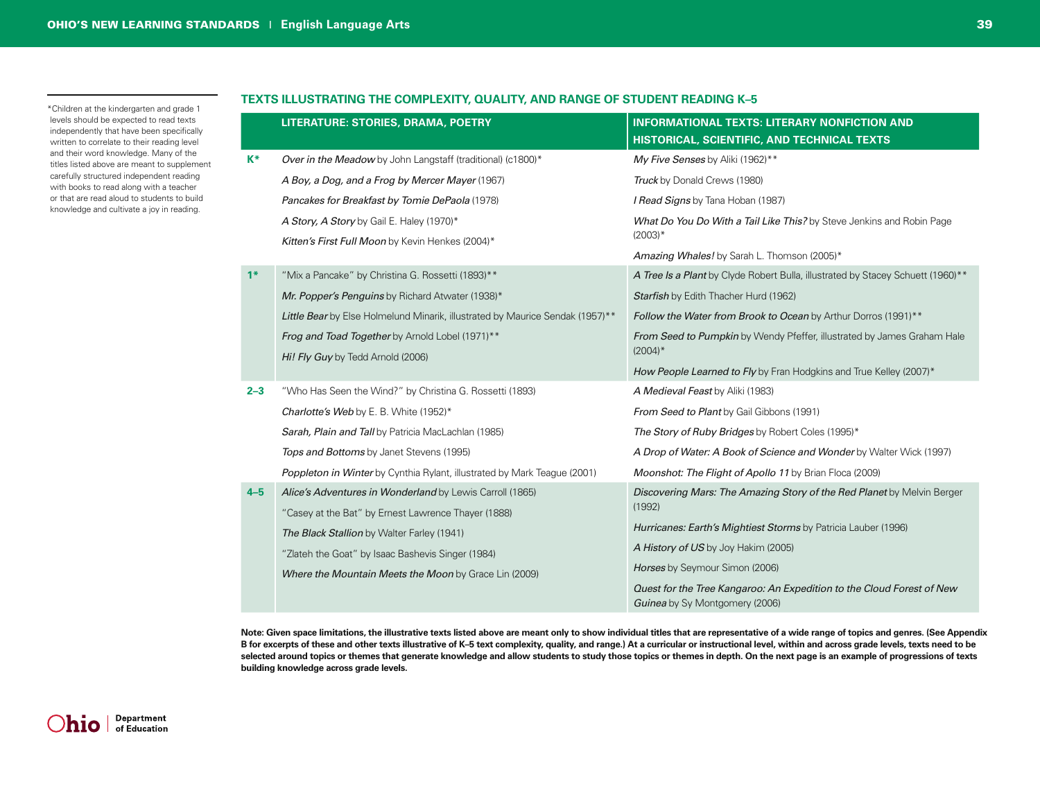*Children at the kindergarten and grade 1 levels should be expected to read texts independently that have been specifically written to correlate to their reading level and their word knowledge. Many of the titles listed above are meant to supplement carefully structured independent reading with books to read along with a teacher or that are read aloud to students to build knowledge and cultivate a joy in reading.

## TEXTS ILLUSTRATING THE COMPLEXITY, QUALITY, AND RANGE OF STUDENT READING K–5

| | LITERATURE: STORIES, DRAMA, POETRY | INFORMATIONAL TEXTS: LITERARY NONFICTION AND HISTORICAL, SCIENTIFIC, AND TECHNICAL TEXTS |
|---|---|---|
| **K*** | *Over in the Meadow* by John Langstaff (traditional) (c1800)* | *My Five Senses* by Aliki (1962)** |
| | *A Boy, a Dog, and a Frog by Mercer Mayer* (1967) | *Truck* by Donald Crews (1980) |
| | *Pancakes for Breakfast by Tomie DePaola* (1978) | *I Read Signs* by Tana Hoban (1987) |
| | *A Story, A Story* by Gail E. Haley (1970)* | *What Do You Do With a Tail Like This?* by Steve Jenkins and Robin Page (2003)* |
| | *Kitten's First Full Moon* by Kevin Henkes (2004)* | *Amazing Whales!* by Sarah L. Thomson (2005)* |
| **1*** | "Mix a Pancake" by Christina G. Rossetti (1893)** | *A Tree Is a Plant* by Clyde Robert Bulla, illustrated by Stacey Schuett (1960)** |
| | *Mr. Popper's Penguins* by Richard Atwater (1938)* | *Starfish* by Edith Thacher Hurd (1962) |
| | *Little Bear* by Else Holmelund Minarik, illustrated by Maurice Sendak (1957)** | *Follow the Water from Brook to Ocean* by Arthur Dorros (1991)** |
| | *Frog and Toad Together* by Arnold Lobel (1971)** | *From Seed to Pumpkin* by Wendy Pfeffer, illustrated by James Graham Hale (2004)* |
| | *Hi! Fly Guy* by Tedd Arnold (2006) | *How People Learned to Fly* by Fran Hodgkins and True Kelley (2007)* |
| **2–3** | "Who Has Seen the Wind?" by Christina G. Rossetti (1893) | *A Medieval Feast* by Aliki (1983) |
| | *Charlotte's Web* by E. B. White (1952)* | *From Seed to Plant* by Gail Gibbons (1991) |
| | *Sarah, Plain and Tall* by Patricia MacLachlan (1985) | *The Story of Ruby Bridges* by Robert Coles (1995)* |
| | *Tops and Bottoms* by Janet Stevens (1995) | *A Drop of Water: A Book of Science and Wonder* by Walter Wick (1997) |
| | *Poppleton in Winter* by Cynthia Rylant, illustrated by Mark Teague (2001) | *Moonshot: The Flight of Apollo 11* by Brian Floca (2009) |
| **4–5** | *Alice's Adventures in Wonderland* by Lewis Carroll (1865) | *Discovering Mars: The Amazing Story of the Red Planet* by Melvin Berger (1992) |
| | "Casey at the Bat" by Ernest Lawrence Thayer (1888) | *Hurricanes: Earth's Mightiest Storms* by Patricia Lauber (1996) |
| | *The Black Stallion* by Walter Farley (1941) | *A History of US* by Joy Hakim (2005) |
| | "Zlateh the Goat" by Isaac Bashevis Singer (1984) | *Horses* by Seymour Simon (2006) |
| | *Where the Mountain Meets the Moon* by Grace Lin (2009) | *Quest for the Tree Kangaroo: An Expedition to the Cloud Forest of New Guinea* by Sy Montgomery (2006) |

**Note: Given space limitations, the illustrative texts listed above are meant only to show individual titles that are representative of a wide range of topics and genres. (See Appendix B for excerpts of these and other texts illustrative of K–5 text complexity, quality, and range.) At a curricular or instructional level, within and across grade levels, texts need to be selected around topics or themes that generate knowledge and allow students to study those topics or themes in depth. On the next page is an example of progressions of texts building knowledge across grade levels.**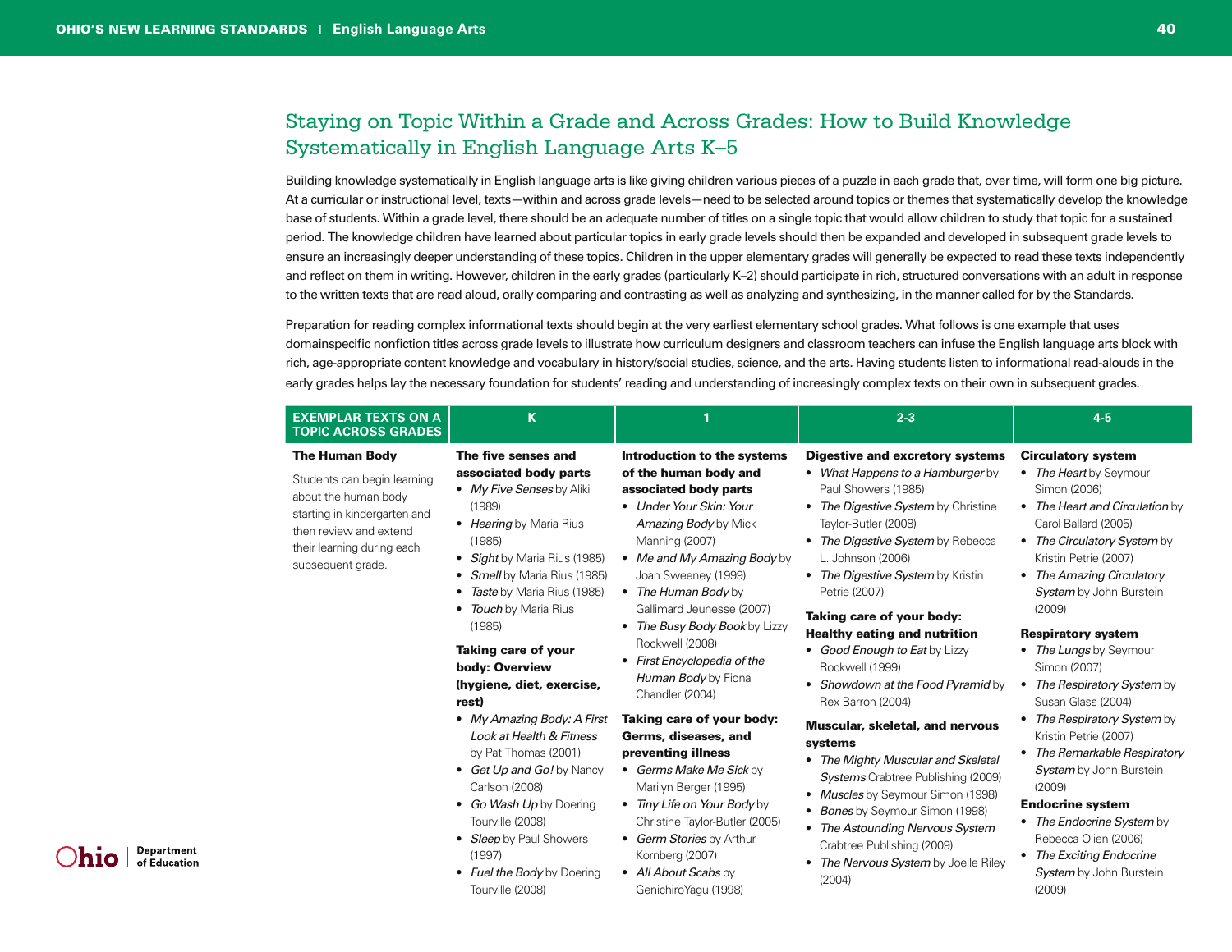## Staying on Topic Within a Grade and Across Grades: How to Build Knowledge Systematically in English Language Arts K–5

Building knowledge systematically in English language arts is like giving children various pieces of a puzzle in each grade that, over time, will form one big picture. At a curricular or instructional level, texts—within and across grade levels—need to be selected around topics or themes that systematically develop the knowledge base of students. Within a grade level, there should be an adequate number of titles on a single topic that would allow children to study that topic for a sustained period. The knowledge children have learned about particular topics in early grade levels should then be expanded and developed in subsequent grade levels to ensure an increasingly deeper understanding of these topics. Children in the upper elementary grades will generally be expected to read these texts independently and reflect on them in writing. However, children in the early grades (particularly K–2) should participate in rich, structured conversations with an adult in response to the written texts that are read aloud, orally comparing and contrasting as well as analyzing and synthesizing, in the manner called for by the Standards.

Preparation for reading complex informational texts should begin at the very earliest elementary school grades. What follows is one example that uses domainspecific nonfiction titles across grade levels to illustrate how curriculum designers and classroom teachers can infuse the English language arts block with rich, age-appropriate content knowledge and vocabulary in history/social studies, science, and the arts. Having students listen to informational read-alouds in the early grades helps lay the necessary foundation for students' reading and understanding of increasingly complex texts on their own in subsequent grades.

| EXEMPLAR TEXTS ON A TOPIC ACROSS GRADES | K | 1 | 2-3 | 4-5 |
|---|---|---|---|---|
| **The Human Body**<br><br>Students can begin learning about the human body starting in kindergarten and then review and extend their learning during each subsequent grade. | **The five senses and associated body parts**<br>• *My Five Senses* by Aliki (1989)<br>• *Hearing* by Maria Rius (1985)<br>• *Sight* by Maria Rius (1985)<br>• *Smell* by Maria Rius (1985)<br>• *Taste* by Maria Rius (1985)<br>• *Touch* by Maria Rius (1985)<br><br>**Taking care of your body: Overview (hygiene, diet, exercise, rest)**<br>• *My Amazing Body: A First Look at Health & Fitness* by Pat Thomas (2001)<br>• *Get Up and Go!* by Nancy Carlson (2008)<br>• *Go Wash Up* by Doering Tourville (2008)<br>• *Sleep* by Paul Showers (1997)<br>• *Fuel the Body* by Doering Tourville (2008) | **Introduction to the systems of the human body and associated body parts**<br>• *Under Your Skin: Your Amazing Body* by Mick Manning (2007)<br>• *Me and My Amazing Body* by Joan Sweeney (1999)<br>• *The Human Body* by Gallimard Jeunesse (2007)<br>• *The Busy Body Book* by Lizzy Rockwell (2008)<br>• *First Encyclopedia of the Human Body* by Fiona Chandler (2004)<br><br>**Taking care of your body: Germs, diseases, and preventing illness**<br>• *Germs Make Me Sick* by Marilyn Berger (1995)<br>• *Tiny Life on Your Body* by Christine Taylor-Butler (2005)<br>• *Germ Stories* by Arthur Kornberg (2007)<br>• *All About Scabs* by GenichiroYagu (1998) | **Digestive and excretory systems**<br>• *What Happens to a Hamburger* by Paul Showers (1985)<br>• *The Digestive System* by Christine Taylor-Butler (2008)<br>• *The Digestive System* by Rebecca L. Johnson (2006)<br>• *The Digestive System* by Kristin Petrie (2007)<br><br>**Taking care of your body: Healthy eating and nutrition**<br>• *Good Enough to Eat* by Lizzy Rockwell (1999)<br>• *Showdown at the Food Pyramid* by Rex Barron (2004)<br><br>**Muscular, skeletal, and nervous systems**<br>• *The Mighty Muscular and Skeletal Systems* Crabtree Publishing (2009)<br>• *Muscles* by Seymour Simon (1998)<br>• *Bones* by Seymour Simon (1998)<br>• *The Astounding Nervous System* Crabtree Publishing (2009)<br>• *The Nervous System* by Joelle Riley (2004) | **Circulatory system**<br>• *The Heart* by Seymour Simon (2006)<br>• *The Heart and Circulation* by Carol Ballard (2005)<br>• *The Circulatory System* by Kristin Petrie (2007)<br>• *The Amazing Circulatory System* by John Burstein (2009)<br><br>**Respiratory system**<br>• *The Lungs* by Seymour Simon (2007)<br>• *The Respiratory System* by Susan Glass (2004)<br>• *The Respiratory System* by Kristin Petrie (2007)<br>• *The Remarkable Respiratory System* by John Burstein (2009)<br><br>**Endocrine system**<br>• *The Endocrine System* by Rebecca Olien (2006)<br>• *The Exciting Endocrine System* by John Burstein (2009) |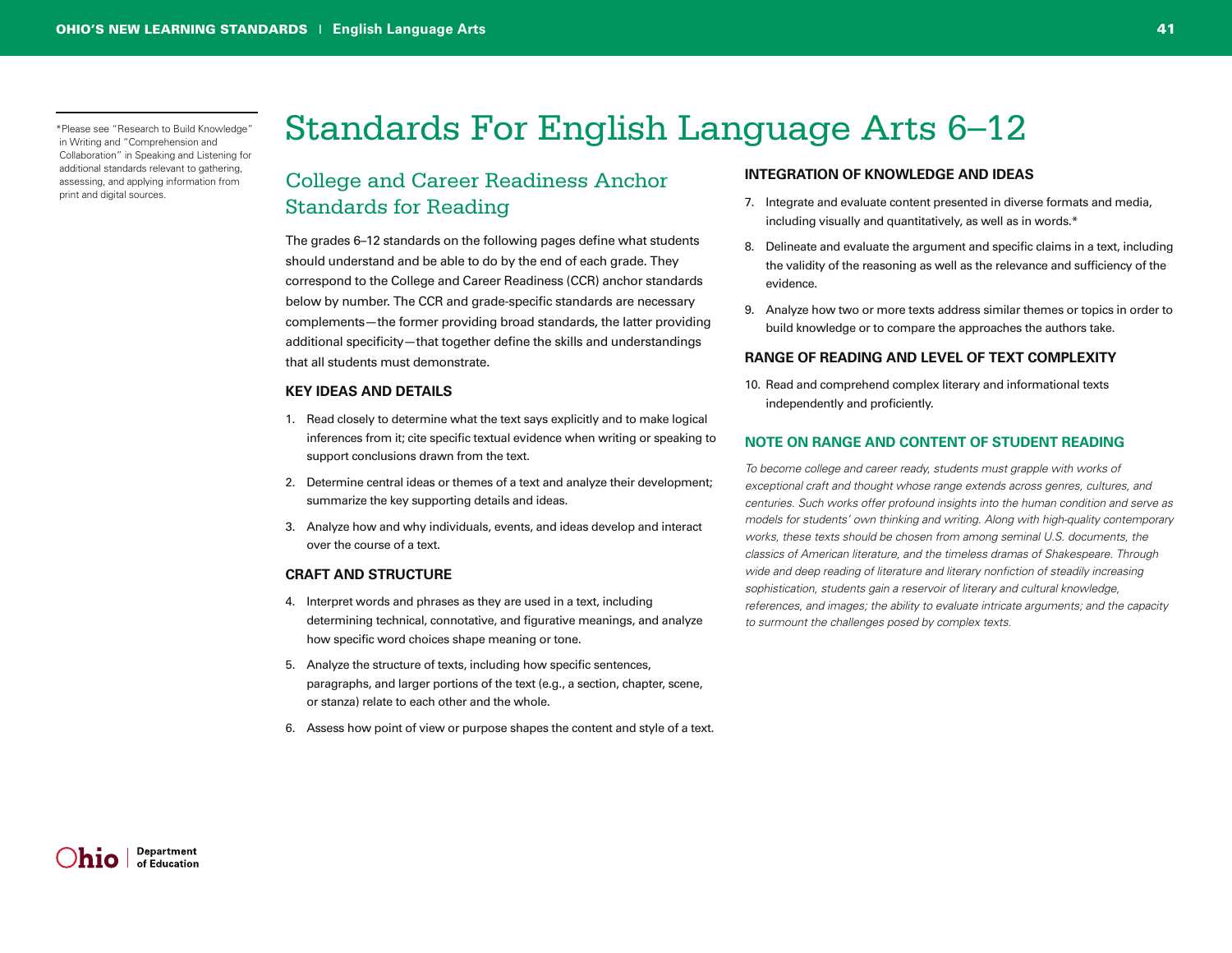# Standards For English Language Arts 6–12

## College and Career Readiness Anchor Standards for Reading

The grades 6–12 standards on the following pages define what students should understand and be able to do by the end of each grade. They correspond to the College and Career Readiness (CCR) anchor standards below by number. The CCR and grade-specific standards are necessary complements—the former providing broad standards, the latter providing additional specificity—that together define the skills and understandings that all students must demonstrate.

### KEY IDEAS AND DETAILS

1. Read closely to determine what the text says explicitly and to make logical inferences from it; cite specific textual evidence when writing or speaking to support conclusions drawn from the text.
2. Determine central ideas or themes of a text and analyze their development; summarize the key supporting details and ideas.
3. Analyze how and why individuals, events, and ideas develop and interact over the course of a text.

### CRAFT AND STRUCTURE

4. Interpret words and phrases as they are used in a text, including determining technical, connotative, and figurative meanings, and analyze how specific word choices shape meaning or tone.
5. Analyze the structure of texts, including how specific sentences, paragraphs, and larger portions of the text (e.g., a section, chapter, scene, or stanza) relate to each other and the whole.
6. Assess how point of view or purpose shapes the content and style of a text.

### INTEGRATION OF KNOWLEDGE AND IDEAS

7. Integrate and evaluate content presented in diverse formats and media, including visually and quantitatively, as well as in words.*
8. Delineate and evaluate the argument and specific claims in a text, including the validity of the reasoning as well as the relevance and sufficiency of the evidence.
9. Analyze how two or more texts address similar themes or topics in order to build knowledge or to compare the approaches the authors take.

### RANGE OF READING AND LEVEL OF TEXT COMPLEXITY

10. Read and comprehend complex literary and informational texts independently and proficiently.

### NOTE ON RANGE AND CONTENT OF STUDENT READING

*To become college and career ready, students must grapple with works of exceptional craft and thought whose range extends across genres, cultures, and centuries. Such works offer profound insights into the human condition and serve as models for students' own thinking and writing. Along with high-quality contemporary works, these texts should be chosen from among seminal U.S. documents, the classics of American literature, and the timeless dramas of Shakespeare. Through wide and deep reading of literature and literary nonfiction of steadily increasing sophistication, students gain a reservoir of literary and cultural knowledge, references, and images; the ability to evaluate intricate arguments; and the capacity to surmount the challenges posed by complex texts.*

*Please see "Research to Build Knowledge" in Writing and "Comprehension and Collaboration" in Speaking and Listening for additional standards relevant to gathering, assessing, and applying information from print and digital sources.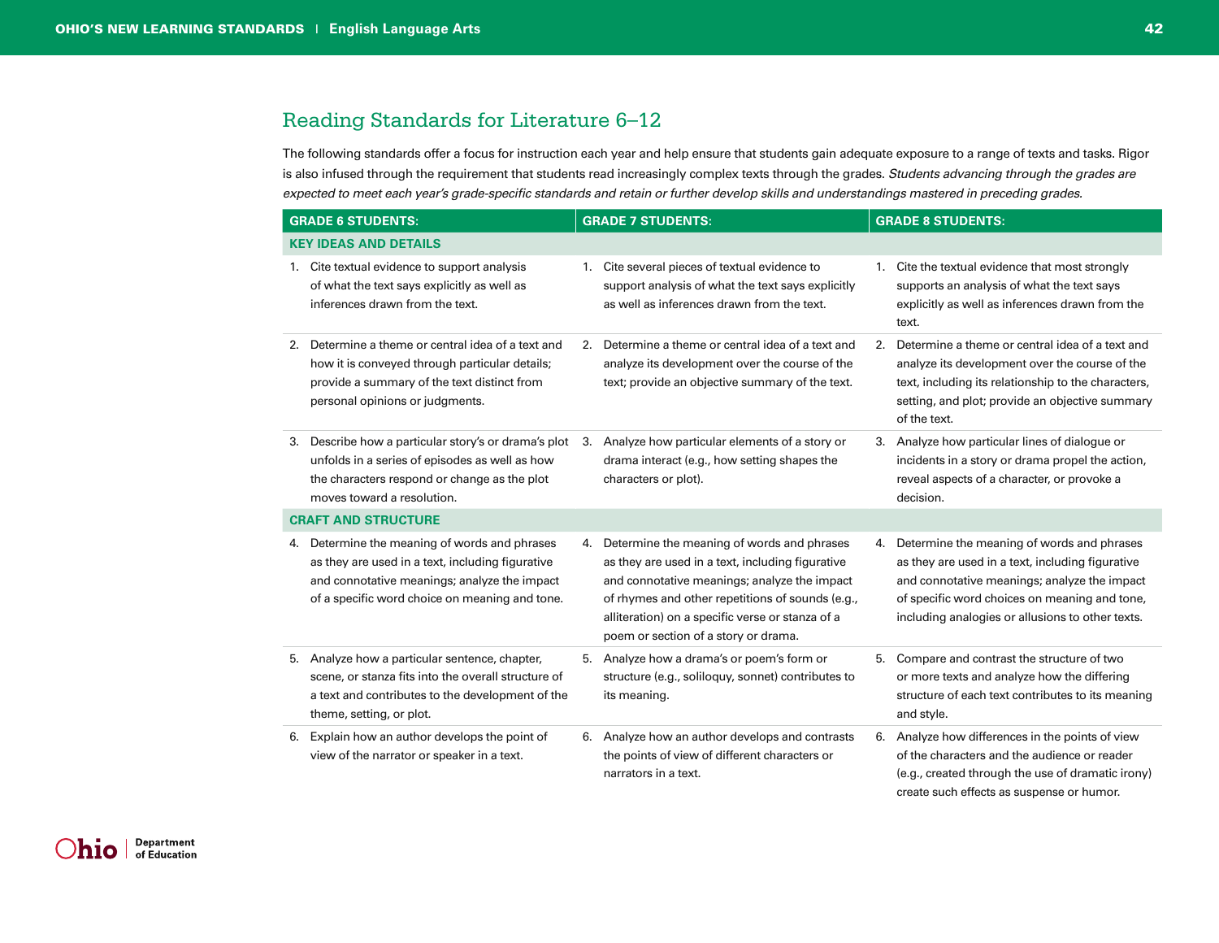## Reading Standards for Literature 6–12

The following standards offer a focus for instruction each year and help ensure that students gain adequate exposure to a range of texts and tasks. Rigor is also infused through the requirement that students read increasingly complex texts through the grades. *Students advancing through the grades are expected to meet each year's grade-specific standards and retain or further develop skills and understandings mastered in preceding grades.*

| GRADE 6 STUDENTS: | GRADE 7 STUDENTS: | GRADE 8 STUDENTS: |
|---|---|---|
| **KEY IDEAS AND DETAILS** | | |
| 1. Cite textual evidence to support analysis of what the text says explicitly as well as inferences drawn from the text. | 1. Cite several pieces of textual evidence to support analysis of what the text says explicitly as well as inferences drawn from the text. | 1. Cite the textual evidence that most strongly supports an analysis of what the text says explicitly as well as inferences drawn from the text. |
| 2. Determine a theme or central idea of a text and how it is conveyed through particular details; provide a summary of the text distinct from personal opinions or judgments. | 2. Determine a theme or central idea of a text and analyze its development over the course of the text; provide an objective summary of the text. | 2. Determine a theme or central idea of a text and analyze its development over the course of the text, including its relationship to the characters, setting, and plot; provide an objective summary of the text. |
| 3. Describe how a particular story's or drama's plot unfolds in a series of episodes as well as how the characters respond or change as the plot moves toward a resolution. | 3. Analyze how particular elements of a story or drama interact (e.g., how setting shapes the characters or plot). | 3. Analyze how particular lines of dialogue or incidents in a story or drama propel the action, reveal aspects of a character, or provoke a decision. |
| **CRAFT AND STRUCTURE** | | |
| 4. Determine the meaning of words and phrases as they are used in a text, including figurative and connotative meanings; analyze the impact of a specific word choice on meaning and tone. | 4. Determine the meaning of words and phrases as they are used in a text, including figurative and connotative meanings; analyze the impact of rhymes and other repetitions of sounds (e.g., alliteration) on a specific verse or stanza of a poem or section of a story or drama. | 4. Determine the meaning of words and phrases as they are used in a text, including figurative and connotative meanings; analyze the impact of specific word choices on meaning and tone, including analogies or allusions to other texts. |
| 5. Analyze how a particular sentence, chapter, scene, or stanza fits into the overall structure of a text and contributes to the development of the theme, setting, or plot. | 5. Analyze how a drama's or poem's form or structure (e.g., soliloquy, sonnet) contributes to its meaning. | 5. Compare and contrast the structure of two or more texts and analyze how the differing structure of each text contributes to its meaning and style. |
| 6. Explain how an author develops the point of view of the narrator or speaker in a text. | 6. Analyze how an author develops and contrasts the points of view of different characters or narrators in a text. | 6. Analyze how differences in the points of view of the characters and the audience or reader (e.g., created through the use of dramatic irony) create such effects as suspense or humor. |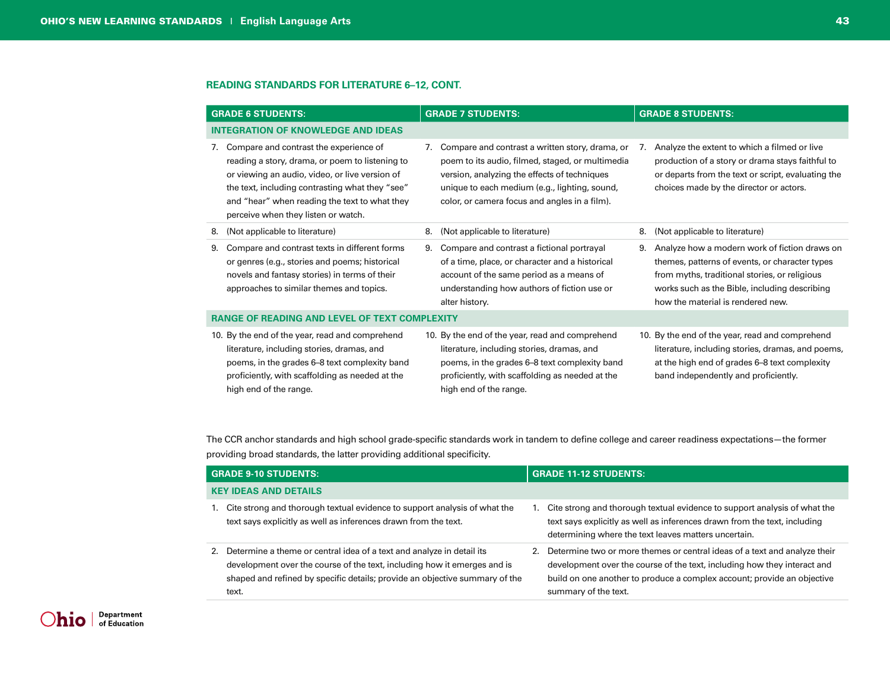## READING STANDARDS FOR LITERATURE 6–12, CONT.

| GRADE 6 STUDENTS: | GRADE 7 STUDENTS: | GRADE 8 STUDENTS: |
|---|---|---|
| **INTEGRATION OF KNOWLEDGE AND IDEAS** | | |
| 7. Compare and contrast the experience of reading a story, drama, or poem to listening to or viewing an audio, video, or live version of the text, including contrasting what they "see" and "hear" when reading the text to what they perceive when they listen or watch. | 7. Compare and contrast a written story, drama, or poem to its audio, filmed, staged, or multimedia version, analyzing the effects of techniques unique to each medium (e.g., lighting, sound, color, or camera focus and angles in a film). | 7. Analyze the extent to which a filmed or live production of a story or drama stays faithful to or departs from the text or script, evaluating the choices made by the director or actors. |
| 8. (Not applicable to literature) | 8. (Not applicable to literature) | 8. (Not applicable to literature) |
| 9. Compare and contrast texts in different forms or genres (e.g., stories and poems; historical novels and fantasy stories) in terms of their approaches to similar themes and topics. | 9. Compare and contrast a fictional portrayal of a time, place, or character and a historical account of the same period as a means of understanding how authors of fiction use or alter history. | 9. Analyze how a modern work of fiction draws on themes, patterns of events, or character types from myths, traditional stories, or religious works such as the Bible, including describing how the material is rendered new. |
| **RANGE OF READING AND LEVEL OF TEXT COMPLEXITY** | | |
| 10. By the end of the year, read and comprehend literature, including stories, dramas, and poems, in the grades 6–8 text complexity band proficiently, with scaffolding as needed at the high end of the range. | 10. By the end of the year, read and comprehend literature, including stories, dramas, and poems, in the grades 6–8 text complexity band proficiently, with scaffolding as needed at the high end of the range. | 10. By the end of the year, read and comprehend literature, including stories, dramas, and poems, at the high end of grades 6–8 text complexity band independently and proficiently. |

The CCR anchor standards and high school grade-specific standards work in tandem to define college and career readiness expectations—the former providing broad standards, the latter providing additional specificity.

| GRADE 9-10 STUDENTS: | GRADE 11-12 STUDENTS: |
|---|---|
| **KEY IDEAS AND DETAILS** | |
| 1. Cite strong and thorough textual evidence to support analysis of what the text says explicitly as well as inferences drawn from the text. | 1. Cite strong and thorough textual evidence to support analysis of what the text says explicitly as well as inferences drawn from the text, including determining where the text leaves matters uncertain. |
| 2. Determine a theme or central idea of a text and analyze in detail its development over the course of the text, including how it emerges and is shaped and refined by specific details; provide an objective summary of the text. | 2. Determine two or more themes or central ideas of a text and analyze their development over the course of the text, including how they interact and build on one another to produce a complex account; provide an objective summary of the text. |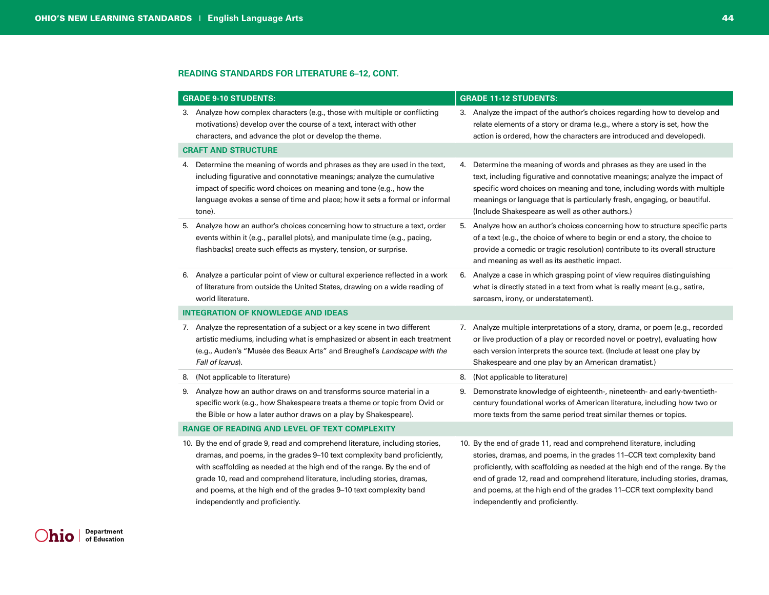## READING STANDARDS FOR LITERATURE 6–12, CONT.

| GRADE 9-10 STUDENTS: | GRADE 11-12 STUDENTS: |
|---|---|
| 3. Analyze how complex characters (e.g., those with multiple or conflicting motivations) develop over the course of a text, interact with other characters, and advance the plot or develop the theme. | 3. Analyze the impact of the author's choices regarding how to develop and relate elements of a story or drama (e.g., where a story is set, how the action is ordered, how the characters are introduced and developed). |
| **CRAFT AND STRUCTURE** | |
| 4. Determine the meaning of words and phrases as they are used in the text, including figurative and connotative meanings; analyze the cumulative impact of specific word choices on meaning and tone (e.g., how the language evokes a sense of time and place; how it sets a formal or informal tone). | 4. Determine the meaning of words and phrases as they are used in the text, including figurative and connotative meanings; analyze the impact of specific word choices on meaning and tone, including words with multiple meanings or language that is particularly fresh, engaging, or beautiful. (Include Shakespeare as well as other authors.) |
| 5. Analyze how an author's choices concerning how to structure a text, order events within it (e.g., parallel plots), and manipulate time (e.g., pacing, flashbacks) create such effects as mystery, tension, or surprise. | 5. Analyze how an author's choices concerning how to structure specific parts of a text (e.g., the choice of where to begin or end a story, the choice to provide a comedic or tragic resolution) contribute to its overall structure and meaning as well as its aesthetic impact. |
| 6. Analyze a particular point of view or cultural experience reflected in a work of literature from outside the United States, drawing on a wide reading of world literature. | 6. Analyze a case in which grasping point of view requires distinguishing what is directly stated in a text from what is really meant (e.g., satire, sarcasm, irony, or understatement). |
| **INTEGRATION OF KNOWLEDGE AND IDEAS** | |
| 7. Analyze the representation of a subject or a key scene in two different artistic mediums, including what is emphasized or absent in each treatment (e.g., Auden's "Musée des Beaux Arts" and Breughel's *Landscape with the Fall of Icarus*). | 7. Analyze multiple interpretations of a story, drama, or poem (e.g., recorded or live production of a play or recorded novel or poetry), evaluating how each version interprets the source text. (Include at least one play by Shakespeare and one play by an American dramatist.) |
| 8. (Not applicable to literature) | 8. (Not applicable to literature) |
| 9. Analyze how an author draws on and transforms source material in a specific work (e.g., how Shakespeare treats a theme or topic from Ovid or the Bible or how a later author draws on a play by Shakespeare). | 9. Demonstrate knowledge of eighteenth-, nineteenth- and early-twentieth-century foundational works of American literature, including how two or more texts from the same period treat similar themes or topics. |
| **RANGE OF READING AND LEVEL OF TEXT COMPLEXITY** | |
| 10. By the end of grade 9, read and comprehend literature, including stories, dramas, and poems, in the grades 9–10 text complexity band proficiently, with scaffolding as needed at the high end of the range. By the end of grade 10, read and comprehend literature, including stories, dramas, and poems, at the high end of the grades 9–10 text complexity band independently and proficiently. | 10. By the end of grade 11, read and comprehend literature, including stories, dramas, and poems, in the grades 11–CCR text complexity band proficiently, with scaffolding as needed at the high end of the range. By the end of grade 12, read and comprehend literature, including stories, dramas, and poems, at the high end of the grades 11–CCR text complexity band independently and proficiently. |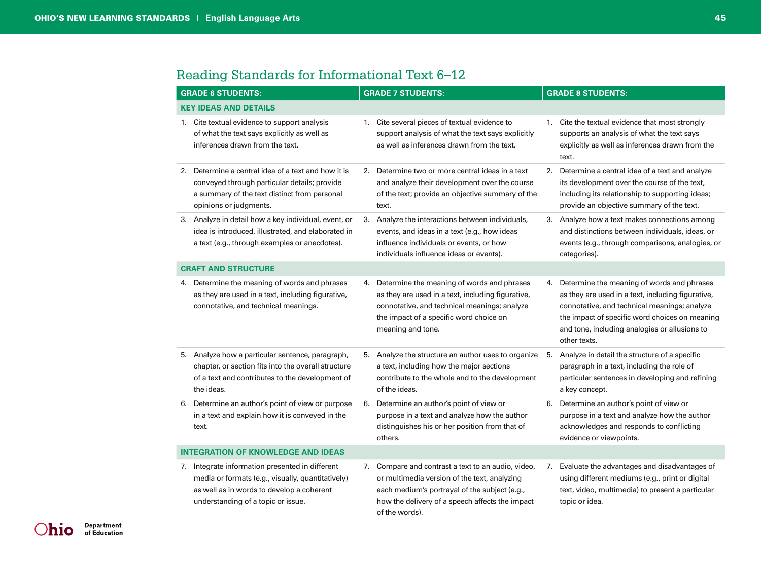## Reading Standards for Informational Text 6–12

| GRADE 6 STUDENTS: | GRADE 7 STUDENTS: | GRADE 8 STUDENTS: |
|---|---|---|
| **KEY IDEAS AND DETAILS** | | |
| 1. Cite textual evidence to support analysis of what the text says explicitly as well as inferences drawn from the text. | 1. Cite several pieces of textual evidence to support analysis of what the text says explicitly as well as inferences drawn from the text. | 1. Cite the textual evidence that most strongly supports an analysis of what the text says explicitly as well as inferences drawn from the text. |
| 2. Determine a central idea of a text and how it is conveyed through particular details; provide a summary of the text distinct from personal opinions or judgments. | 2. Determine two or more central ideas in a text and analyze their development over the course of the text; provide an objective summary of the text. | 2. Determine a central idea of a text and analyze its development over the course of the text, including its relationship to supporting ideas; provide an objective summary of the text. |
| 3. Analyze in detail how a key individual, event, or idea is introduced, illustrated, and elaborated in a text (e.g., through examples or anecdotes). | 3. Analyze the interactions between individuals, events, and ideas in a text (e.g., how ideas influence individuals or events, or how individuals influence ideas or events). | 3. Analyze how a text makes connections among and distinctions between individuals, ideas, or events (e.g., through comparisons, analogies, or categories). |
| **CRAFT AND STRUCTURE** | | |
| 4. Determine the meaning of words and phrases as they are used in a text, including figurative, connotative, and technical meanings. | 4. Determine the meaning of words and phrases as they are used in a text, including figurative, connotative, and technical meanings; analyze the impact of a specific word choice on meaning and tone. | 4. Determine the meaning of words and phrases as they are used in a text, including figurative, connotative, and technical meanings; analyze the impact of specific word choices on meaning and tone, including analogies or allusions to other texts. |
| 5. Analyze how a particular sentence, paragraph, chapter, or section fits into the overall structure of a text and contributes to the development of the ideas. | 5. Analyze the structure an author uses to organize a text, including how the major sections contribute to the whole and to the development of the ideas. | 5. Analyze in detail the structure of a specific paragraph in a text, including the role of particular sentences in developing and refining a key concept. |
| 6. Determine an author's point of view or purpose in a text and explain how it is conveyed in the text. | 6. Determine an author's point of view or purpose in a text and analyze how the author distinguishes his or her position from that of others. | 6. Determine an author's point of view or purpose in a text and analyze how the author acknowledges and responds to conflicting evidence or viewpoints. |
| **INTEGRATION OF KNOWLEDGE AND IDEAS** | | |
| 7. Integrate information presented in different media or formats (e.g., visually, quantitatively) as well as in words to develop a coherent understanding of a topic or issue. | 7. Compare and contrast a text to an audio, video, or multimedia version of the text, analyzing each medium's portrayal of the subject (e.g., how the delivery of a speech affects the impact of the words). | 7. Evaluate the advantages and disadvantages of using different mediums (e.g., print or digital text, video, multimedia) to present a particular topic or idea. |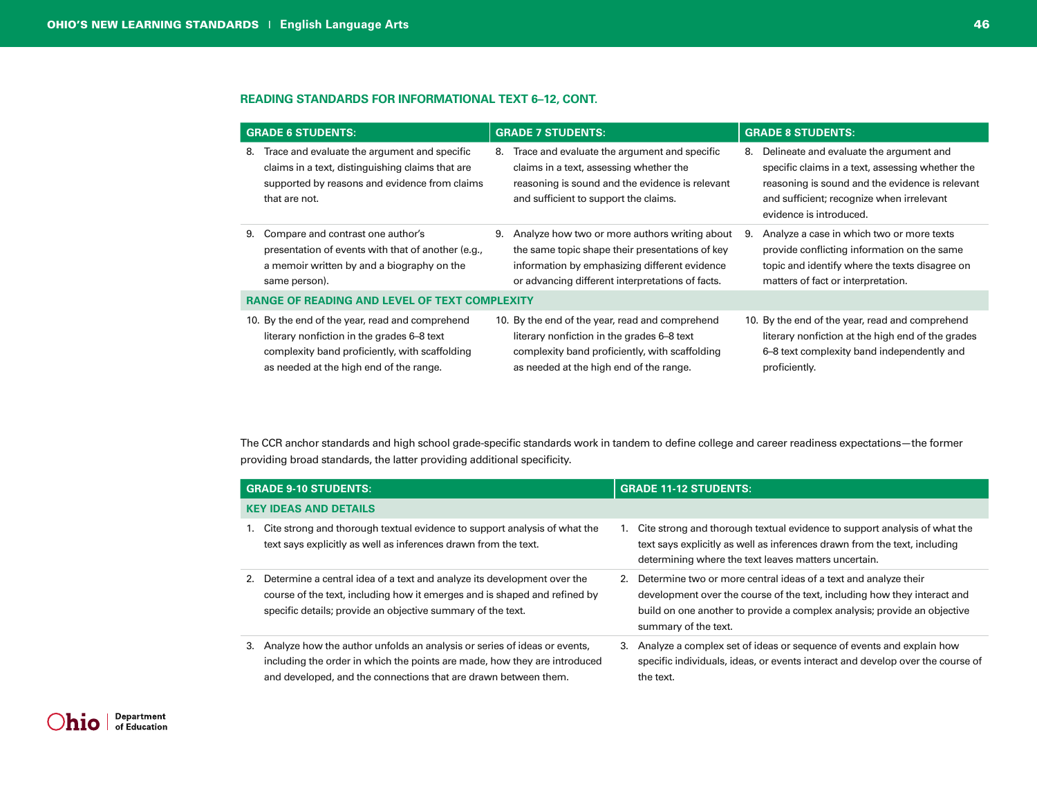### READING STANDARDS FOR INFORMATIONAL TEXT 6–12, CONT.

| GRADE 6 STUDENTS: | GRADE 7 STUDENTS: | GRADE 8 STUDENTS: |
|---|---|---|
| 8. Trace and evaluate the argument and specific claims in a text, distinguishing claims that are supported by reasons and evidence from claims that are not. | 8. Trace and evaluate the argument and specific claims in a text, assessing whether the reasoning is sound and the evidence is relevant and sufficient to support the claims. | 8. Delineate and evaluate the argument and specific claims in a text, assessing whether the reasoning is sound and the evidence is relevant and sufficient; recognize when irrelevant evidence is introduced. |
| 9. Compare and contrast one author's presentation of events with that of another (e.g., a memoir written by and a biography on the same person). | 9. Analyze how two or more authors writing about the same topic shape their presentations of key information by emphasizing different evidence or advancing different interpretations of facts. | 9. Analyze a case in which two or more texts provide conflicting information on the same topic and identify where the texts disagree on matters of fact or interpretation. |
| **RANGE OF READING AND LEVEL OF TEXT COMPLEXITY** | | |
| 10. By the end of the year, read and comprehend literary nonfiction in the grades 6–8 text complexity band proficiently, with scaffolding as needed at the high end of the range. | 10. By the end of the year, read and comprehend literary nonfiction in the grades 6–8 text complexity band proficiently, with scaffolding as needed at the high end of the range. | 10. By the end of the year, read and comprehend literary nonfiction at the high end of the grades 6–8 text complexity band independently and proficiently. |

The CCR anchor standards and high school grade-specific standards work in tandem to define college and career readiness expectations—the former providing broad standards, the latter providing additional specificity.

| GRADE 9-10 STUDENTS: | GRADE 11-12 STUDENTS: |
|---|---|
| **KEY IDEAS AND DETAILS** | |
| 1. Cite strong and thorough textual evidence to support analysis of what the text says explicitly as well as inferences drawn from the text. | 1. Cite strong and thorough textual evidence to support analysis of what the text says explicitly as well as inferences drawn from the text, including determining where the text leaves matters uncertain. |
| 2. Determine a central idea of a text and analyze its development over the course of the text, including how it emerges and is shaped and refined by specific details; provide an objective summary of the text. | 2. Determine two or more central ideas of a text and analyze their development over the course of the text, including how they interact and build on one another to provide a complex analysis; provide an objective summary of the text. |
| 3. Analyze how the author unfolds an analysis or series of ideas or events, including the order in which the points are made, how they are introduced and developed, and the connections that are drawn between them. | 3. Analyze a complex set of ideas or sequence of events and explain how specific individuals, ideas, or events interact and develop over the course of the text. |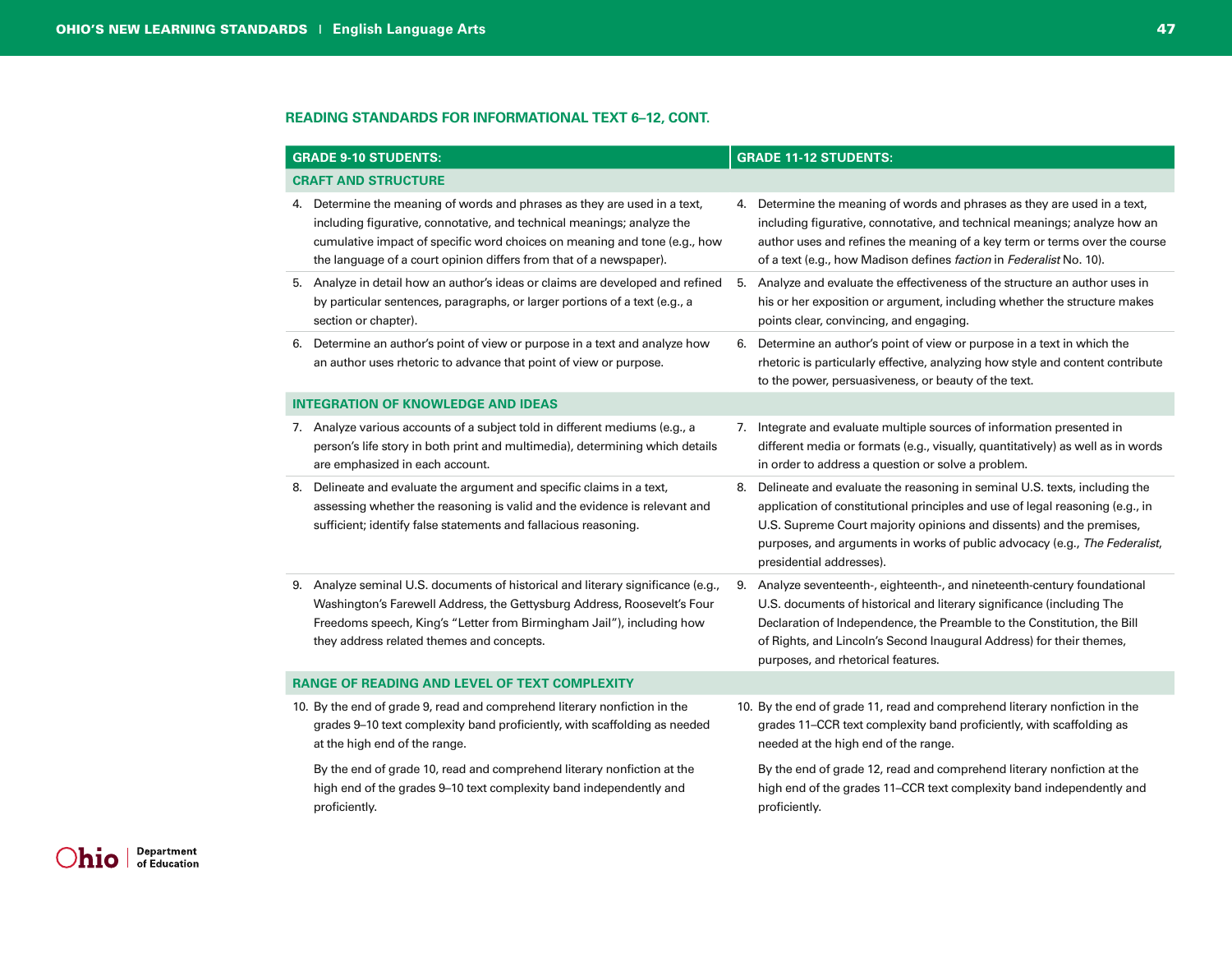## READING STANDARDS FOR INFORMATIONAL TEXT 6–12, CONT.

| GRADE 9-10 STUDENTS: | GRADE 11-12 STUDENTS: |
|---|---|
| **CRAFT AND STRUCTURE** | |
| 4. Determine the meaning of words and phrases as they are used in a text, including figurative, connotative, and technical meanings; analyze the cumulative impact of specific word choices on meaning and tone (e.g., how the language of a court opinion differs from that of a newspaper). | 4. Determine the meaning of words and phrases as they are used in a text, including figurative, connotative, and technical meanings; analyze how an author uses and refines the meaning of a key term or terms over the course of a text (e.g., how Madison defines *faction* in *Federalist* No. 10). |
| 5. Analyze in detail how an author's ideas or claims are developed and refined by particular sentences, paragraphs, or larger portions of a text (e.g., a section or chapter). | 5. Analyze and evaluate the effectiveness of the structure an author uses in his or her exposition or argument, including whether the structure makes points clear, convincing, and engaging. |
| 6. Determine an author's point of view or purpose in a text and analyze how an author uses rhetoric to advance that point of view or purpose. | 6. Determine an author's point of view or purpose in a text in which the rhetoric is particularly effective, analyzing how style and content contribute to the power, persuasiveness, or beauty of the text. |
| **INTEGRATION OF KNOWLEDGE AND IDEAS** | |
| 7. Analyze various accounts of a subject told in different mediums (e.g., a person's life story in both print and multimedia), determining which details are emphasized in each account. | 7. Integrate and evaluate multiple sources of information presented in different media or formats (e.g., visually, quantitatively) as well as in words in order to address a question or solve a problem. |
| 8. Delineate and evaluate the argument and specific claims in a text, assessing whether the reasoning is valid and the evidence is relevant and sufficient; identify false statements and fallacious reasoning. | 8. Delineate and evaluate the reasoning in seminal U.S. texts, including the application of constitutional principles and use of legal reasoning (e.g., in U.S. Supreme Court majority opinions and dissents) and the premises, purposes, and arguments in works of public advocacy (e.g., *The Federalist*, presidential addresses). |
| 9. Analyze seminal U.S. documents of historical and literary significance (e.g., Washington's Farewell Address, the Gettysburg Address, Roosevelt's Four Freedoms speech, King's "Letter from Birmingham Jail"), including how they address related themes and concepts. | 9. Analyze seventeenth-, eighteenth-, and nineteenth-century foundational U.S. documents of historical and literary significance (including The Declaration of Independence, the Preamble to the Constitution, the Bill of Rights, and Lincoln's Second Inaugural Address) for their themes, purposes, and rhetorical features. |
| **RANGE OF READING AND LEVEL OF TEXT COMPLEXITY** | |
| 10. By the end of grade 9, read and comprehend literary nonfiction in the grades 9–10 text complexity band proficiently, with scaffolding as needed at the high end of the range.<br><br>By the end of grade 10, read and comprehend literary nonfiction at the high end of the grades 9–10 text complexity band independently and proficiently. | 10. By the end of grade 11, read and comprehend literary nonfiction in the grades 11–CCR text complexity band proficiently, with scaffolding as needed at the high end of the range.<br><br>By the end of grade 12, read and comprehend literary nonfiction at the high end of the grades 11–CCR text complexity band independently and proficiently. |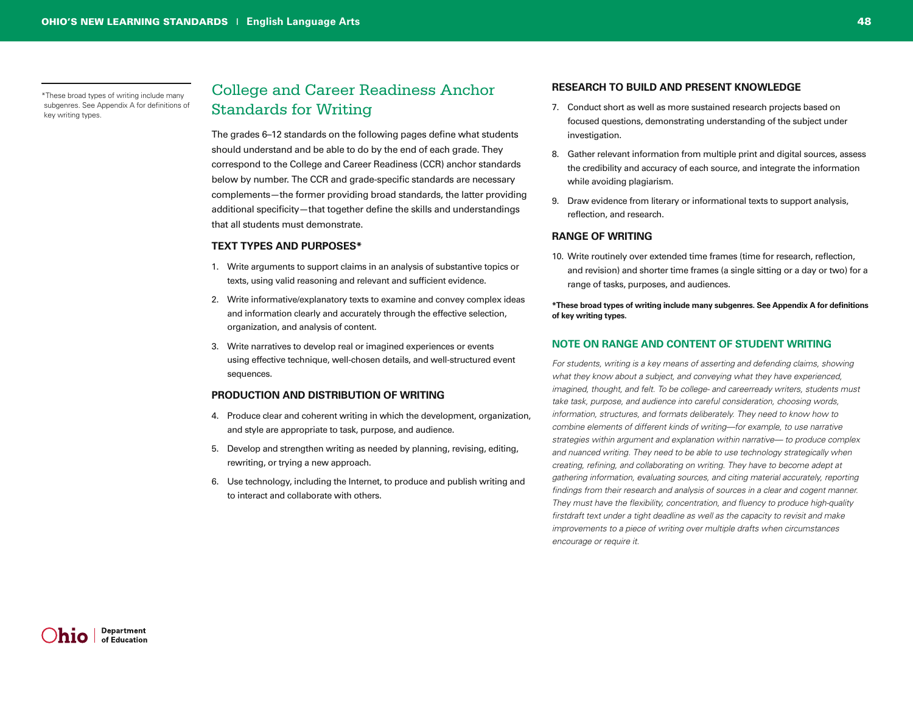*These broad types of writing include many subgenres. See Appendix A for definitions of key writing types.

## College and Career Readiness Anchor Standards for Writing

The grades 6–12 standards on the following pages define what students should understand and be able to do by the end of each grade. They correspond to the College and Career Readiness (CCR) anchor standards below by number. The CCR and grade-specific standards are necessary complements—the former providing broad standards, the latter providing additional specificity—that together define the skills and understandings that all students must demonstrate.

### TEXT TYPES AND PURPOSES*

1. Write arguments to support claims in an analysis of substantive topics or texts, using valid reasoning and relevant and sufficient evidence.
2. Write informative/explanatory texts to examine and convey complex ideas and information clearly and accurately through the effective selection, organization, and analysis of content.
3. Write narratives to develop real or imagined experiences or events using effective technique, well-chosen details, and well-structured event sequences.

### PRODUCTION AND DISTRIBUTION OF WRITING

4. Produce clear and coherent writing in which the development, organization, and style are appropriate to task, purpose, and audience.
5. Develop and strengthen writing as needed by planning, revising, editing, rewriting, or trying a new approach.
6. Use technology, including the Internet, to produce and publish writing and to interact and collaborate with others.

### RESEARCH TO BUILD AND PRESENT KNOWLEDGE

7. Conduct short as well as more sustained research projects based on focused questions, demonstrating understanding of the subject under investigation.
8. Gather relevant information from multiple print and digital sources, assess the credibility and accuracy of each source, and integrate the information while avoiding plagiarism.
9. Draw evidence from literary or informational texts to support analysis, reflection, and research.

### RANGE OF WRITING

10. Write routinely over extended time frames (time for research, reflection, and revision) and shorter time frames (a single sitting or a day or two) for a range of tasks, purposes, and audiences.

**\*These broad types of writing include many subgenres. See Appendix A for definitions of key writing types.**

### NOTE ON RANGE AND CONTENT OF STUDENT WRITING

*For students, writing is a key means of asserting and defending claims, showing what they know about a subject, and conveying what they have experienced, imagined, thought, and felt. To be college- and careerready writers, students must take task, purpose, and audience into careful consideration, choosing words, information, structures, and formats deliberately. They need to know how to combine elements of different kinds of writing—for example, to use narrative strategies within argument and explanation within narrative— to produce complex and nuanced writing. They need to be able to use technology strategically when creating, refining, and collaborating on writing. They have to become adept at gathering information, evaluating sources, and citing material accurately, reporting findings from their research and analysis of sources in a clear and cogent manner. They must have the flexibility, concentration, and fluency to produce high-quality firstdraft text under a tight deadline as well as the capacity to revisit and make improvements to a piece of writing over multiple drafts when circumstances encourage or require it.*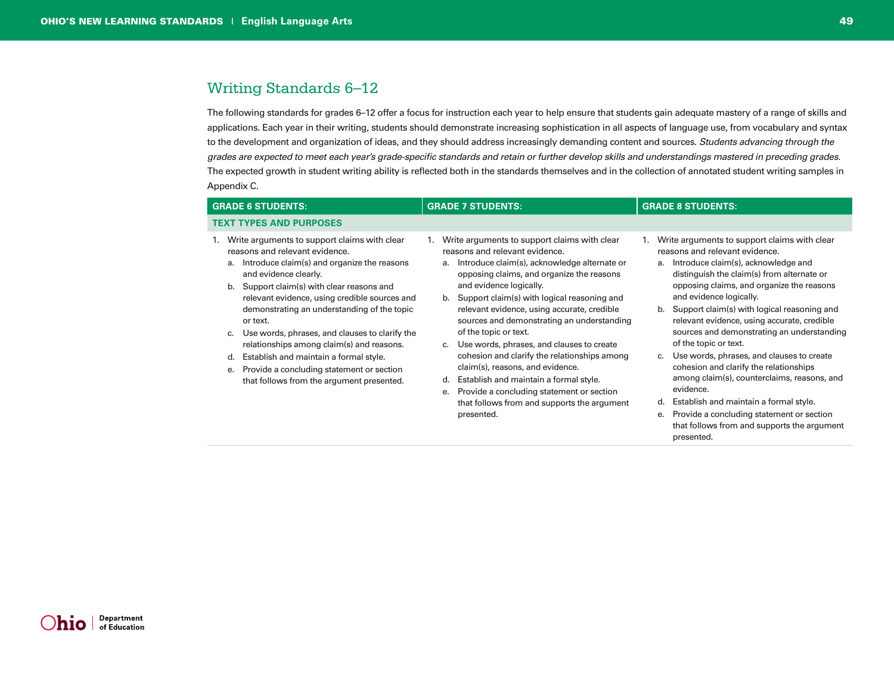## Writing Standards 6–12

The following standards for grades 6–12 offer a focus for instruction each year to help ensure that students gain adequate mastery of a range of skills and applications. Each year in their writing, students should demonstrate increasing sophistication in all aspects of language use, from vocabulary and syntax to the development and organization of ideas, and they should address increasingly demanding content and sources. *Students advancing through the grades are expected to meet each year's grade-specific standards and retain or further develop skills and understandings mastered in preceding grades.* The expected growth in student writing ability is reflected both in the standards themselves and in the collection of annotated student writing samples in Appendix C.

| GRADE 6 STUDENTS: | GRADE 7 STUDENTS: | GRADE 8 STUDENTS: |
|---|---|---|
| **TEXT TYPES AND PURPOSES** | | |
| 1. Write arguments to support claims with clear reasons and relevant evidence.<br>a. Introduce claim(s) and organize the reasons and evidence clearly.<br>b. Support claim(s) with clear reasons and relevant evidence, using credible sources and demonstrating an understanding of the topic or text.<br>c. Use words, phrases, and clauses to clarify the relationships among claim(s) and reasons.<br>d. Establish and maintain a formal style.<br>e. Provide a concluding statement or section that follows from the argument presented. | 1. Write arguments to support claims with clear reasons and relevant evidence.<br>a. Introduce claim(s), acknowledge alternate or opposing claims, and organize the reasons and evidence logically.<br>b. Support claim(s) with logical reasoning and relevant evidence, using accurate, credible sources and demonstrating an understanding of the topic or text.<br>c. Use words, phrases, and clauses to create cohesion and clarify the relationships among claim(s), reasons, and evidence.<br>d. Establish and maintain a formal style.<br>e. Provide a concluding statement or section that follows from and supports the argument presented. | 1. Write arguments to support claims with clear reasons and relevant evidence.<br>a. Introduce claim(s), acknowledge and distinguish the claim(s) from alternate or opposing claims, and organize the reasons and evidence logically.<br>b. Support claim(s) with logical reasoning and relevant evidence, using accurate, credible sources and demonstrating an understanding of the topic or text.<br>c. Use words, phrases, and clauses to create cohesion and clarify the relationships among claim(s), counterclaims, reasons, and evidence.<br>d. Establish and maintain a formal style.<br>e. Provide a concluding statement or section that follows from and supports the argument presented. |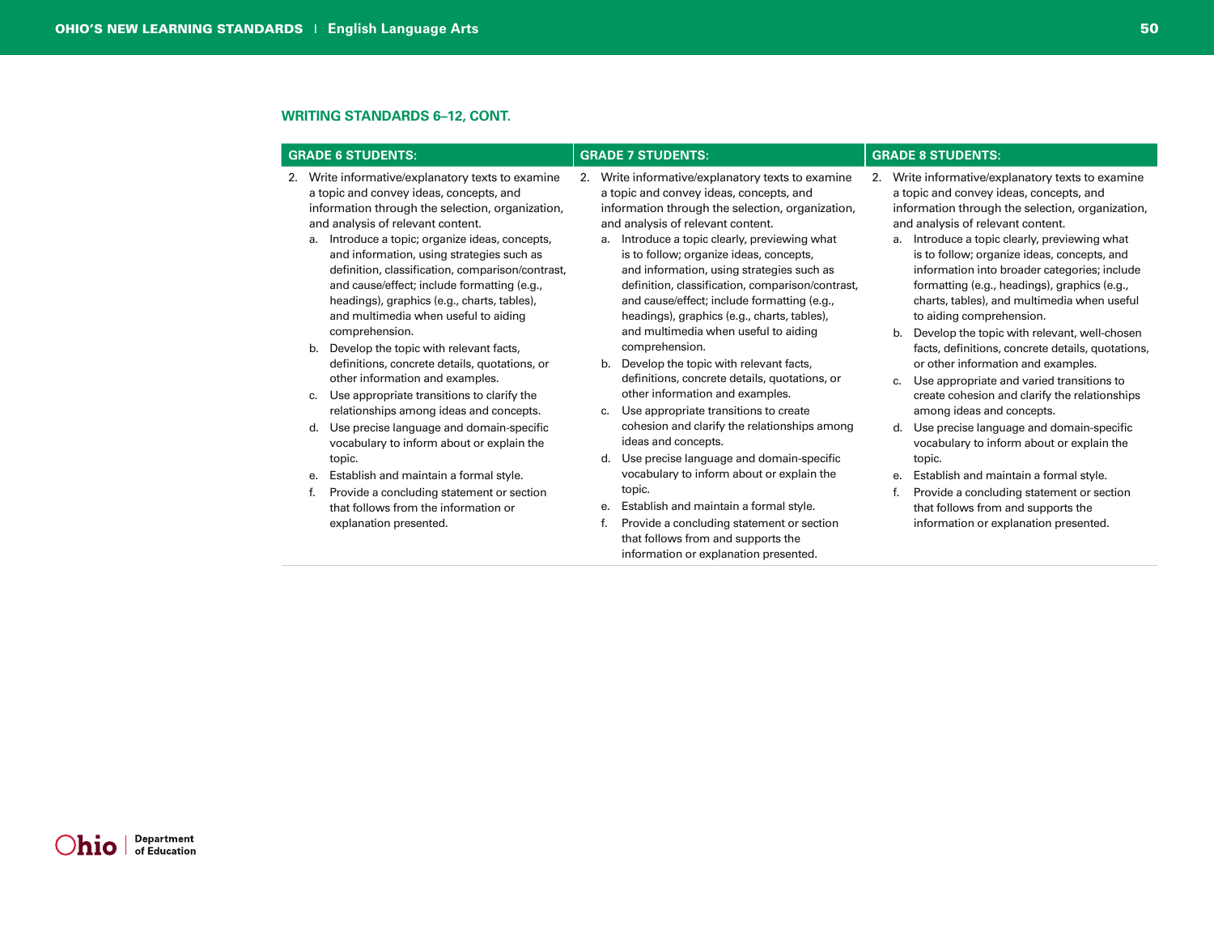## WRITING STANDARDS 6–12, CONT.

| GRADE 6 STUDENTS: | GRADE 7 STUDENTS: | GRADE 8 STUDENTS: |
|---|---|---|
| 2. Write informative/explanatory texts to examine a topic and convey ideas, concepts, and information through the selection, organization, and analysis of relevant content.<br>a. Introduce a topic; organize ideas, concepts, and information, using strategies such as definition, classification, comparison/contrast, and cause/effect; include formatting (e.g., headings), graphics (e.g., charts, tables), and multimedia when useful to aiding comprehension.<br>b. Develop the topic with relevant facts, definitions, concrete details, quotations, or other information and examples.<br>c. Use appropriate transitions to clarify the relationships among ideas and concepts.<br>d. Use precise language and domain-specific vocabulary to inform about or explain the topic.<br>e. Establish and maintain a formal style.<br>f. Provide a concluding statement or section that follows from the information or explanation presented. | 2. Write informative/explanatory texts to examine a topic and convey ideas, concepts, and information through the selection, organization, and analysis of relevant content.<br>a. Introduce a topic clearly, previewing what is to follow; organize ideas, concepts, and information, using strategies such as definition, classification, comparison/contrast, and cause/effect; include formatting (e.g., headings), graphics (e.g., charts, tables), and multimedia when useful to aiding comprehension.<br>b. Develop the topic with relevant facts, definitions, concrete details, quotations, or other information and examples.<br>c. Use appropriate transitions to create cohesion and clarify the relationships among ideas and concepts.<br>d. Use precise language and domain-specific vocabulary to inform about or explain the topic.<br>e. Establish and maintain a formal style.<br>f. Provide a concluding statement or section that follows from and supports the information or explanation presented. | 2. Write informative/explanatory texts to examine a topic and convey ideas, concepts, and information through the selection, organization, and analysis of relevant content.<br>a. Introduce a topic clearly, previewing what is to follow; organize ideas, concepts, and information into broader categories; include formatting (e.g., headings), graphics (e.g., charts, tables), and multimedia when useful to aiding comprehension.<br>b. Develop the topic with relevant, well-chosen facts, definitions, concrete details, quotations, or other information and examples.<br>c. Use appropriate and varied transitions to create cohesion and clarify the relationships among ideas and concepts.<br>d. Use precise language and domain-specific vocabulary to inform about or explain the topic.<br>e. Establish and maintain a formal style.<br>f. Provide a concluding statement or section that follows from and supports the information or explanation presented. |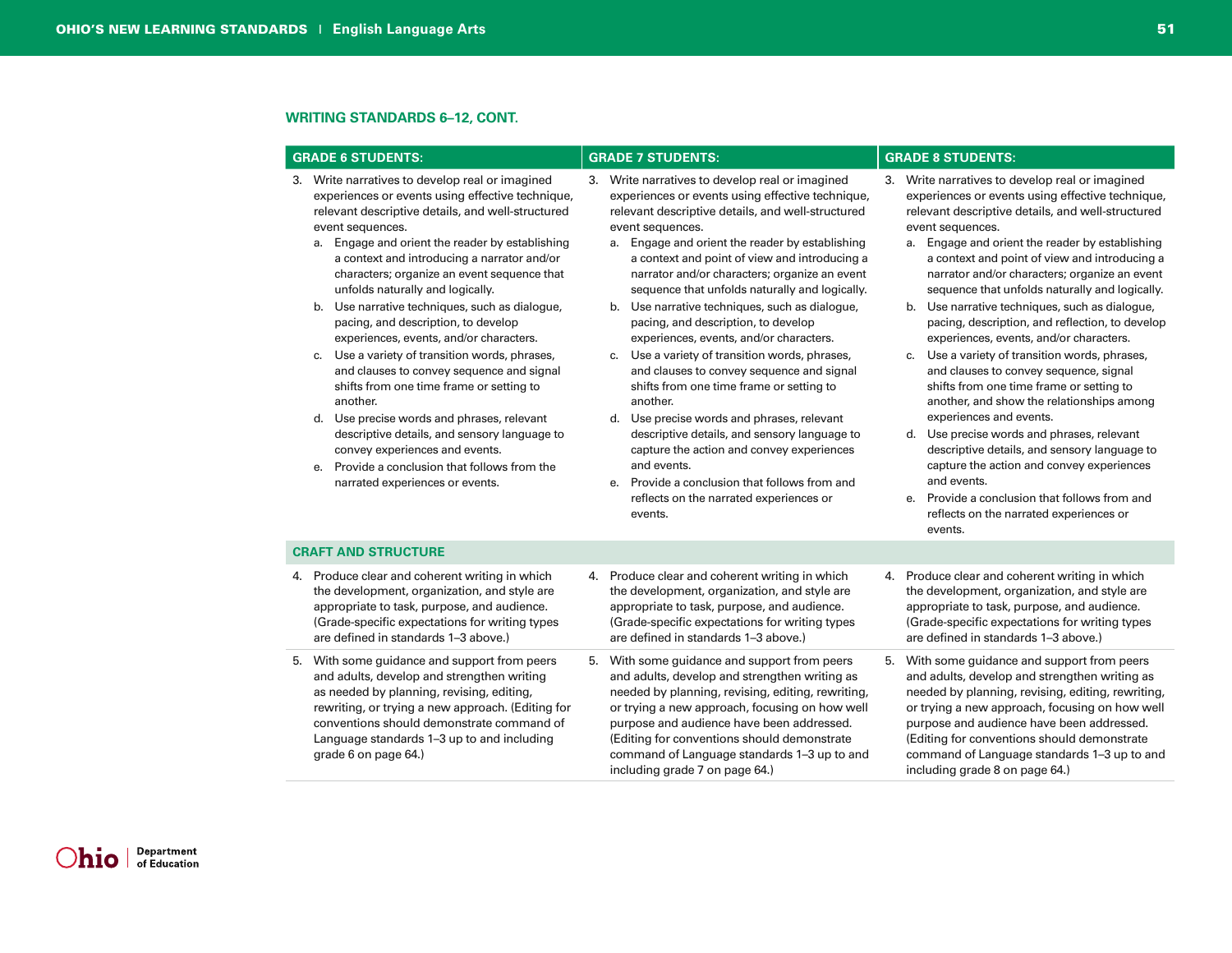## WRITING STANDARDS 6–12, CONT.

| GRADE 6 STUDENTS: | GRADE 7 STUDENTS: | GRADE 8 STUDENTS: |
|---|---|---|
| 3. Write narratives to develop real or imagined experiences or events using effective technique, relevant descriptive details, and well-structured event sequences.<br>a. Engage and orient the reader by establishing a context and introducing a narrator and/or characters; organize an event sequence that unfolds naturally and logically.<br>b. Use narrative techniques, such as dialogue, pacing, and description, to develop experiences, events, and/or characters.<br>c. Use a variety of transition words, phrases, and clauses to convey sequence and signal shifts from one time frame or setting to another.<br>d. Use precise words and phrases, relevant descriptive details, and sensory language to convey experiences and events.<br>e. Provide a conclusion that follows from the narrated experiences or events. | 3. Write narratives to develop real or imagined experiences or events using effective technique, relevant descriptive details, and well-structured event sequences.<br>a. Engage and orient the reader by establishing a context and point of view and introducing a narrator and/or characters; organize an event sequence that unfolds naturally and logically.<br>b. Use narrative techniques, such as dialogue, pacing, and description, to develop experiences, events, and/or characters.<br>c. Use a variety of transition words, phrases, and clauses to convey sequence and signal shifts from one time frame or setting to another.<br>d. Use precise words and phrases, relevant descriptive details, and sensory language to capture the action and convey experiences and events.<br>e. Provide a conclusion that follows from and reflects on the narrated experiences or events. | 3. Write narratives to develop real or imagined experiences or events using effective technique, relevant descriptive details, and well-structured event sequences.<br>a. Engage and orient the reader by establishing a context and point of view and introducing a narrator and/or characters; organize an event sequence that unfolds naturally and logically.<br>b. Use narrative techniques, such as dialogue, pacing, description, and reflection, to develop experiences, events, and/or characters.<br>c. Use a variety of transition words, phrases, and clauses to convey sequence, signal shifts from one time frame or setting to another, and show the relationships among experiences and events.<br>d. Use precise words and phrases, relevant descriptive details, and sensory language to capture the action and convey experiences and events.<br>e. Provide a conclusion that follows from and reflects on the narrated experiences or events. |
| **CRAFT AND STRUCTURE** | | |
| 4. Produce clear and coherent writing in which the development, organization, and style are appropriate to task, purpose, and audience. (Grade-specific expectations for writing types are defined in standards 1–3 above.) | 4. Produce clear and coherent writing in which the development, organization, and style are appropriate to task, purpose, and audience. (Grade-specific expectations for writing types are defined in standards 1–3 above.) | 4. Produce clear and coherent writing in which the development, organization, and style are appropriate to task, purpose, and audience. (Grade-specific expectations for writing types are defined in standards 1–3 above.) |
| 5. With some guidance and support from peers and adults, develop and strengthen writing as needed by planning, revising, editing, rewriting, or trying a new approach. (Editing for conventions should demonstrate command of Language standards 1–3 up to and including grade 6 on page 64.) | 5. With some guidance and support from peers and adults, develop and strengthen writing as needed by planning, revising, editing, rewriting, or trying a new approach, focusing on how well purpose and audience have been addressed. (Editing for conventions should demonstrate command of Language standards 1–3 up to and including grade 7 on page 64.) | 5. With some guidance and support from peers and adults, develop and strengthen writing as needed by planning, revising, editing, rewriting, or trying a new approach, focusing on how well purpose and audience have been addressed. (Editing for conventions should demonstrate command of Language standards 1–3 up to and including grade 8 on page 64.) |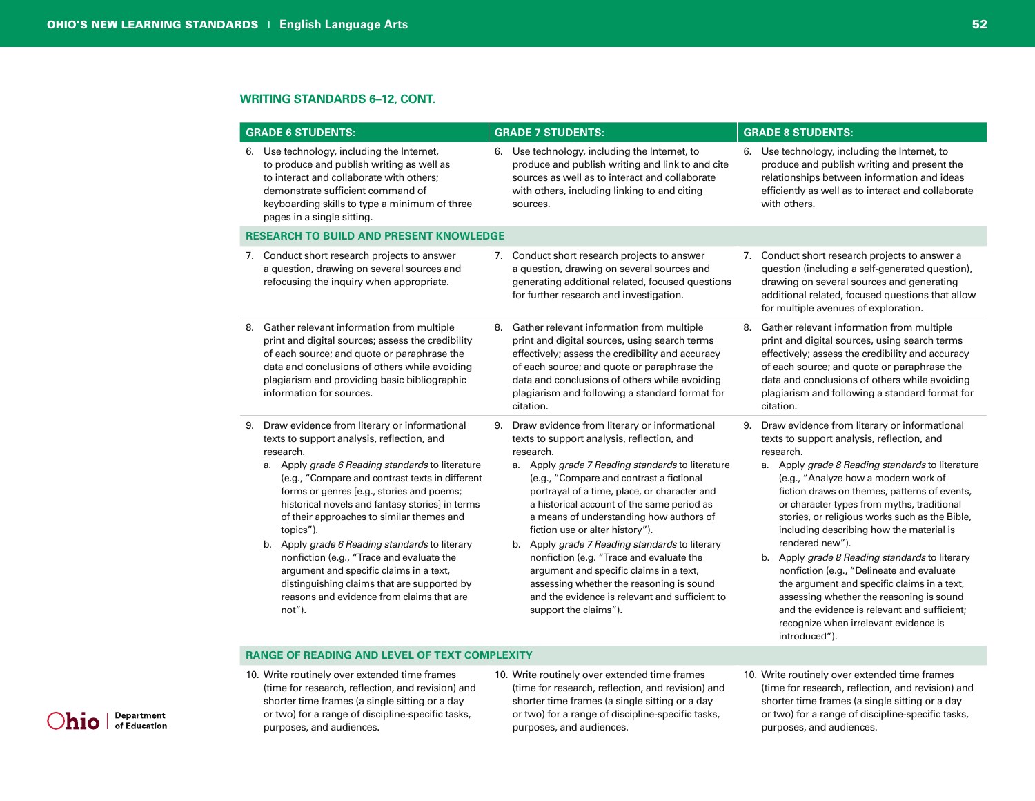## WRITING STANDARDS 6–12, CONT.

| GRADE 6 STUDENTS: | GRADE 7 STUDENTS: | GRADE 8 STUDENTS: |
|---|---|---|
| 6. Use technology, including the Internet, to produce and publish writing as well as to interact and collaborate with others; demonstrate sufficient command of keyboarding skills to type a minimum of three pages in a single sitting. | 6. Use technology, including the Internet, to produce and publish writing and link to and cite sources as well as to interact and collaborate with others, including linking to and citing sources. | 6. Use technology, including the Internet, to produce and publish writing and present the relationships between information and ideas efficiently as well as to interact and collaborate with others. |
| **RESEARCH TO BUILD AND PRESENT KNOWLEDGE** | | |
| 7. Conduct short research projects to answer a question, drawing on several sources and refocusing the inquiry when appropriate. | 7. Conduct short research projects to answer a question, drawing on several sources and generating additional related, focused questions for further research and investigation. | 7. Conduct short research projects to answer a question (including a self-generated question), drawing on several sources and generating additional related, focused questions that allow for multiple avenues of exploration. |
| 8. Gather relevant information from multiple print and digital sources; assess the credibility of each source; and quote or paraphrase the data and conclusions of others while avoiding plagiarism and providing basic bibliographic information for sources. | 8. Gather relevant information from multiple print and digital sources, using search terms effectively; assess the credibility and accuracy of each source; and quote or paraphrase the data and conclusions of others while avoiding plagiarism and following a standard format for citation. | 8. Gather relevant information from multiple print and digital sources, using search terms effectively; assess the credibility and accuracy of each source; and quote or paraphrase the data and conclusions of others while avoiding plagiarism and following a standard format for citation. |
| 9. Draw evidence from literary or informational texts to support analysis, reflection, and research.<br>a. Apply *grade 6 Reading standards* to literature (e.g., "Compare and contrast texts in different forms or genres [e.g., stories and poems; historical novels and fantasy stories] in terms of their approaches to similar themes and topics").<br>b. Apply *grade 6 Reading standards* to literary nonfiction (e.g., "Trace and evaluate the argument and specific claims in a text, distinguishing claims that are supported by reasons and evidence from claims that are not"). | 9. Draw evidence from literary or informational texts to support analysis, reflection, and research.<br>a. Apply *grade 7 Reading standards* to literature (e.g., "Compare and contrast a fictional portrayal of a time, place, or character and a historical account of the same period as a means of understanding how authors of fiction use or alter history").<br>b. Apply *grade 7 Reading standards* to literary nonfiction (e.g. "Trace and evaluate the argument and specific claims in a text, assessing whether the reasoning is sound and the evidence is relevant and sufficient to support the claims"). | 9. Draw evidence from literary or informational texts to support analysis, reflection, and research.<br>a. Apply *grade 8 Reading standards* to literature (e.g., "Analyze how a modern work of fiction draws on themes, patterns of events, or character types from myths, traditional stories, or religious works such as the Bible, including describing how the material is rendered new").<br>b. Apply *grade 8 Reading standards* to literary nonfiction (e.g., "Delineate and evaluate the argument and specific claims in a text, assessing whether the reasoning is sound and the evidence is relevant and sufficient; recognize when irrelevant evidence is introduced"). |
| **RANGE OF READING AND LEVEL OF TEXT COMPLEXITY** | | |
| 10. Write routinely over extended time frames (time for research, reflection, and revision) and shorter time frames (a single sitting or a day or two) for a range of discipline-specific tasks, purposes, and audiences. | 10. Write routinely over extended time frames (time for research, reflection, and revision) and shorter time frames (a single sitting or a day or two) for a range of discipline-specific tasks, purposes, and audiences. | 10. Write routinely over extended time frames (time for research, reflection, and revision) and shorter time frames (a single sitting or a day or two) for a range of discipline-specific tasks, purposes, and audiences. |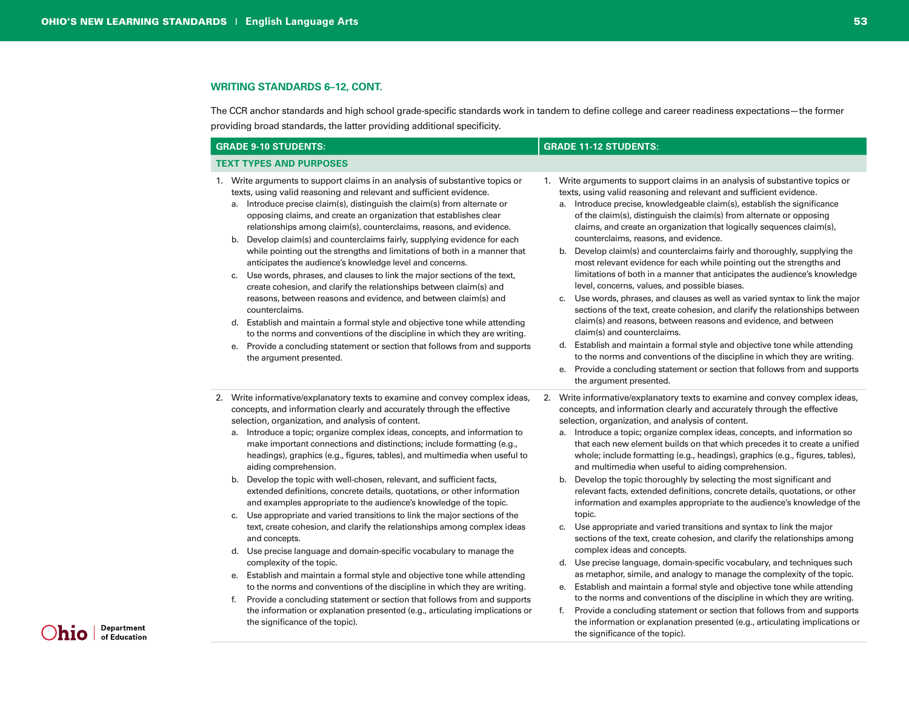### WRITING STANDARDS 6–12, CONT.

The CCR anchor standards and high school grade-specific standards work in tandem to define college and career readiness expectations—the former providing broad standards, the latter providing additional specificity.

| GRADE 9-10 STUDENTS: | GRADE 11-12 STUDENTS: |
|---|---|
| **TEXT TYPES AND PURPOSES** | |
| 1. Write arguments to support claims in an analysis of substantive topics or texts, using valid reasoning and relevant and sufficient evidence.<br>a. Introduce precise claim(s), distinguish the claim(s) from alternate or opposing claims, and create an organization that establishes clear relationships among claim(s), counterclaims, reasons, and evidence.<br>b. Develop claim(s) and counterclaims fairly, supplying evidence for each while pointing out the strengths and limitations of both in a manner that anticipates the audience's knowledge level and concerns.<br>c. Use words, phrases, and clauses to link the major sections of the text, create cohesion, and clarify the relationships between claim(s) and reasons, between reasons and evidence, and between claim(s) and counterclaims.<br>d. Establish and maintain a formal style and objective tone while attending to the norms and conventions of the discipline in which they are writing.<br>e. Provide a concluding statement or section that follows from and supports the argument presented. | 1. Write arguments to support claims in an analysis of substantive topics or texts, using valid reasoning and relevant and sufficient evidence.<br>a. Introduce precise, knowledgeable claim(s), establish the significance of the claim(s), distinguish the claim(s) from alternate or opposing claims, and create an organization that logically sequences claim(s), counterclaims, reasons, and evidence.<br>b. Develop claim(s) and counterclaims fairly and thoroughly, supplying the most relevant evidence for each while pointing out the strengths and limitations of both in a manner that anticipates the audience's knowledge level, concerns, values, and possible biases.<br>c. Use words, phrases, and clauses as well as varied syntax to link the major sections of the text, create cohesion, and clarify the relationships between claim(s) and reasons, between reasons and evidence, and between claim(s) and counterclaims.<br>d. Establish and maintain a formal style and objective tone while attending to the norms and conventions of the discipline in which they are writing.<br>e. Provide a concluding statement or section that follows from and supports the argument presented. |
| 2. Write informative/explanatory texts to examine and convey complex ideas, concepts, and information clearly and accurately through the effective selection, organization, and analysis of content.<br>a. Introduce a topic; organize complex ideas, concepts, and information to make important connections and distinctions; include formatting (e.g., headings), graphics (e.g., figures, tables), and multimedia when useful to aiding comprehension.<br>b. Develop the topic with well-chosen, relevant, and sufficient facts, extended definitions, concrete details, quotations, or other information and examples appropriate to the audience's knowledge of the topic.<br>c. Use appropriate and varied transitions to link the major sections of the text, create cohesion, and clarify the relationships among complex ideas and concepts.<br>d. Use precise language and domain-specific vocabulary to manage the complexity of the topic.<br>e. Establish and maintain a formal style and objective tone while attending to the norms and conventions of the discipline in which they are writing.<br>f. Provide a concluding statement or section that follows from and supports the information or explanation presented (e.g., articulating implications or the significance of the topic). | 2. Write informative/explanatory texts to examine and convey complex ideas, concepts, and information clearly and accurately through the effective selection, organization, and analysis of content.<br>a. Introduce a topic; organize complex ideas, concepts, and information so that each new element builds on that which precedes it to create a unified whole; include formatting (e.g., headings), graphics (e.g., figures, tables), and multimedia when useful to aiding comprehension.<br>b. Develop the topic thoroughly by selecting the most significant and relevant facts, extended definitions, concrete details, quotations, or other information and examples appropriate to the audience's knowledge of the topic.<br>c. Use appropriate and varied transitions and syntax to link the major sections of the text, create cohesion, and clarify the relationships among complex ideas and concepts.<br>d. Use precise language, domain-specific vocabulary, and techniques such as metaphor, simile, and analogy to manage the complexity of the topic.<br>e. Establish and maintain a formal style and objective tone while attending to the norms and conventions of the discipline in which they are writing.<br>f. Provide a concluding statement or section that follows from and supports the information or explanation presented (e.g., articulating implications or the significance of the topic). |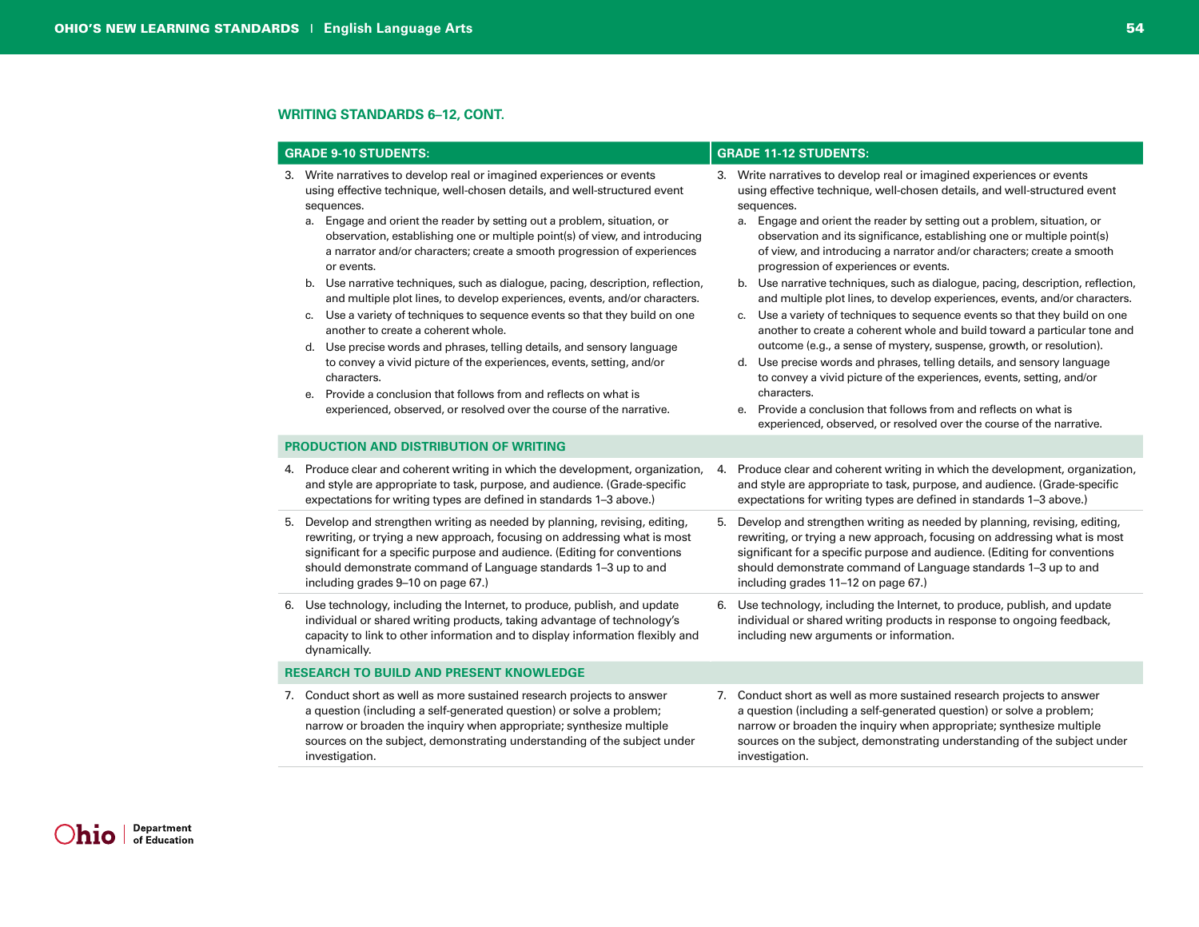## WRITING STANDARDS 6–12, CONT.

| GRADE 9-10 STUDENTS: | GRADE 11-12 STUDENTS: |
|---|---|
| 3. Write narratives to develop real or imagined experiences or events using effective technique, well-chosen details, and well-structured event sequences.<br>a. Engage and orient the reader by setting out a problem, situation, or observation, establishing one or multiple point(s) of view, and introducing a narrator and/or characters; create a smooth progression of experiences or events.<br>b. Use narrative techniques, such as dialogue, pacing, description, reflection, and multiple plot lines, to develop experiences, events, and/or characters.<br>c. Use a variety of techniques to sequence events so that they build on one another to create a coherent whole.<br>d. Use precise words and phrases, telling details, and sensory language to convey a vivid picture of the experiences, events, setting, and/or characters.<br>e. Provide a conclusion that follows from and reflects on what is experienced, observed, or resolved over the course of the narrative. | 3. Write narratives to develop real or imagined experiences or events using effective technique, well-chosen details, and well-structured event sequences.<br>a. Engage and orient the reader by setting out a problem, situation, or observation and its significance, establishing one or multiple point(s) of view, and introducing a narrator and/or characters; create a smooth progression of experiences or events.<br>b. Use narrative techniques, such as dialogue, pacing, description, reflection, and multiple plot lines, to develop experiences, events, and/or characters.<br>c. Use a variety of techniques to sequence events so that they build on one another to create a coherent whole and build toward a particular tone and outcome (e.g., a sense of mystery, suspense, growth, or resolution).<br>d. Use precise words and phrases, telling details, and sensory language to convey a vivid picture of the experiences, events, setting, and/or characters.<br>e. Provide a conclusion that follows from and reflects on what is experienced, observed, or resolved over the course of the narrative. |
| **PRODUCTION AND DISTRIBUTION OF WRITING** | |
| 4. Produce clear and coherent writing in which the development, organization, and style are appropriate to task, purpose, and audience. (Grade-specific expectations for writing types are defined in standards 1–3 above.) | 4. Produce clear and coherent writing in which the development, organization, and style are appropriate to task, purpose, and audience. (Grade-specific expectations for writing types are defined in standards 1–3 above.) |
| 5. Develop and strengthen writing as needed by planning, revising, editing, rewriting, or trying a new approach, focusing on addressing what is most significant for a specific purpose and audience. (Editing for conventions should demonstrate command of Language standards 1–3 up to and including grades 9–10 on page 67.) | 5. Develop and strengthen writing as needed by planning, revising, editing, rewriting, or trying a new approach, focusing on addressing what is most significant for a specific purpose and audience. (Editing for conventions should demonstrate command of Language standards 1–3 up to and including grades 11–12 on page 67.) |
| 6. Use technology, including the Internet, to produce, publish, and update individual or shared writing products, taking advantage of technology's capacity to link to other information and to display information flexibly and dynamically. | 6. Use technology, including the Internet, to produce, publish, and update individual or shared writing products in response to ongoing feedback, including new arguments or information. |
| **RESEARCH TO BUILD AND PRESENT KNOWLEDGE** | |
| 7. Conduct short as well as more sustained research projects to answer a question (including a self-generated question) or solve a problem; narrow or broaden the inquiry when appropriate; synthesize multiple sources on the subject, demonstrating understanding of the subject under investigation. | 7. Conduct short as well as more sustained research projects to answer a question (including a self-generated question) or solve a problem; narrow or broaden the inquiry when appropriate; synthesize multiple sources on the subject, demonstrating understanding of the subject under investigation. |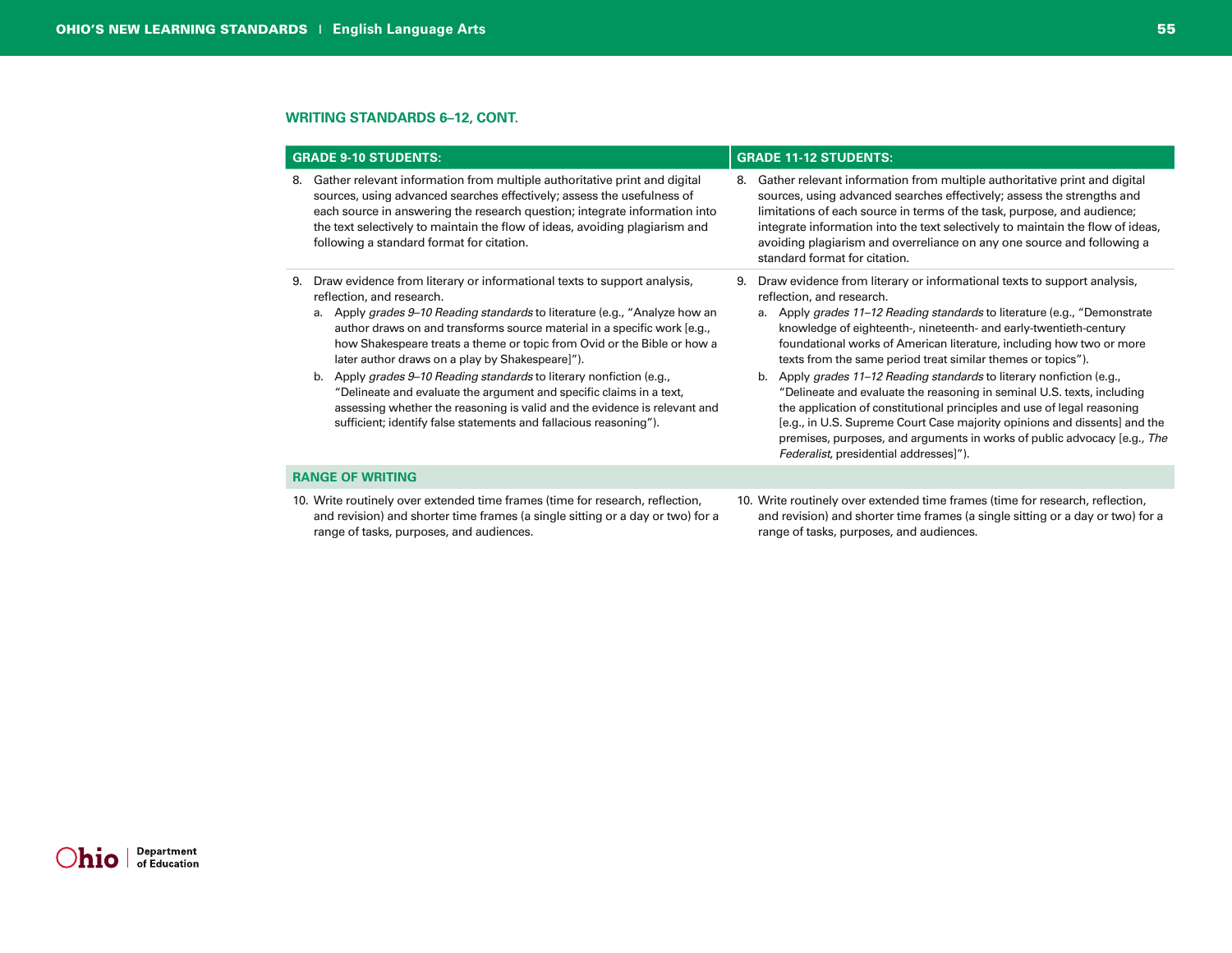## WRITING STANDARDS 6–12, CONT.

| GRADE 9-10 STUDENTS: | GRADE 11-12 STUDENTS: |
|---|---|
| 8. Gather relevant information from multiple authoritative print and digital sources, using advanced searches effectively; assess the usefulness of each source in answering the research question; integrate information into the text selectively to maintain the flow of ideas, avoiding plagiarism and following a standard format for citation. | 8. Gather relevant information from multiple authoritative print and digital sources, using advanced searches effectively; assess the strengths and limitations of each source in terms of the task, purpose, and audience; integrate information into the text selectively to maintain the flow of ideas, avoiding plagiarism and overreliance on any one source and following a standard format for citation. |
| 9. Draw evidence from literary or informational texts to support analysis, reflection, and research.<br>a. Apply *grades 9–10 Reading standards* to literature (e.g., "Analyze how an author draws on and transforms source material in a specific work [e.g., how Shakespeare treats a theme or topic from Ovid or the Bible or how a later author draws on a play by Shakespeare]").<br>b. Apply *grades 9–10 Reading standards* to literary nonfiction (e.g., "Delineate and evaluate the argument and specific claims in a text, assessing whether the reasoning is valid and the evidence is relevant and sufficient; identify false statements and fallacious reasoning"). | 9. Draw evidence from literary or informational texts to support analysis, reflection, and research.<br>a. Apply *grades 11–12 Reading standards* to literature (e.g., "Demonstrate knowledge of eighteenth-, nineteenth- and early-twentieth-century foundational works of American literature, including how two or more texts from the same period treat similar themes or topics").<br>b. Apply *grades 11–12 Reading standards* to literary nonfiction (e.g., "Delineate and evaluate the reasoning in seminal U.S. texts, including the application of constitutional principles and use of legal reasoning [e.g., in U.S. Supreme Court Case majority opinions and dissents] and the premises, purposes, and arguments in works of public advocacy [e.g., *The Federalist*, presidential addresses]"). |
| **RANGE OF WRITING** | |
| 10. Write routinely over extended time frames (time for research, reflection, and revision) and shorter time frames (a single sitting or a day or two) for a range of tasks, purposes, and audiences. | 10. Write routinely over extended time frames (time for research, reflection, and revision) and shorter time frames (a single sitting or a day or two) for a range of tasks, purposes, and audiences. |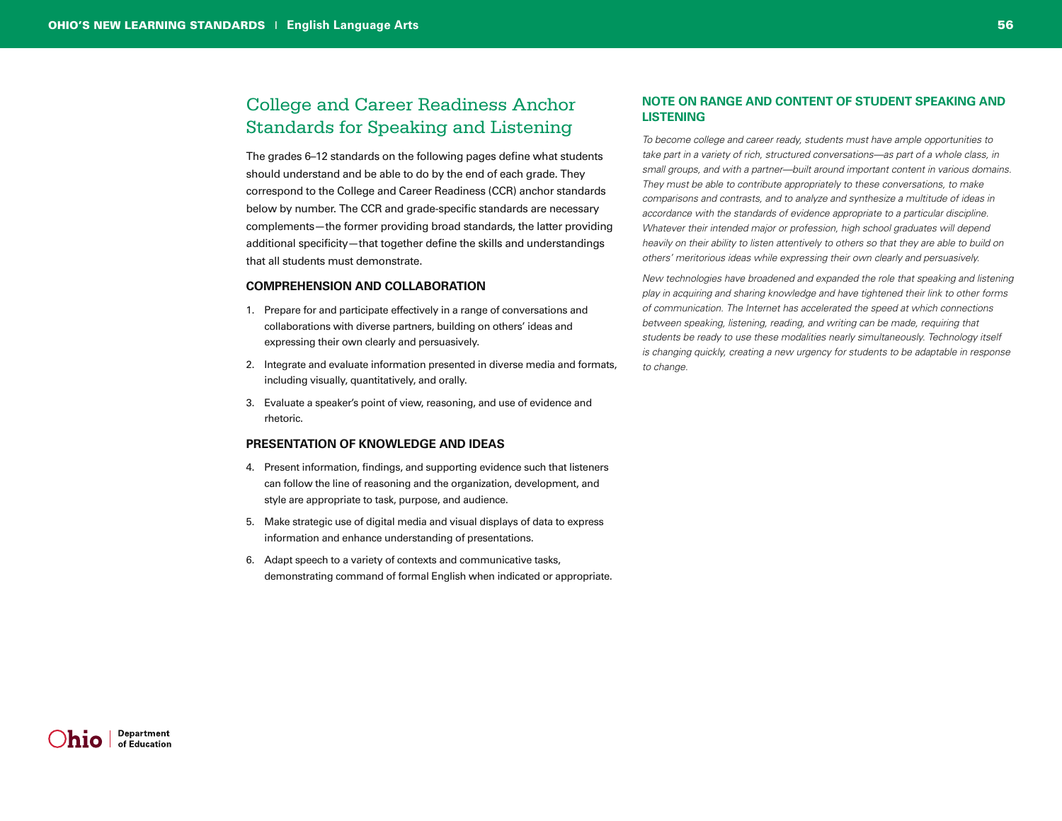# College and Career Readiness Anchor Standards for Speaking and Listening

The grades 6–12 standards on the following pages define what students should understand and be able to do by the end of each grade. They correspond to the College and Career Readiness (CCR) anchor standards below by number. The CCR and grade-specific standards are necessary complements—the former providing broad standards, the latter providing additional specificity—that together define the skills and understandings that all students must demonstrate.

### COMPREHENSION AND COLLABORATION

1. Prepare for and participate effectively in a range of conversations and collaborations with diverse partners, building on others' ideas and expressing their own clearly and persuasively.
2. Integrate and evaluate information presented in diverse media and formats, including visually, quantitatively, and orally.
3. Evaluate a speaker's point of view, reasoning, and use of evidence and rhetoric.

### PRESENTATION OF KNOWLEDGE AND IDEAS

4. Present information, findings, and supporting evidence such that listeners can follow the line of reasoning and the organization, development, and style are appropriate to task, purpose, and audience.
5. Make strategic use of digital media and visual displays of data to express information and enhance understanding of presentations.
6. Adapt speech to a variety of contexts and communicative tasks, demonstrating command of formal English when indicated or appropriate.

### NOTE ON RANGE AND CONTENT OF STUDENT SPEAKING AND LISTENING

*To become college and career ready, students must have ample opportunities to take part in a variety of rich, structured conversations—as part of a whole class, in small groups, and with a partner—built around important content in various domains. They must be able to contribute appropriately to these conversations, to make comparisons and contrasts, and to analyze and synthesize a multitude of ideas in accordance with the standards of evidence appropriate to a particular discipline. Whatever their intended major or profession, high school graduates will depend heavily on their ability to listen attentively to others so that they are able to build on others' meritorious ideas while expressing their own clearly and persuasively.*

*New technologies have broadened and expanded the role that speaking and listening play in acquiring and sharing knowledge and have tightened their link to other forms of communication. The Internet has accelerated the speed at which connections between speaking, listening, reading, and writing can be made, requiring that students be ready to use these modalities nearly simultaneously. Technology itself is changing quickly, creating a new urgency for students to be adaptable in response to change.*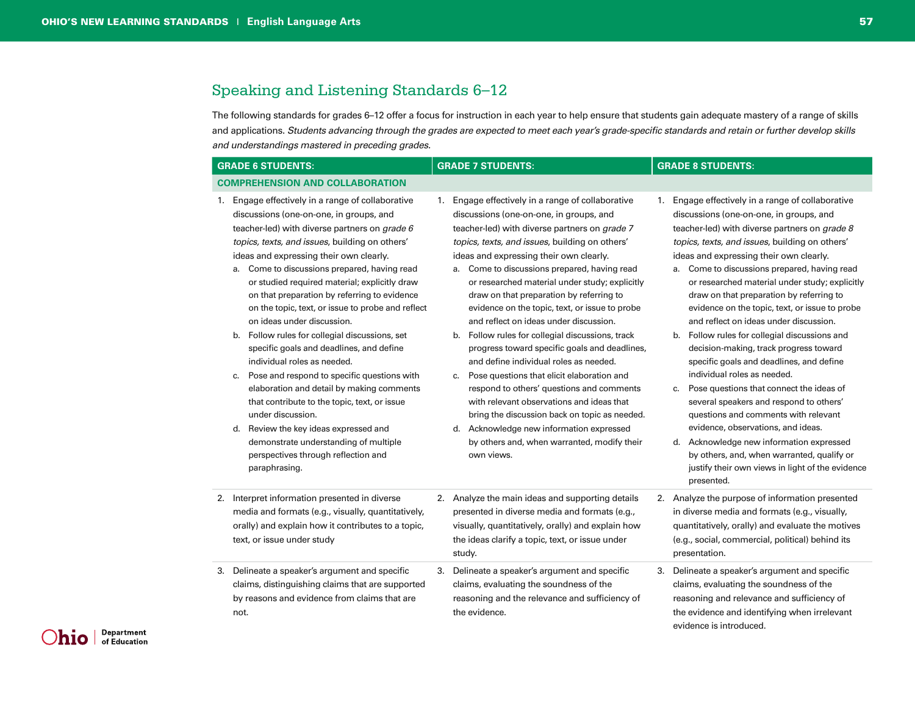## Speaking and Listening Standards 6–12

The following standards for grades 6–12 offer a focus for instruction in each year to help ensure that students gain adequate mastery of a range of skills and applications. *Students advancing through the grades are expected to meet each year's grade-specific standards and retain or further develop skills and understandings mastered in preceding grades.*

| GRADE 6 STUDENTS: | GRADE 7 STUDENTS: | GRADE 8 STUDENTS: |
|---|---|---|
| **COMPREHENSION AND COLLABORATION** | | |
| 1. Engage effectively in a range of collaborative discussions (one-on-one, in groups, and teacher-led) with diverse partners on *grade 6 topics, texts, and issues*, building on others' ideas and expressing their own clearly.<br>a. Come to discussions prepared, having read or studied required material; explicitly draw on that preparation by referring to evidence on the topic, text, or issue to probe and reflect on ideas under discussion.<br>b. Follow rules for collegial discussions, set specific goals and deadlines, and define individual roles as needed.<br>c. Pose and respond to specific questions with elaboration and detail by making comments that contribute to the topic, text, or issue under discussion.<br>d. Review the key ideas expressed and demonstrate understanding of multiple perspectives through reflection and paraphrasing. | 1. Engage effectively in a range of collaborative discussions (one-on-one, in groups, and teacher-led) with diverse partners on *grade 7 topics, texts, and issues*, building on others' ideas and expressing their own clearly.<br>a. Come to discussions prepared, having read or researched material under study; explicitly draw on that preparation by referring to evidence on the topic, text, or issue to probe and reflect on ideas under discussion.<br>b. Follow rules for collegial discussions, track progress toward specific goals and deadlines, and define individual roles as needed.<br>c. Pose questions that elicit elaboration and respond to others' questions and comments with relevant observations and ideas that bring the discussion back on topic as needed.<br>d. Acknowledge new information expressed by others and, when warranted, modify their own views. | 1. Engage effectively in a range of collaborative discussions (one-on-one, in groups, and teacher-led) with diverse partners on *grade 8 topics, texts, and issues*, building on others' ideas and expressing their own clearly.<br>a. Come to discussions prepared, having read or researched material under study; explicitly draw on that preparation by referring to evidence on the topic, text, or issue to probe and reflect on ideas under discussion.<br>b. Follow rules for collegial discussions and decision-making, track progress toward specific goals and deadlines, and define individual roles as needed.<br>c. Pose questions that connect the ideas of several speakers and respond to others' questions and comments with relevant evidence, observations, and ideas.<br>d. Acknowledge new information expressed by others, and, when warranted, qualify or justify their own views in light of the evidence presented. |
| 2. Interpret information presented in diverse media and formats (e.g., visually, quantitatively, orally) and explain how it contributes to a topic, text, or issue under study | 2. Analyze the main ideas and supporting details presented in diverse media and formats (e.g., visually, quantitatively, orally) and explain how the ideas clarify a topic, text, or issue under study. | 2. Analyze the purpose of information presented in diverse media and formats (e.g., visually, quantitatively, orally) and evaluate the motives (e.g., social, commercial, political) behind its presentation. |
| 3. Delineate a speaker's argument and specific claims, distinguishing claims that are supported by reasons and evidence from claims that are not. | 3. Delineate a speaker's argument and specific claims, evaluating the soundness of the reasoning and the relevance and sufficiency of the evidence. | 3. Delineate a speaker's argument and specific claims, evaluating the soundness of the reasoning and relevance and sufficiency of the evidence and identifying when irrelevant evidence is introduced. |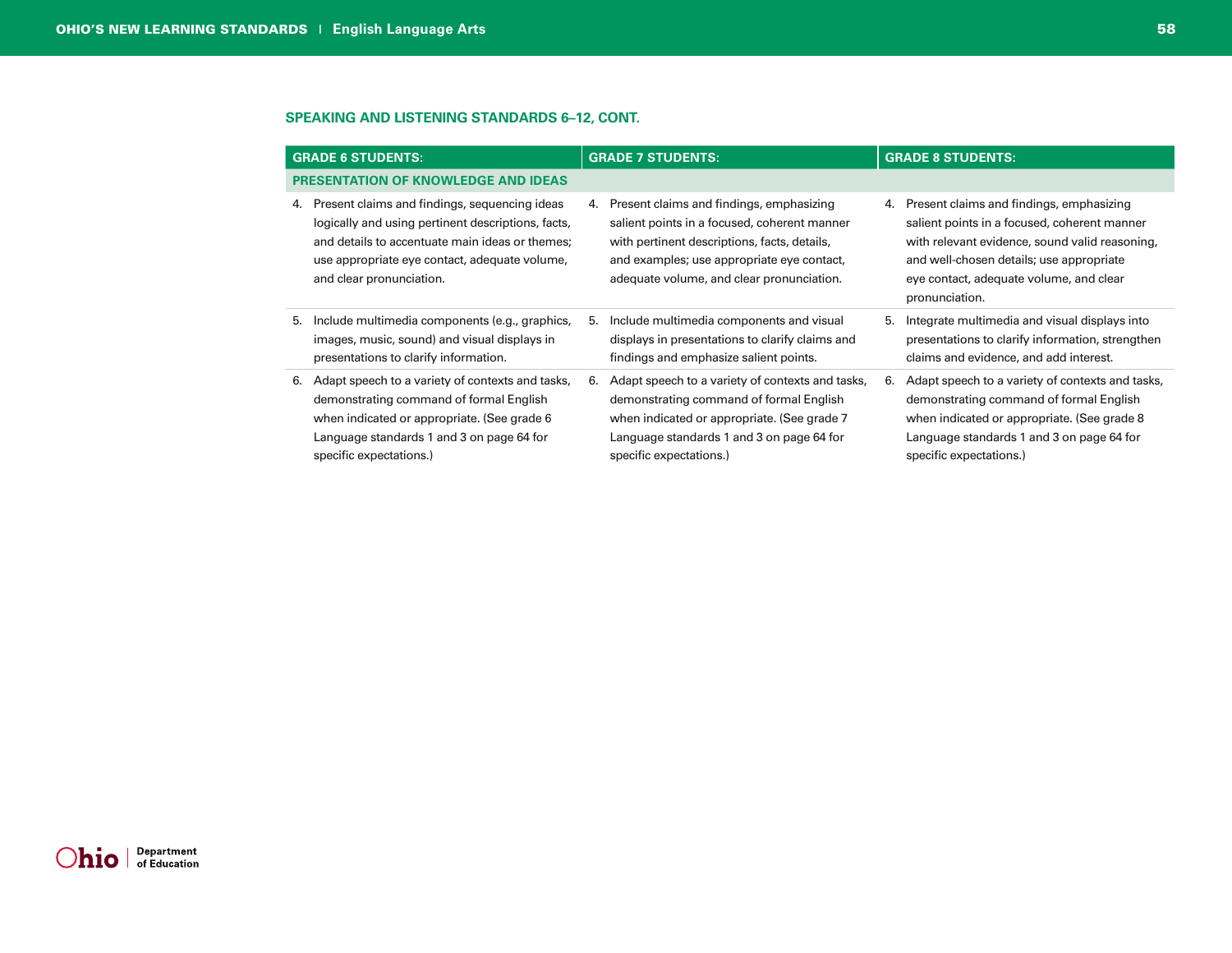## SPEAKING AND LISTENING STANDARDS 6–12, CONT.

| GRADE 6 STUDENTS: | GRADE 7 STUDENTS: | GRADE 8 STUDENTS: |
| --- | --- | --- |
| **PRESENTATION OF KNOWLEDGE AND IDEAS** | | |
| 4. Present claims and findings, sequencing ideas logically and using pertinent descriptions, facts, and details to accentuate main ideas or themes; use appropriate eye contact, adequate volume, and clear pronunciation. | 4. Present claims and findings, emphasizing salient points in a focused, coherent manner with pertinent descriptions, facts, details, and examples; use appropriate eye contact, adequate volume, and clear pronunciation. | 4. Present claims and findings, emphasizing salient points in a focused, coherent manner with relevant evidence, sound valid reasoning, and well-chosen details; use appropriate eye contact, adequate volume, and clear pronunciation. |
| 5. Include multimedia components (e.g., graphics, images, music, sound) and visual displays in presentations to clarify information. | 5. Include multimedia components and visual displays in presentations to clarify claims and findings and emphasize salient points. | 5. Integrate multimedia and visual displays into presentations to clarify information, strengthen claims and evidence, and add interest. |
| 6. Adapt speech to a variety of contexts and tasks, demonstrating command of formal English when indicated or appropriate. (See grade 6 Language standards 1 and 3 on page 64 for specific expectations.) | 6. Adapt speech to a variety of contexts and tasks, demonstrating command of formal English when indicated or appropriate. (See grade 7 Language standards 1 and 3 on page 64 for specific expectations.) | 6. Adapt speech to a variety of contexts and tasks, demonstrating command of formal English when indicated or appropriate. (See grade 8 Language standards 1 and 3 on page 64 for specific expectations.) |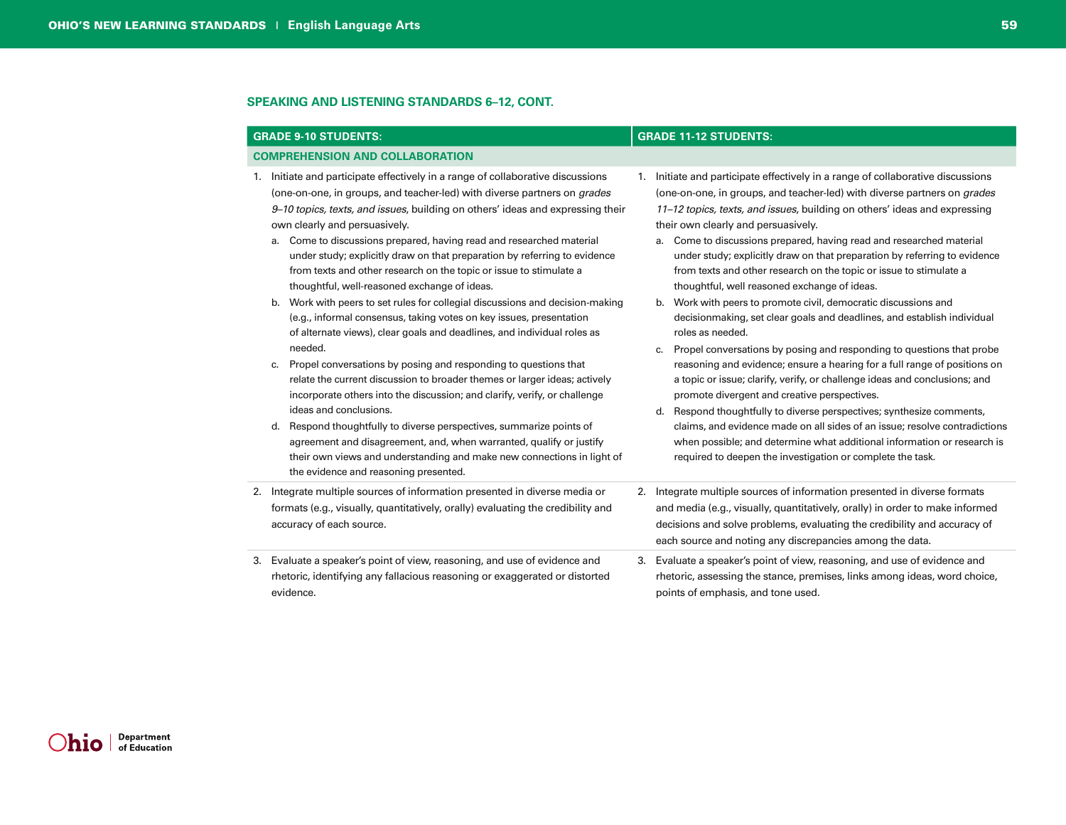## SPEAKING AND LISTENING STANDARDS 6–12, CONT.

| GRADE 9-10 STUDENTS: | GRADE 11-12 STUDENTS: |
|---|---|
| **COMPREHENSION AND COLLABORATION** | |
| 1. Initiate and participate effectively in a range of collaborative discussions (one-on-one, in groups, and teacher-led) with diverse partners on *grades 9–10 topics, texts, and issues*, building on others' ideas and expressing their own clearly and persuasively.<br>a. Come to discussions prepared, having read and researched material under study; explicitly draw on that preparation by referring to evidence from texts and other research on the topic or issue to stimulate a thoughtful, well-reasoned exchange of ideas.<br>b. Work with peers to set rules for collegial discussions and decision-making (e.g., informal consensus, taking votes on key issues, presentation of alternate views), clear goals and deadlines, and individual roles as needed.<br>c. Propel conversations by posing and responding to questions that relate the current discussion to broader themes or larger ideas; actively incorporate others into the discussion; and clarify, verify, or challenge ideas and conclusions.<br>d. Respond thoughtfully to diverse perspectives, summarize points of agreement and disagreement, and, when warranted, qualify or justify their own views and understanding and make new connections in light of the evidence and reasoning presented. | 1. Initiate and participate effectively in a range of collaborative discussions (one-on-one, in groups, and teacher-led) with diverse partners on *grades 11–12 topics, texts, and issues*, building on others' ideas and expressing their own clearly and persuasively.<br>a. Come to discussions prepared, having read and researched material under study; explicitly draw on that preparation by referring to evidence from texts and other research on the topic or issue to stimulate a thoughtful, well reasoned exchange of ideas.<br>b. Work with peers to promote civil, democratic discussions and decisionmaking, set clear goals and deadlines, and establish individual roles as needed.<br>c. Propel conversations by posing and responding to questions that probe reasoning and evidence; ensure a hearing for a full range of positions on a topic or issue; clarify, verify, or challenge ideas and conclusions; and promote divergent and creative perspectives.<br>d. Respond thoughtfully to diverse perspectives; synthesize comments, claims, and evidence made on all sides of an issue; resolve contradictions when possible; and determine what additional information or research is required to deepen the investigation or complete the task. |
| 2. Integrate multiple sources of information presented in diverse media or formats (e.g., visually, quantitatively, orally) evaluating the credibility and accuracy of each source. | 2. Integrate multiple sources of information presented in diverse formats and media (e.g., visually, quantitatively, orally) in order to make informed decisions and solve problems, evaluating the credibility and accuracy of each source and noting any discrepancies among the data. |
| 3. Evaluate a speaker's point of view, reasoning, and use of evidence and rhetoric, identifying any fallacious reasoning or exaggerated or distorted evidence. | 3. Evaluate a speaker's point of view, reasoning, and use of evidence and rhetoric, assessing the stance, premises, links among ideas, word choice, points of emphasis, and tone used. |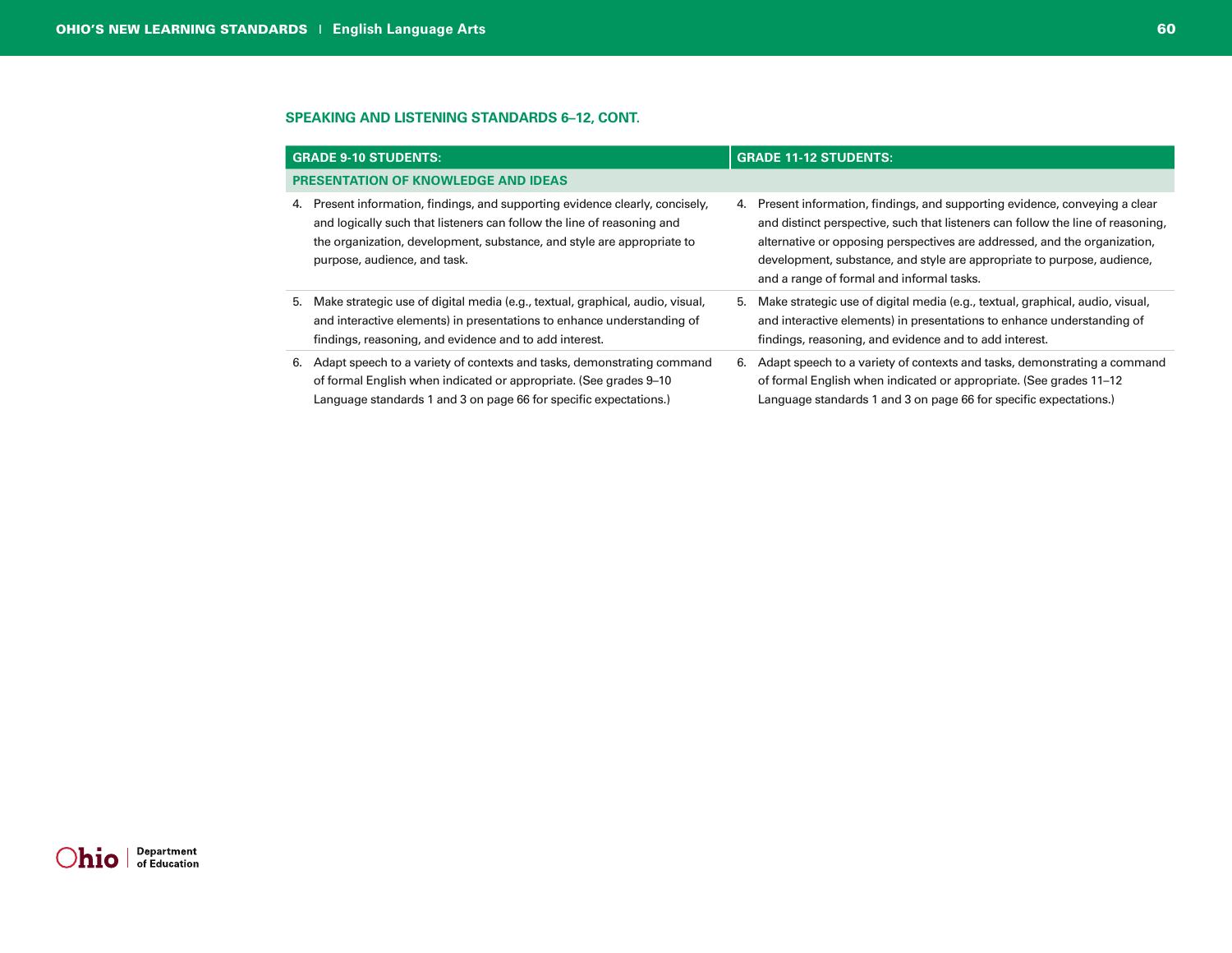## SPEAKING AND LISTENING STANDARDS 6–12, CONT.

| GRADE 9-10 STUDENTS: | GRADE 11-12 STUDENTS: |
|---|---|
| **PRESENTATION OF KNOWLEDGE AND IDEAS** | |
| 4. Present information, findings, and supporting evidence clearly, concisely, and logically such that listeners can follow the line of reasoning and the organization, development, substance, and style are appropriate to purpose, audience, and task. | 4. Present information, findings, and supporting evidence, conveying a clear and distinct perspective, such that listeners can follow the line of reasoning, alternative or opposing perspectives are addressed, and the organization, development, substance, and style are appropriate to purpose, audience, and a range of formal and informal tasks. |
| 5. Make strategic use of digital media (e.g., textual, graphical, audio, visual, and interactive elements) in presentations to enhance understanding of findings, reasoning, and evidence and to add interest. | 5. Make strategic use of digital media (e.g., textual, graphical, audio, visual, and interactive elements) in presentations to enhance understanding of findings, reasoning, and evidence and to add interest. |
| 6. Adapt speech to a variety of contexts and tasks, demonstrating command of formal English when indicated or appropriate. (See grades 9–10 Language standards 1 and 3 on page 66 for specific expectations.) | 6. Adapt speech to a variety of contexts and tasks, demonstrating a command of formal English when indicated or appropriate. (See grades 11–12 Language standards 1 and 3 on page 66 for specific expectations.) |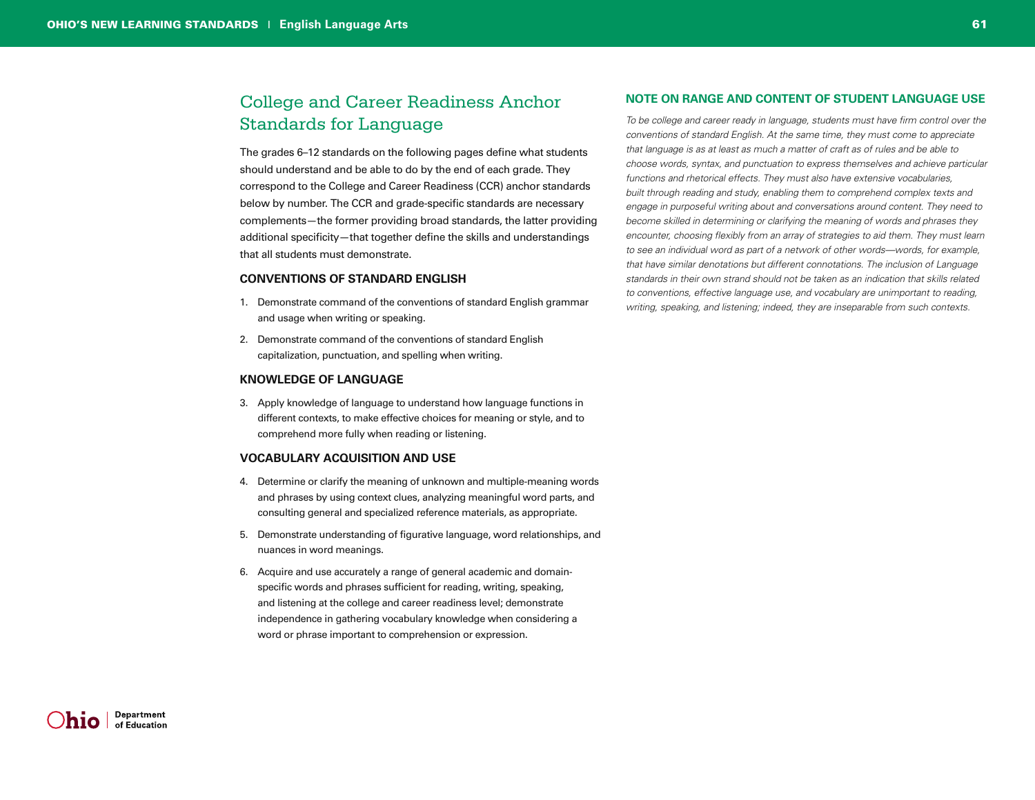# College and Career Readiness Anchor Standards for Language

The grades 6–12 standards on the following pages define what students should understand and be able to do by the end of each grade. They correspond to the College and Career Readiness (CCR) anchor standards below by number. The CCR and grade-specific standards are necessary complements—the former providing broad standards, the latter providing additional specificity—that together define the skills and understandings that all students must demonstrate.

### CONVENTIONS OF STANDARD ENGLISH

1. Demonstrate command of the conventions of standard English grammar and usage when writing or speaking.
2. Demonstrate command of the conventions of standard English capitalization, punctuation, and spelling when writing.

### KNOWLEDGE OF LANGUAGE

3. Apply knowledge of language to understand how language functions in different contexts, to make effective choices for meaning or style, and to comprehend more fully when reading or listening.

### VOCABULARY ACQUISITION AND USE

4. Determine or clarify the meaning of unknown and multiple-meaning words and phrases by using context clues, analyzing meaningful word parts, and consulting general and specialized reference materials, as appropriate.
5. Demonstrate understanding of figurative language, word relationships, and nuances in word meanings.
6. Acquire and use accurately a range of general academic and domain-specific words and phrases sufficient for reading, writing, speaking, and listening at the college and career readiness level; demonstrate independence in gathering vocabulary knowledge when considering a word or phrase important to comprehension or expression.

### NOTE ON RANGE AND CONTENT OF STUDENT LANGUAGE USE

*To be college and career ready in language, students must have firm control over the conventions of standard English. At the same time, they must come to appreciate that language is as at least as much a matter of craft as of rules and be able to choose words, syntax, and punctuation to express themselves and achieve particular functions and rhetorical effects. They must also have extensive vocabularies, built through reading and study, enabling them to comprehend complex texts and engage in purposeful writing about and conversations around content. They need to become skilled in determining or clarifying the meaning of words and phrases they encounter, choosing flexibly from an array of strategies to aid them. They must learn to see an individual word as part of a network of other words—words, for example, that have similar denotations but different connotations. The inclusion of Language standards in their own strand should not be taken as an indication that skills related to conventions, effective language use, and vocabulary are unimportant to reading, writing, speaking, and listening; indeed, they are inseparable from such contexts.*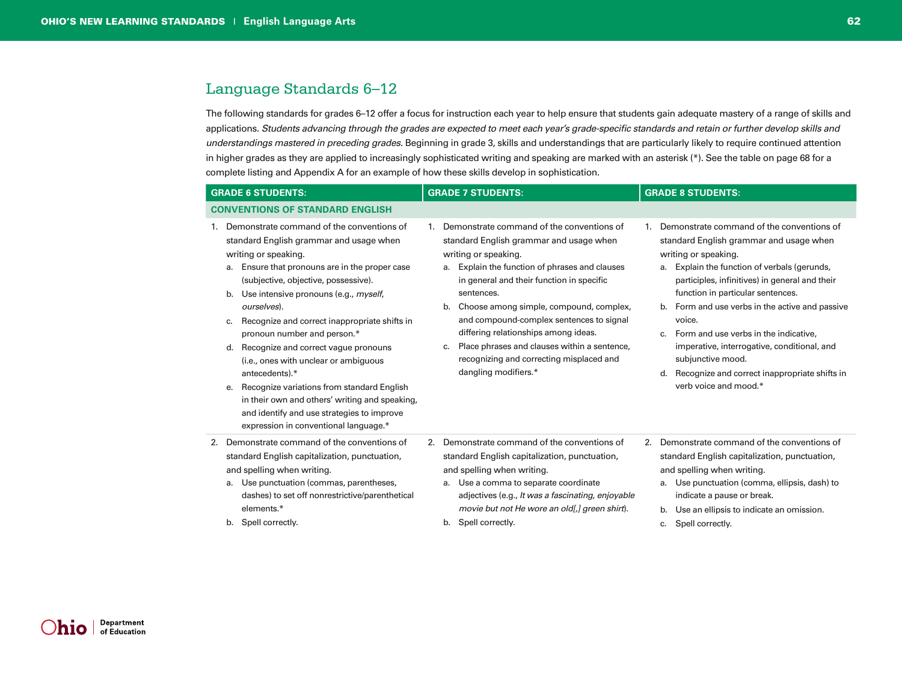## Language Standards 6–12

The following standards for grades 6–12 offer a focus for instruction each year to help ensure that students gain adequate mastery of a range of skills and applications. *Students advancing through the grades are expected to meet each year's grade-specific standards and retain or further develop skills and understandings mastered in preceding grades.* Beginning in grade 3, skills and understandings that are particularly likely to require continued attention in higher grades as they are applied to increasingly sophisticated writing and speaking are marked with an asterisk (*). See the table on page 68 for a complete listing and Appendix A for an example of how these skills develop in sophistication.

| GRADE 6 STUDENTS: | GRADE 7 STUDENTS: | GRADE 8 STUDENTS: |
|---|---|---|
| **CONVENTIONS OF STANDARD ENGLISH** | | |
| 1. Demonstrate command of the conventions of standard English grammar and usage when writing or speaking.<br>a. Ensure that pronouns are in the proper case (subjective, objective, possessive).<br>b. Use intensive pronouns (e.g., *myself, ourselves*).<br>c. Recognize and correct inappropriate shifts in pronoun number and person.*<br>d. Recognize and correct vague pronouns (i.e., ones with unclear or ambiguous antecedents).*<br>e. Recognize variations from standard English in their own and others' writing and speaking, and identify and use strategies to improve expression in conventional language.* | 1. Demonstrate command of the conventions of standard English grammar and usage when writing or speaking.<br>a. Explain the function of phrases and clauses in general and their function in specific sentences.<br>b. Choose among simple, compound, complex, and compound-complex sentences to signal differing relationships among ideas.<br>c. Place phrases and clauses within a sentence, recognizing and correcting misplaced and dangling modifiers.* | 1. Demonstrate command of the conventions of standard English grammar and usage when writing or speaking.<br>a. Explain the function of verbals (gerunds, participles, infinitives) in general and their function in particular sentences.<br>b. Form and use verbs in the active and passive voice.<br>c. Form and use verbs in the indicative, imperative, interrogative, conditional, and subjunctive mood.<br>d. Recognize and correct inappropriate shifts in verb voice and mood.* |
| 2. Demonstrate command of the conventions of standard English capitalization, punctuation, and spelling when writing.<br>a. Use punctuation (commas, parentheses, dashes) to set off nonrestrictive/parenthetical elements.*<br>b. Spell correctly. | 2. Demonstrate command of the conventions of standard English capitalization, punctuation, and spelling when writing.<br>a. Use a comma to separate coordinate adjectives (e.g., *It was a fascinating, enjoyable movie but not He wore an old[,] green shirt*).<br>b. Spell correctly. | 2. Demonstrate command of the conventions of standard English capitalization, punctuation, and spelling when writing.<br>a. Use punctuation (comma, ellipsis, dash) to indicate a pause or break.<br>b. Use an ellipsis to indicate an omission.<br>c. Spell correctly. |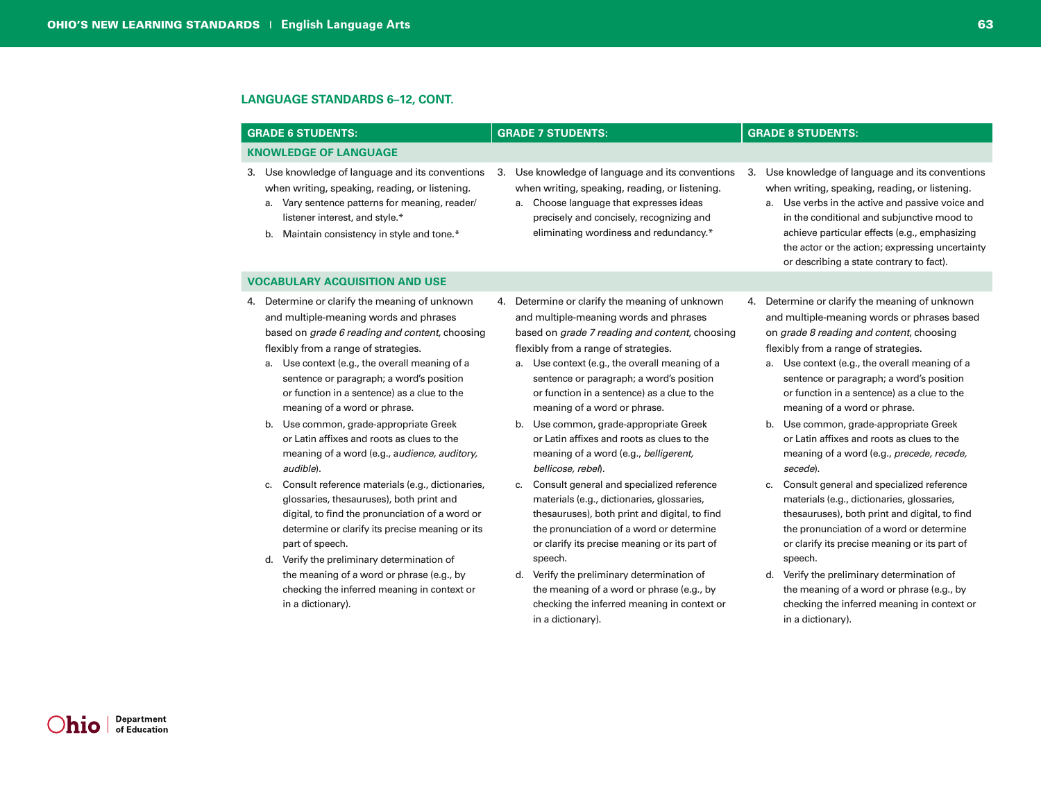## LANGUAGE STANDARDS 6–12, CONT.

| GRADE 6 STUDENTS: | GRADE 7 STUDENTS: | GRADE 8 STUDENTS: |
| --- | --- | --- |
| **KNOWLEDGE OF LANGUAGE** | | |
| 3. Use knowledge of language and its conventions when writing, speaking, reading, or listening.<br>a. Vary sentence patterns for meaning, reader/listener interest, and style.*<br>b. Maintain consistency in style and tone.* | 3. Use knowledge of language and its conventions when writing, speaking, reading, or listening.<br>a. Choose language that expresses ideas precisely and concisely, recognizing and eliminating wordiness and redundancy.* | 3. Use knowledge of language and its conventions when writing, speaking, reading, or listening.<br>a. Use verbs in the active and passive voice and in the conditional and subjunctive mood to achieve particular effects (e.g., emphasizing the actor or the action; expressing uncertainty or describing a state contrary to fact). |
| **VOCABULARY ACQUISITION AND USE** | | |
| 4. Determine or clarify the meaning of unknown and multiple-meaning words and phrases based on *grade 6 reading and content*, choosing flexibly from a range of strategies.<br>a. Use context (e.g., the overall meaning of a sentence or paragraph; a word's position or function in a sentence) as a clue to the meaning of a word or phrase.<br>b. Use common, grade-appropriate Greek or Latin affixes and roots as clues to the meaning of a word (e.g., *audience, auditory, audible*).<br>c. Consult reference materials (e.g., dictionaries, glossaries, thesauruses), both print and digital, to find the pronunciation of a word or determine or clarify its precise meaning or its part of speech.<br>d. Verify the preliminary determination of the meaning of a word or phrase (e.g., by checking the inferred meaning in context or in a dictionary). | 4. Determine or clarify the meaning of unknown and multiple-meaning words and phrases based on *grade 7 reading and content*, choosing flexibly from a range of strategies.<br>a. Use context (e.g., the overall meaning of a sentence or paragraph; a word's position or function in a sentence) as a clue to the meaning of a word or phrase.<br>b. Use common, grade-appropriate Greek or Latin affixes and roots as clues to the meaning of a word (e.g., *belligerent, bellicose, rebel*).<br>c. Consult general and specialized reference materials (e.g., dictionaries, glossaries, thesauruses), both print and digital, to find the pronunciation of a word or determine or clarify its precise meaning or its part of speech.<br>d. Verify the preliminary determination of the meaning of a word or phrase (e.g., by checking the inferred meaning in context or in a dictionary). | 4. Determine or clarify the meaning of unknown and multiple-meaning words or phrases based on *grade 8 reading and content*, choosing flexibly from a range of strategies.<br>a. Use context (e.g., the overall meaning of a sentence or paragraph; a word's position or function in a sentence) as a clue to the meaning of a word or phrase.<br>b. Use common, grade-appropriate Greek or Latin affixes and roots as clues to the meaning of a word (e.g., *precede, recede, secede*).<br>c. Consult general and specialized reference materials (e.g., dictionaries, glossaries, thesauruses), both print and digital, to find the pronunciation of a word or determine or clarify its precise meaning or its part of speech.<br>d. Verify the preliminary determination of the meaning of a word or phrase (e.g., by checking the inferred meaning in context or in a dictionary). |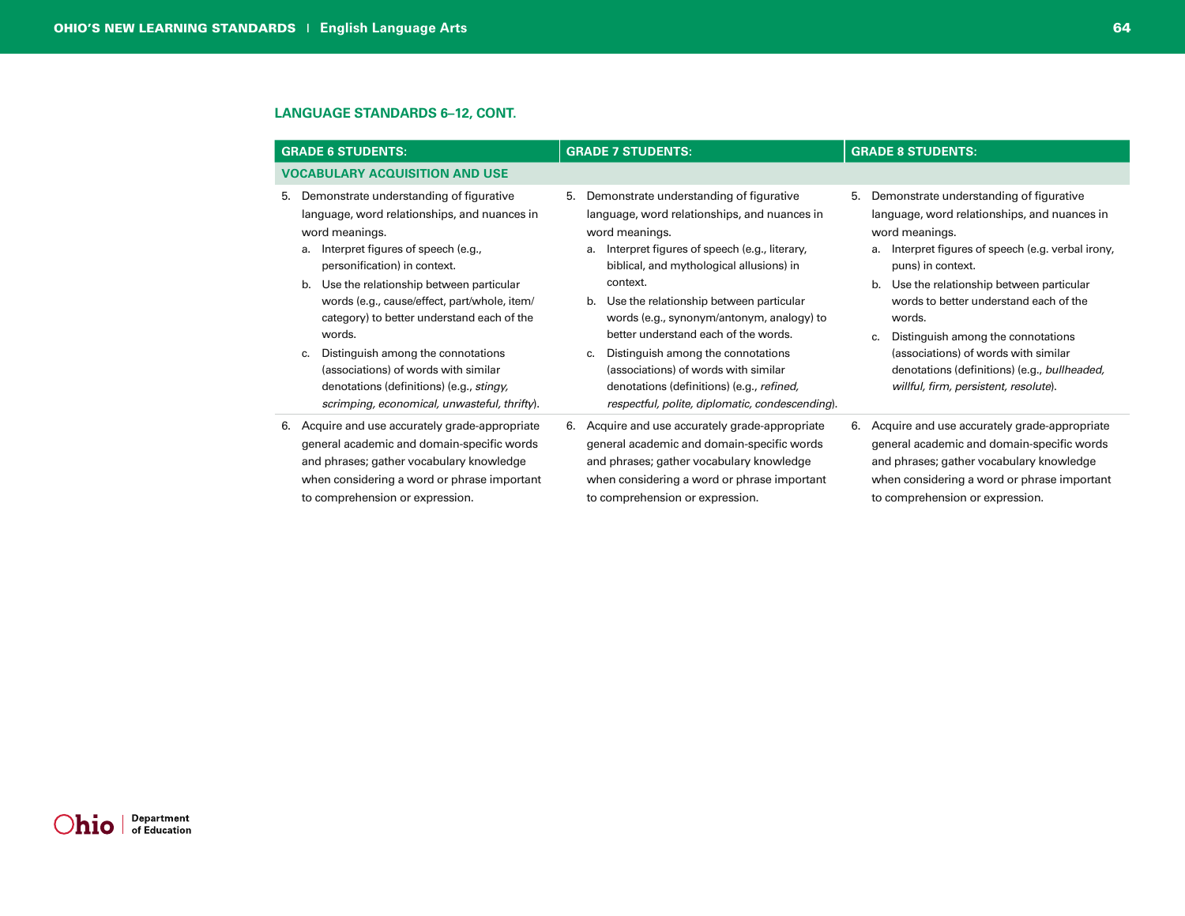## LANGUAGE STANDARDS 6–12, CONT.

| GRADE 6 STUDENTS: | GRADE 7 STUDENTS: | GRADE 8 STUDENTS: |
|---|---|---|
| **VOCABULARY ACQUISITION AND USE** | | |
| 5. Demonstrate understanding of figurative language, word relationships, and nuances in word meanings.<br>a. Interpret figures of speech (e.g., personification) in context.<br>b. Use the relationship between particular words (e.g., cause/effect, part/whole, item/category) to better understand each of the words.<br>c. Distinguish among the connotations (associations) of words with similar denotations (definitions) (e.g., *stingy, scrimping, economical, unwasteful, thrifty*). | 5. Demonstrate understanding of figurative language, word relationships, and nuances in word meanings.<br>a. Interpret figures of speech (e.g., literary, biblical, and mythological allusions) in context.<br>b. Use the relationship between particular words (e.g., synonym/antonym, analogy) to better understand each of the words.<br>c. Distinguish among the connotations (associations) of words with similar denotations (definitions) (e.g., *refined, respectful, polite, diplomatic, condescending*). | 5. Demonstrate understanding of figurative language, word relationships, and nuances in word meanings.<br>a. Interpret figures of speech (e.g. verbal irony, puns) in context.<br>b. Use the relationship between particular words to better understand each of the words.<br>c. Distinguish among the connotations (associations) of words with similar denotations (definitions) (e.g., *bullheaded, willful, firm, persistent, resolute*). |
| 6. Acquire and use accurately grade-appropriate general academic and domain-specific words and phrases; gather vocabulary knowledge when considering a word or phrase important to comprehension or expression. | 6. Acquire and use accurately grade-appropriate general academic and domain-specific words and phrases; gather vocabulary knowledge when considering a word or phrase important to comprehension or expression. | 6. Acquire and use accurately grade-appropriate general academic and domain-specific words and phrases; gather vocabulary knowledge when considering a word or phrase important to comprehension or expression. |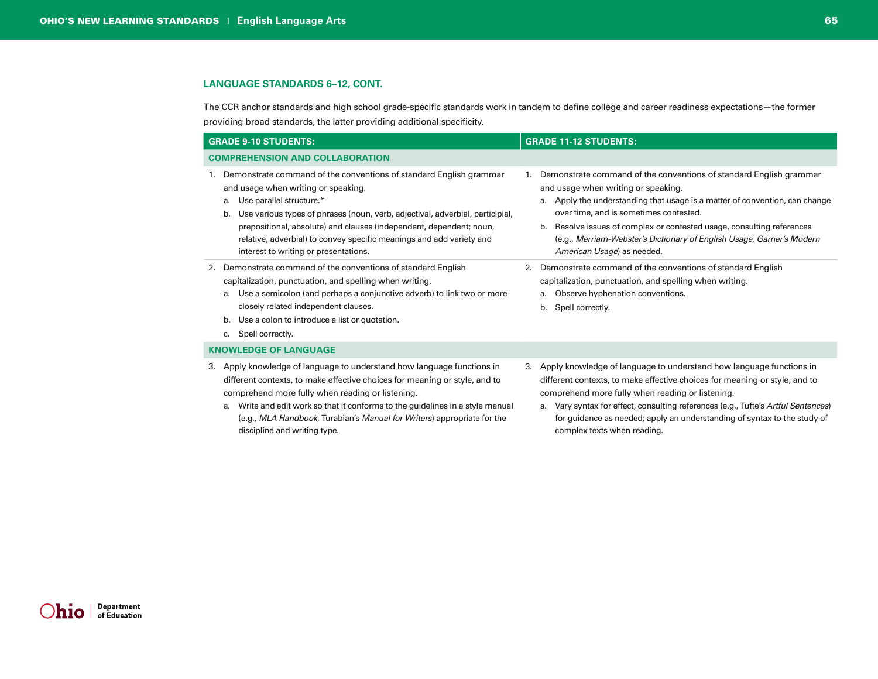## LANGUAGE STANDARDS 6–12, CONT.

The CCR anchor standards and high school grade-specific standards work in tandem to define college and career readiness expectations—the former providing broad standards, the latter providing additional specificity.

| GRADE 9-10 STUDENTS: | GRADE 11-12 STUDENTS: |
|---|---|
| **COMPREHENSION AND COLLABORATION** | |
| 1. Demonstrate command of the conventions of standard English grammar and usage when writing or speaking.<br>a. Use parallel structure.*<br>b. Use various types of phrases (noun, verb, adjectival, adverbial, participial, prepositional, absolute) and clauses (independent, dependent; noun, relative, adverbial) to convey specific meanings and add variety and interest to writing or presentations. | 1. Demonstrate command of the conventions of standard English grammar and usage when writing or speaking.<br>a. Apply the understanding that usage is a matter of convention, can change over time, and is sometimes contested.<br>b. Resolve issues of complex or contested usage, consulting references (e.g., *Merriam-Webster's Dictionary of English Usage*, *Garner's Modern American Usage*) as needed. |
| 2. Demonstrate command of the conventions of standard English capitalization, punctuation, and spelling when writing.<br>a. Use a semicolon (and perhaps a conjunctive adverb) to link two or more closely related independent clauses.<br>b. Use a colon to introduce a list or quotation.<br>c. Spell correctly. | 2. Demonstrate command of the conventions of standard English capitalization, punctuation, and spelling when writing.<br>a. Observe hyphenation conventions.<br>b. Spell correctly. |
| **KNOWLEDGE OF LANGUAGE** | |
| 3. Apply knowledge of language to understand how language functions in different contexts, to make effective choices for meaning or style, and to comprehend more fully when reading or listening.<br>a. Write and edit work so that it conforms to the guidelines in a style manual (e.g., *MLA Handbook*, Turabian's *Manual for Writers*) appropriate for the discipline and writing type. | 3. Apply knowledge of language to understand how language functions in different contexts, to make effective choices for meaning or style, and to comprehend more fully when reading or listening.<br>a. Vary syntax for effect, consulting references (e.g., Tufte's *Artful Sentences*) for guidance as needed; apply an understanding of syntax to the study of complex texts when reading. |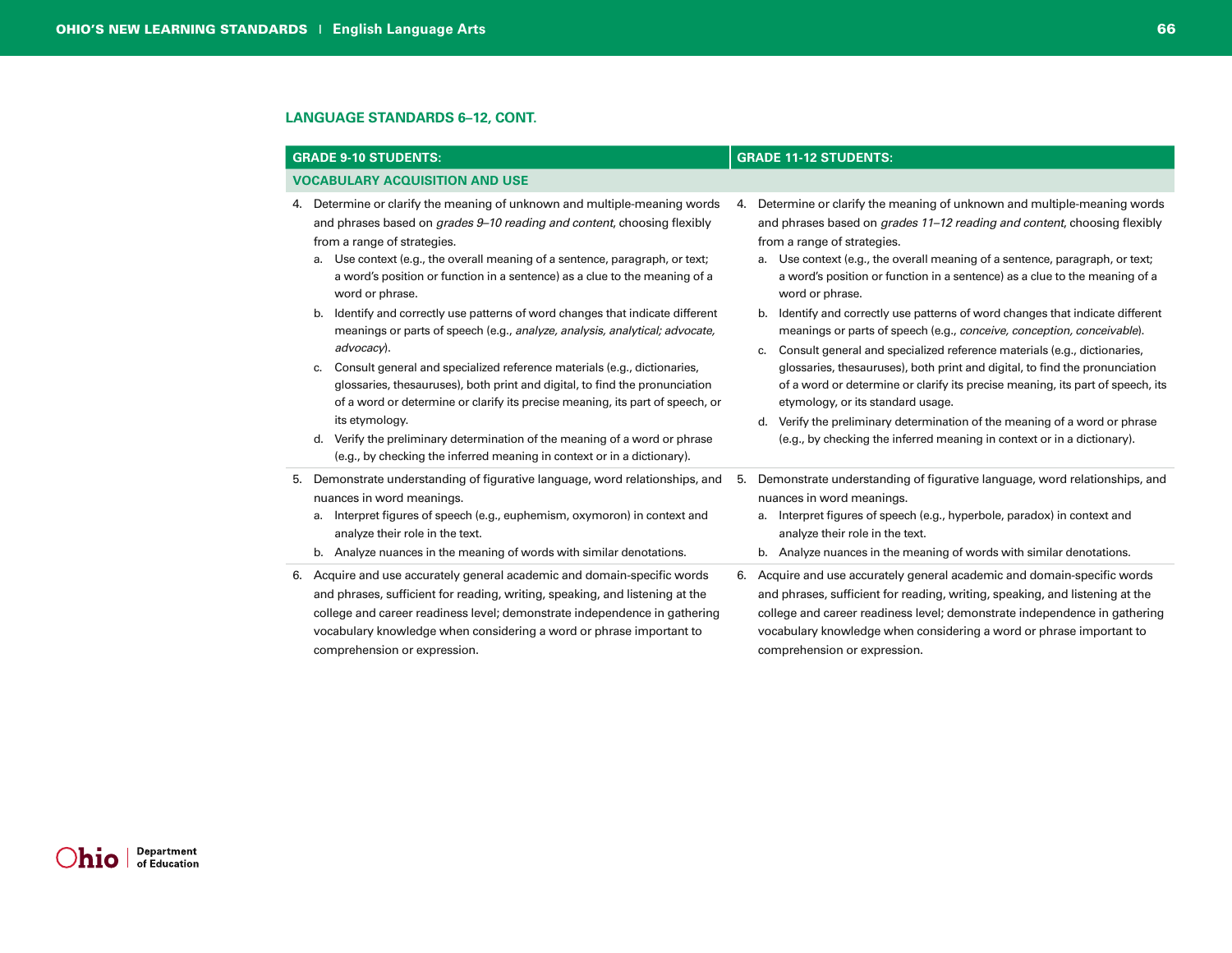## LANGUAGE STANDARDS 6–12, CONT.

| GRADE 9-10 STUDENTS: | GRADE 11-12 STUDENTS: |
|---|---|
| **VOCABULARY ACQUISITION AND USE** | |
| 4. Determine or clarify the meaning of unknown and multiple-meaning words and phrases based on *grades 9–10 reading and content*, choosing flexibly from a range of strategies.<br>a. Use context (e.g., the overall meaning of a sentence, paragraph, or text; a word's position or function in a sentence) as a clue to the meaning of a word or phrase.<br>b. Identify and correctly use patterns of word changes that indicate different meanings or parts of speech (e.g., *analyze, analysis, analytical; advocate, advocacy*).<br>c. Consult general and specialized reference materials (e.g., dictionaries, glossaries, thesauruses), both print and digital, to find the pronunciation of a word or determine or clarify its precise meaning, its part of speech, or its etymology.<br>d. Verify the preliminary determination of the meaning of a word or phrase (e.g., by checking the inferred meaning in context or in a dictionary). | 4. Determine or clarify the meaning of unknown and multiple-meaning words and phrases based on *grades 11–12 reading and content*, choosing flexibly from a range of strategies.<br>a. Use context (e.g., the overall meaning of a sentence, paragraph, or text; a word's position or function in a sentence) as a clue to the meaning of a word or phrase.<br>b. Identify and correctly use patterns of word changes that indicate different meanings or parts of speech (e.g., *conceive, conception, conceivable*).<br>c. Consult general and specialized reference materials (e.g., dictionaries, glossaries, thesauruses), both print and digital, to find the pronunciation of a word or determine or clarify its precise meaning, its part of speech, its etymology, or its standard usage.<br>d. Verify the preliminary determination of the meaning of a word or phrase (e.g., by checking the inferred meaning in context or in a dictionary). |
| 5. Demonstrate understanding of figurative language, word relationships, and nuances in word meanings.<br>a. Interpret figures of speech (e.g., euphemism, oxymoron) in context and analyze their role in the text.<br>b. Analyze nuances in the meaning of words with similar denotations. | 5. Demonstrate understanding of figurative language, word relationships, and nuances in word meanings.<br>a. Interpret figures of speech (e.g., hyperbole, paradox) in context and analyze their role in the text.<br>b. Analyze nuances in the meaning of words with similar denotations. |
| 6. Acquire and use accurately general academic and domain-specific words and phrases, sufficient for reading, writing, speaking, and listening at the college and career readiness level; demonstrate independence in gathering vocabulary knowledge when considering a word or phrase important to comprehension or expression. | 6. Acquire and use accurately general academic and domain-specific words and phrases, sufficient for reading, writing, speaking, and listening at the college and career readiness level; demonstrate independence in gathering vocabulary knowledge when considering a word or phrase important to comprehension or expression. |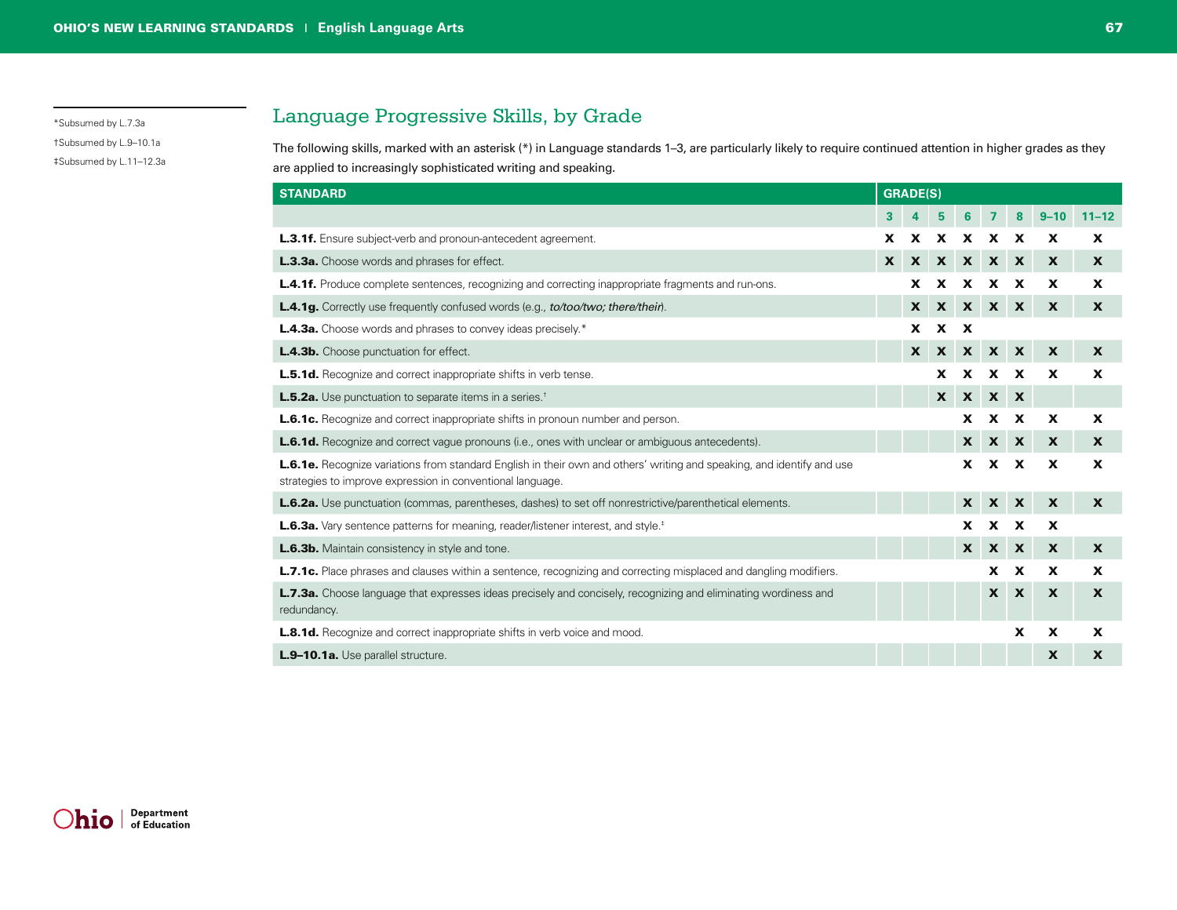*Subsumed by L.7.3a

†Subsumed by L.9–10.1a

‡Subsumed by L.11–12.3a

## Language Progressive Skills, by Grade

The following skills, marked with an asterisk (*) in Language standards 1–3, are particularly likely to require continued attention in higher grades as they are applied to increasingly sophisticated writing and speaking.

| STANDARD | GRADE(S) | | | | | | | |
|---|---|---|---|---|---|---|---|---|
| | 3 | 4 | 5 | 6 | 7 | 8 | 9–10 | 11–12 |
| **L.3.1f.** Ensure subject-verb and pronoun-antecedent agreement. | X | X | X | X | X | X | X | X |
| **L.3.3a.** Choose words and phrases for effect. | X | X | X | X | X | X | X | X |
| **L.4.1f.** Produce complete sentences, recognizing and correcting inappropriate fragments and run-ons. | | X | X | X | X | X | X | X |
| **L.4.1g.** Correctly use frequently confused words (e.g., *to/too/two; there/their*). | | X | X | X | X | X | X | X |
| **L.4.3a.** Choose words and phrases to convey ideas precisely.* | | X | X | X | | | | |
| **L.4.3b.** Choose punctuation for effect. | | X | X | X | X | X | X | X |
| **L.5.1d.** Recognize and correct inappropriate shifts in verb tense. | | | X | X | X | X | X | X |
| **L.5.2a.** Use punctuation to separate items in a series.† | | | X | X | X | X | | |
| **L.6.1c.** Recognize and correct inappropriate shifts in pronoun number and person. | | | | X | X | X | X | X |
| **L.6.1d.** Recognize and correct vague pronouns (i.e., ones with unclear or ambiguous antecedents). | | | | X | X | X | X | X |
| **L.6.1e.** Recognize variations from standard English in their own and others' writing and speaking, and identify and use strategies to improve expression in conventional language. | | | | X | X | X | X | X |
| **L.6.2a.** Use punctuation (commas, parentheses, dashes) to set off nonrestrictive/parenthetical elements. | | | | X | X | X | X | X |
| **L.6.3a.** Vary sentence patterns for meaning, reader/listener interest, and style.‡ | | | | X | X | X | X | |
| **L.6.3b.** Maintain consistency in style and tone. | | | | X | X | X | X | X |
| **L.7.1c.** Place phrases and clauses within a sentence, recognizing and correcting misplaced and dangling modifiers. | | | | | X | X | X | X |
| **L.7.3a.** Choose language that expresses ideas precisely and concisely, recognizing and eliminating wordiness and redundancy. | | | | | X | X | X | X |
| **L.8.1d.** Recognize and correct inappropriate shifts in verb voice and mood. | | | | | | X | X | X |
| **L.9–10.1a.** Use parallel structure. | | | | | | | X | X |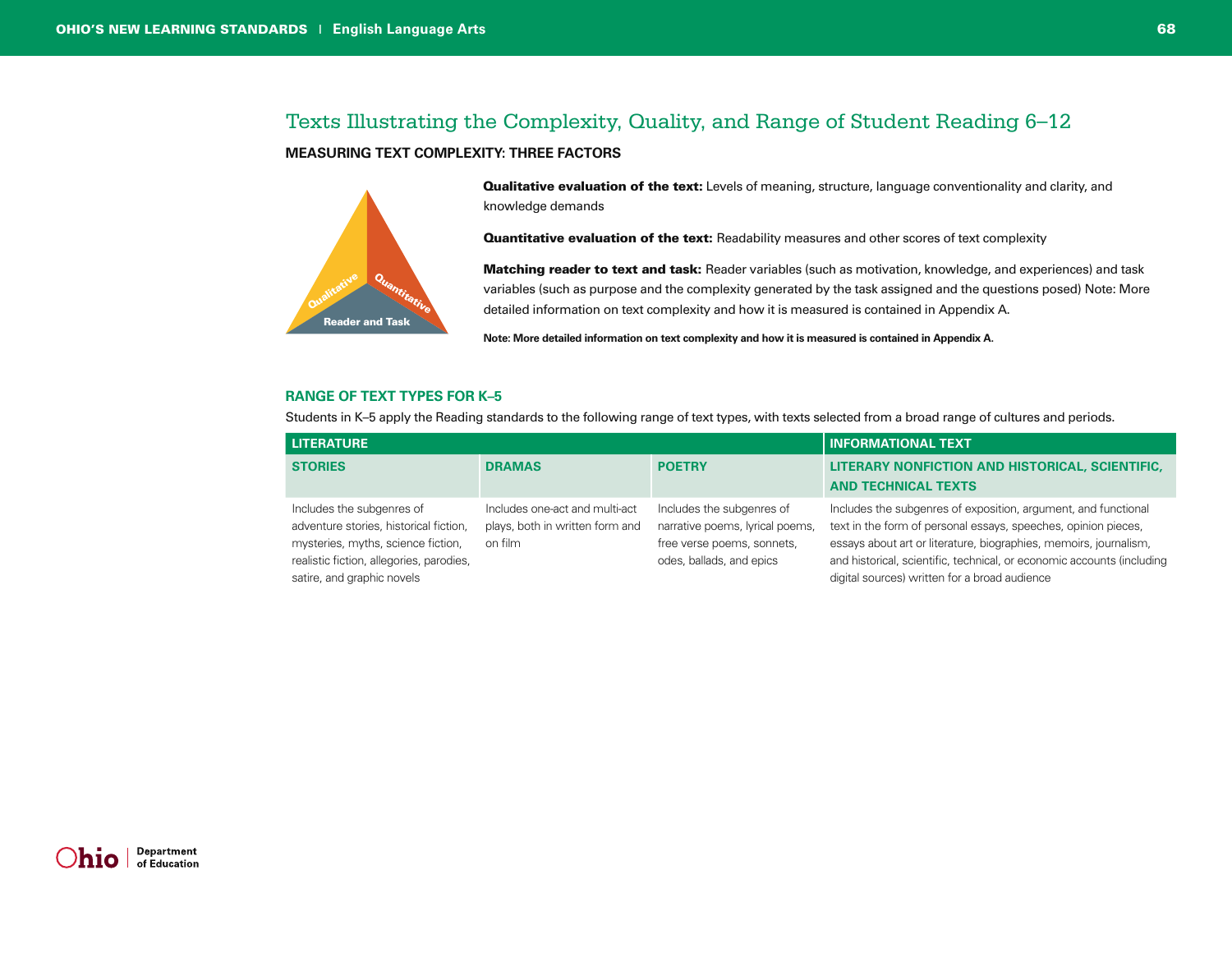# Texts Illustrating the Complexity, Quality, and Range of Student Reading 6–12

## MEASURING TEXT COMPLEXITY: THREE FACTORS

Qualitative | Quantitative | Reader and Task

**Qualitative evaluation of the text:** Levels of meaning, structure, language conventionality and clarity, and knowledge demands

**Quantitative evaluation of the text:** Readability measures and other scores of text complexity

**Matching reader to text and task:** Reader variables (such as motivation, knowledge, and experiences) and task variables (such as purpose and the complexity generated by the task assigned and the questions posed) Note: More detailed information on text complexity and how it is measured is contained in Appendix A.

**Note: More detailed information on text complexity and how it is measured is contained in Appendix A.**

## RANGE OF TEXT TYPES FOR K–5

Students in K–5 apply the Reading standards to the following range of text types, with texts selected from a broad range of cultures and periods.

| LITERATURE | | | INFORMATIONAL TEXT |
|---|---|---|---|
| **STORIES** | **DRAMAS** | **POETRY** | **LITERARY NONFICTION AND HISTORICAL, SCIENTIFIC, AND TECHNICAL TEXTS** |
| Includes the subgenres of adventure stories, historical fiction, mysteries, myths, science fiction, realistic fiction, allegories, parodies, satire, and graphic novels | Includes one-act and multi-act plays, both in written form and on film | Includes the subgenres of narrative poems, lyrical poems, free verse poems, sonnets, odes, ballads, and epics | Includes the subgenres of exposition, argument, and functional text in the form of personal essays, speeches, opinion pieces, essays about art or literature, biographies, memoirs, journalism, and historical, scientific, technical, or economic accounts (including digital sources) written for a broad audience |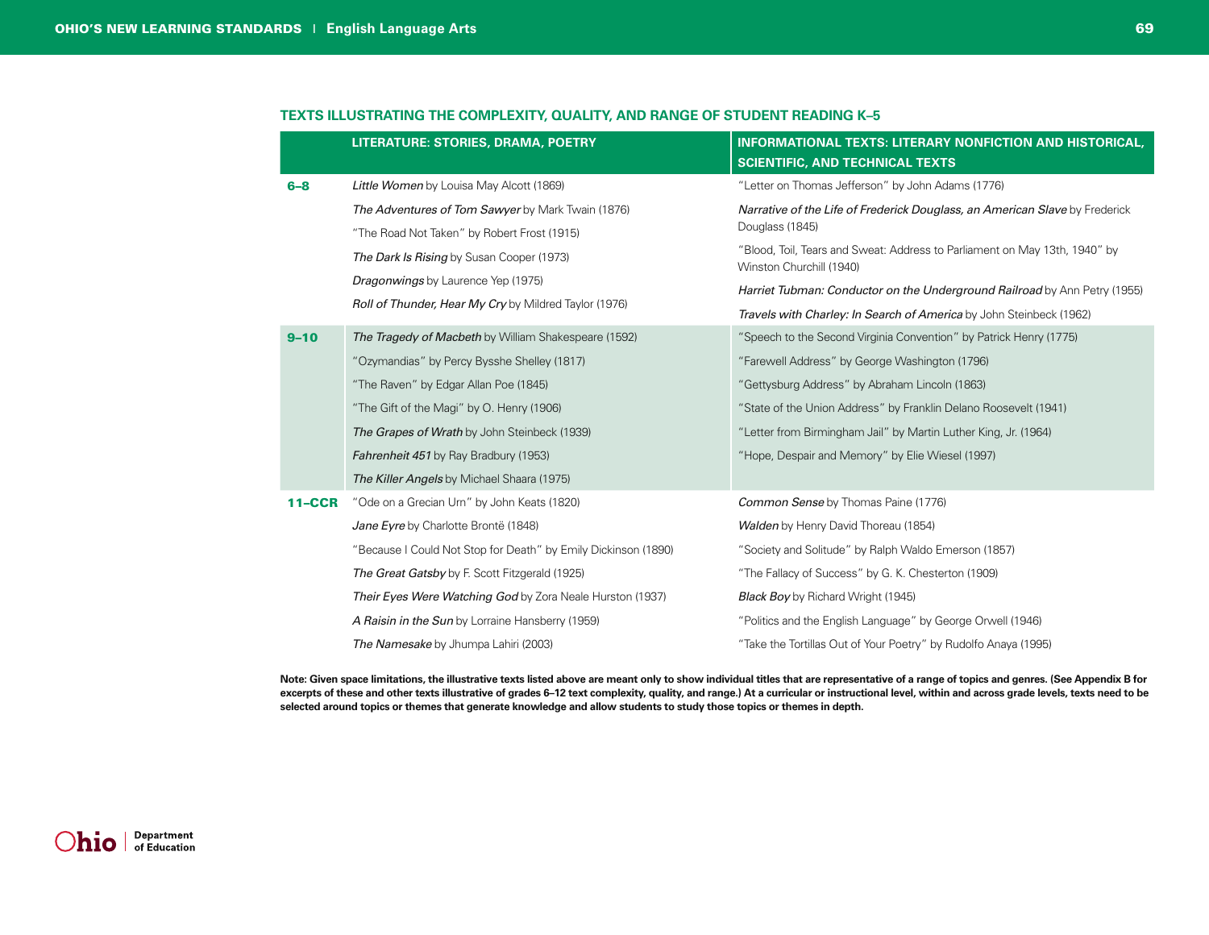## TEXTS ILLUSTRATING THE COMPLEXITY, QUALITY, AND RANGE OF STUDENT READING K–5

| | LITERATURE: STORIES, DRAMA, POETRY | INFORMATIONAL TEXTS: LITERARY NONFICTION AND HISTORICAL, SCIENTIFIC, AND TECHNICAL TEXTS |
|---|---|---|
| **6–8** | *Little Women* by Louisa May Alcott (1869) | "Letter on Thomas Jefferson" by John Adams (1776) |
| | *The Adventures of Tom Sawyer* by Mark Twain (1876) | *Narrative of the Life of Frederick Douglass, an American Slave* by Frederick Douglass (1845) |
| | "The Road Not Taken" by Robert Frost (1915) | "Blood, Toil, Tears and Sweat: Address to Parliament on May 13th, 1940" by Winston Churchill (1940) |
| | *The Dark Is Rising* by Susan Cooper (1973) | *Harriet Tubman: Conductor on the Underground Railroad* by Ann Petry (1955) |
| | *Dragonwings* by Laurence Yep (1975) | *Travels with Charley: In Search of America* by John Steinbeck (1962) |
| | *Roll of Thunder, Hear My Cry* by Mildred Taylor (1976) | |
| **9–10** | *The Tragedy of Macbeth* by William Shakespeare (1592) | "Speech to the Second Virginia Convention" by Patrick Henry (1775) |
| | "Ozymandias" by Percy Bysshe Shelley (1817) | "Farewell Address" by George Washington (1796) |
| | "The Raven" by Edgar Allan Poe (1845) | "Gettysburg Address" by Abraham Lincoln (1863) |
| | "The Gift of the Magi" by O. Henry (1906) | "State of the Union Address" by Franklin Delano Roosevelt (1941) |
| | *The Grapes of Wrath* by John Steinbeck (1939) | "Letter from Birmingham Jail" by Martin Luther King, Jr. (1964) |
| | *Fahrenheit 451* by Ray Bradbury (1953) | "Hope, Despair and Memory" by Elie Wiesel (1997) |
| | *The Killer Angels* by Michael Shaara (1975) | |
| **11–CCR** | "Ode on a Grecian Urn" by John Keats (1820) | *Common Sense* by Thomas Paine (1776) |
| | *Jane Eyre* by Charlotte Brontë (1848) | *Walden* by Henry David Thoreau (1854) |
| | "Because I Could Not Stop for Death" by Emily Dickinson (1890) | "Society and Solitude" by Ralph Waldo Emerson (1857) |
| | *The Great Gatsby* by F. Scott Fitzgerald (1925) | "The Fallacy of Success" by G. K. Chesterton (1909) |
| | *Their Eyes Were Watching God* by Zora Neale Hurston (1937) | *Black Boy* by Richard Wright (1945) |
| | *A Raisin in the Sun* by Lorraine Hansberry (1959) | "Politics and the English Language" by George Orwell (1946) |
| | *The Namesake* by Jhumpa Lahiri (2003) | "Take the Tortillas Out of Your Poetry" by Rudolfo Anaya (1995) |

**Note: Given space limitations, the illustrative texts listed above are meant only to show individual titles that are representative of a range of topics and genres. (See Appendix B for excerpts of these and other texts illustrative of grades 6–12 text complexity, quality, and range.) At a curricular or instructional level, within and across grade levels, texts need to be selected around topics or themes that generate knowledge and allow students to study those topics or themes in depth.**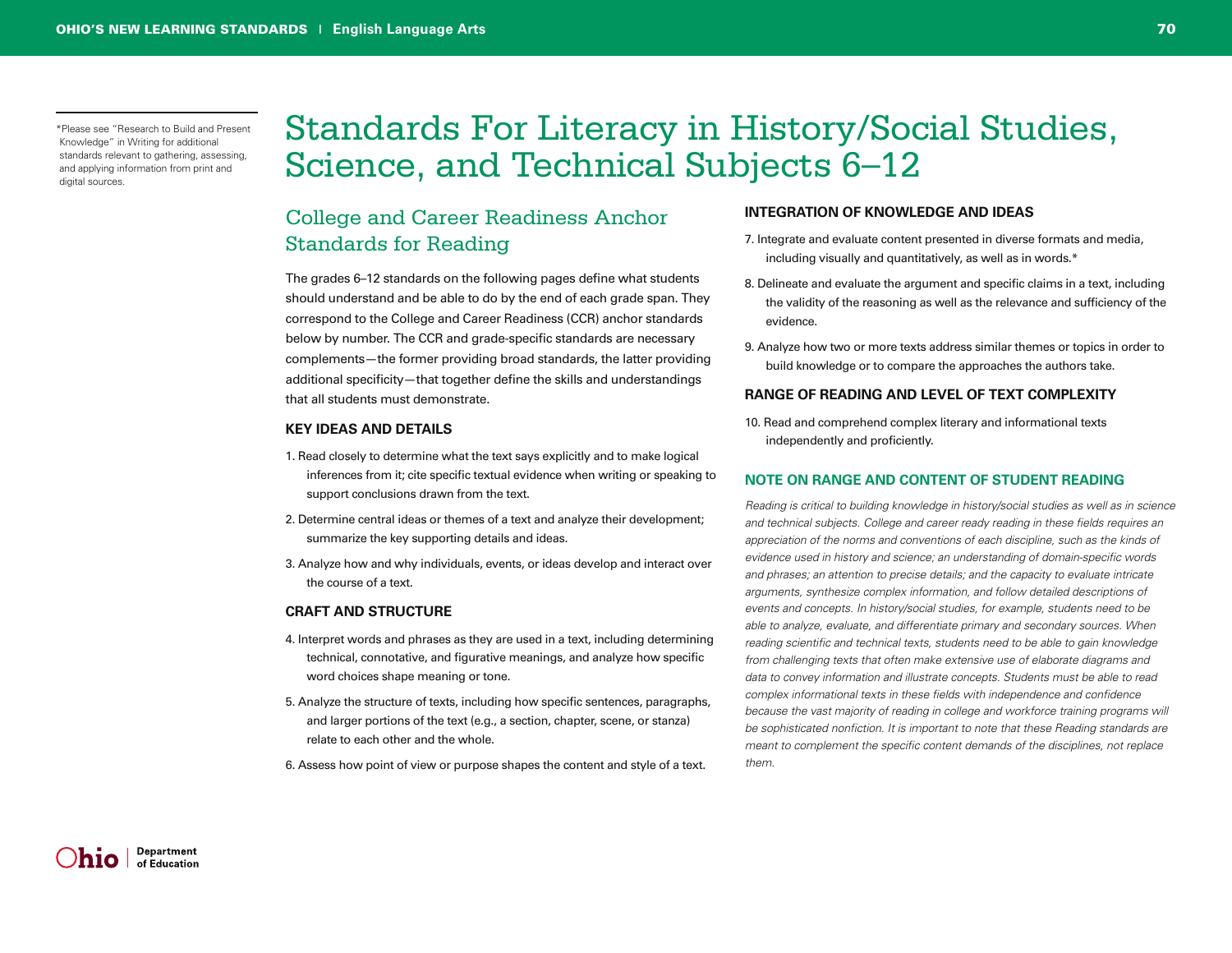# Standards For Literacy in History/Social Studies, Science, and Technical Subjects 6–12

## College and Career Readiness Anchor Standards for Reading

The grades 6–12 standards on the following pages define what students should understand and be able to do by the end of each grade span. They correspond to the College and Career Readiness (CCR) anchor standards below by number. The CCR and grade-specific standards are necessary complements—the former providing broad standards, the latter providing additional specificity—that together define the skills and understandings that all students must demonstrate.

### KEY IDEAS AND DETAILS

1. Read closely to determine what the text says explicitly and to make logical inferences from it; cite specific textual evidence when writing or speaking to support conclusions drawn from the text.
2. Determine central ideas or themes of a text and analyze their development; summarize the key supporting details and ideas.
3. Analyze how and why individuals, events, or ideas develop and interact over the course of a text.

### CRAFT AND STRUCTURE

4. Interpret words and phrases as they are used in a text, including determining technical, connotative, and figurative meanings, and analyze how specific word choices shape meaning or tone.
5. Analyze the structure of texts, including how specific sentences, paragraphs, and larger portions of the text (e.g., a section, chapter, scene, or stanza) relate to each other and the whole.
6. Assess how point of view or purpose shapes the content and style of a text.

### INTEGRATION OF KNOWLEDGE AND IDEAS

7. Integrate and evaluate content presented in diverse formats and media, including visually and quantitatively, as well as in words.*
8. Delineate and evaluate the argument and specific claims in a text, including the validity of the reasoning as well as the relevance and sufficiency of the evidence.
9. Analyze how two or more texts address similar themes or topics in order to build knowledge or to compare the approaches the authors take.

### RANGE OF READING AND LEVEL OF TEXT COMPLEXITY

10. Read and comprehend complex literary and informational texts independently and proficiently.

### NOTE ON RANGE AND CONTENT OF STUDENT READING

*Reading is critical to building knowledge in history/social studies as well as in science and technical subjects. College and career ready reading in these fields requires an appreciation of the norms and conventions of each discipline, such as the kinds of evidence used in history and science; an understanding of domain-specific words and phrases; an attention to precise details; and the capacity to evaluate intricate arguments, synthesize complex information, and follow detailed descriptions of events and concepts. In history/social studies, for example, students need to be able to analyze, evaluate, and differentiate primary and secondary sources. When reading scientific and technical texts, students need to be able to gain knowledge from challenging texts that often make extensive use of elaborate diagrams and data to convey information and illustrate concepts. Students must be able to read complex informational texts in these fields with independence and confidence because the vast majority of reading in college and workforce training programs will be sophisticated nonfiction. It is important to note that these Reading standards are meant to complement the specific content demands of the disciplines, not replace them.*

*Please see "Research to Build and Present Knowledge" in Writing for additional standards relevant to gathering, assessing, and applying information from print and digital sources.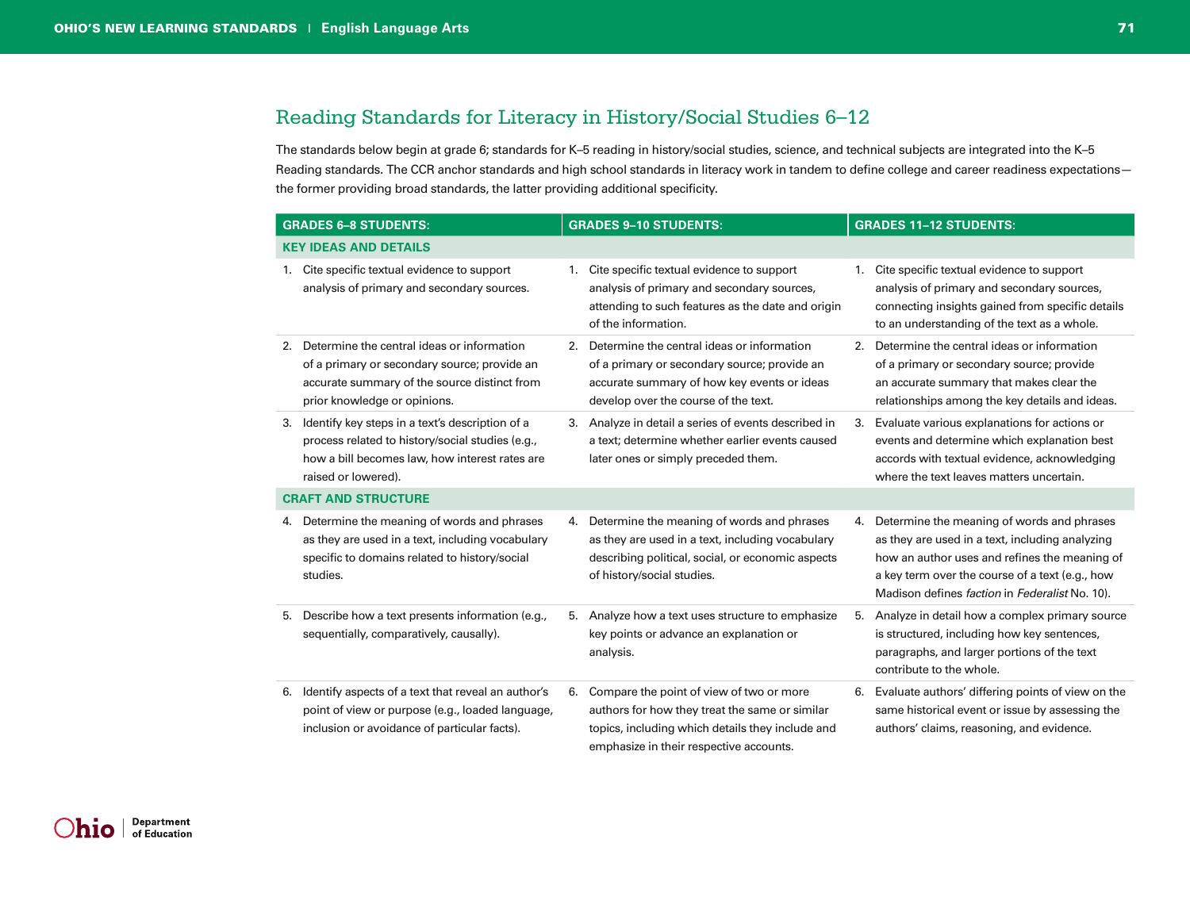## Reading Standards for Literacy in History/Social Studies 6–12

The standards below begin at grade 6; standards for K–5 reading in history/social studies, science, and technical subjects are integrated into the K–5 Reading standards. The CCR anchor standards and high school standards in literacy work in tandem to define college and career readiness expectations—the former providing broad standards, the latter providing additional specificity.

| GRADES 6–8 STUDENTS: | GRADES 9–10 STUDENTS: | GRADES 11–12 STUDENTS: |
|---|---|---|
| **KEY IDEAS AND DETAILS** | | |
| 1. Cite specific textual evidence to support analysis of primary and secondary sources. | 1. Cite specific textual evidence to support analysis of primary and secondary sources, attending to such features as the date and origin of the information. | 1. Cite specific textual evidence to support analysis of primary and secondary sources, connecting insights gained from specific details to an understanding of the text as a whole. |
| 2. Determine the central ideas or information of a primary or secondary source; provide an accurate summary of the source distinct from prior knowledge or opinions. | 2. Determine the central ideas or information of a primary or secondary source; provide an accurate summary of how key events or ideas develop over the course of the text. | 2. Determine the central ideas or information of a primary or secondary source; provide an accurate summary that makes clear the relationships among the key details and ideas. |
| 3. Identify key steps in a text's description of a process related to history/social studies (e.g., how a bill becomes law, how interest rates are raised or lowered). | 3. Analyze in detail a series of events described in a text; determine whether earlier events caused later ones or simply preceded them. | 3. Evaluate various explanations for actions or events and determine which explanation best accords with textual evidence, acknowledging where the text leaves matters uncertain. |
| **CRAFT AND STRUCTURE** | | |
| 4. Determine the meaning of words and phrases as they are used in a text, including vocabulary specific to domains related to history/social studies. | 4. Determine the meaning of words and phrases as they are used in a text, including vocabulary describing political, social, or economic aspects of history/social studies. | 4. Determine the meaning of words and phrases as they are used in a text, including analyzing how an author uses and refines the meaning of a key term over the course of a text (e.g., how Madison defines *faction* in *Federalist* No. 10). |
| 5. Describe how a text presents information (e.g., sequentially, comparatively, causally). | 5. Analyze how a text uses structure to emphasize key points or advance an explanation or analysis. | 5. Analyze in detail how a complex primary source is structured, including how key sentences, paragraphs, and larger portions of the text contribute to the whole. |
| 6. Identify aspects of a text that reveal an author's point of view or purpose (e.g., loaded language, inclusion or avoidance of particular facts). | 6. Compare the point of view of two or more authors for how they treat the same or similar topics, including which details they include and emphasize in their respective accounts. | 6. Evaluate authors' differing points of view on the same historical event or issue by assessing the authors' claims, reasoning, and evidence. |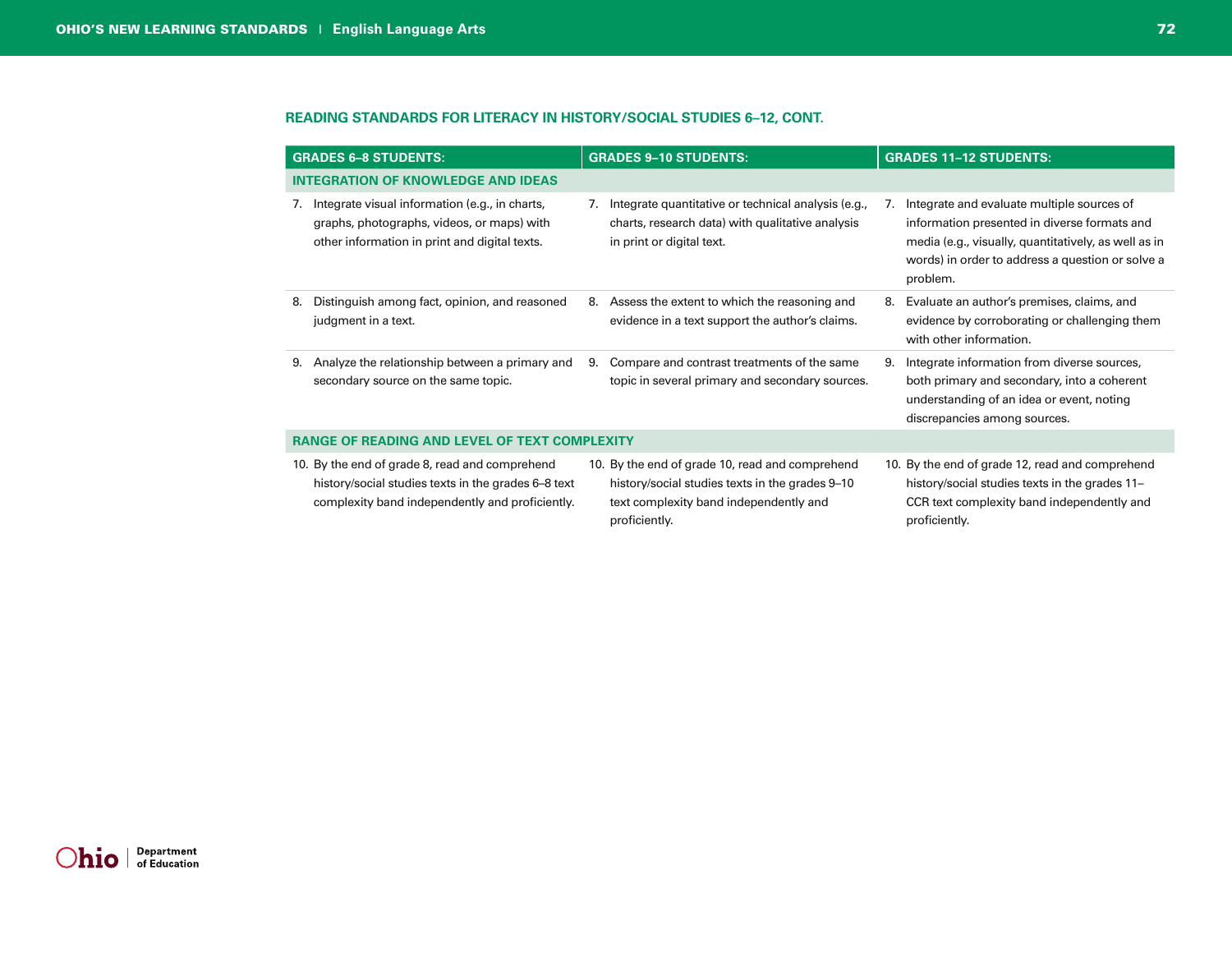## READING STANDARDS FOR LITERACY IN HISTORY/SOCIAL STUDIES 6–12, CONT.

| GRADES 6–8 STUDENTS: | GRADES 9–10 STUDENTS: | GRADES 11–12 STUDENTS: |
|---|---|---|
| **INTEGRATION OF KNOWLEDGE AND IDEAS** | | |
| 7. Integrate visual information (e.g., in charts, graphs, photographs, videos, or maps) with other information in print and digital texts. | 7. Integrate quantitative or technical analysis (e.g., charts, research data) with qualitative analysis in print or digital text. | 7. Integrate and evaluate multiple sources of information presented in diverse formats and media (e.g., visually, quantitatively, as well as in words) in order to address a question or solve a problem. |
| 8. Distinguish among fact, opinion, and reasoned judgment in a text. | 8. Assess the extent to which the reasoning and evidence in a text support the author's claims. | 8. Evaluate an author's premises, claims, and evidence by corroborating or challenging them with other information. |
| 9. Analyze the relationship between a primary and secondary source on the same topic. | 9. Compare and contrast treatments of the same topic in several primary and secondary sources. | 9. Integrate information from diverse sources, both primary and secondary, into a coherent understanding of an idea or event, noting discrepancies among sources. |
| **RANGE OF READING AND LEVEL OF TEXT COMPLEXITY** | | |
| 10. By the end of grade 8, read and comprehend history/social studies texts in the grades 6–8 text complexity band independently and proficiently. | 10. By the end of grade 10, read and comprehend history/social studies texts in the grades 9–10 text complexity band independently and proficiently. | 10. By the end of grade 12, read and comprehend history/social studies texts in the grades 11–CCR text complexity band independently and proficiently. |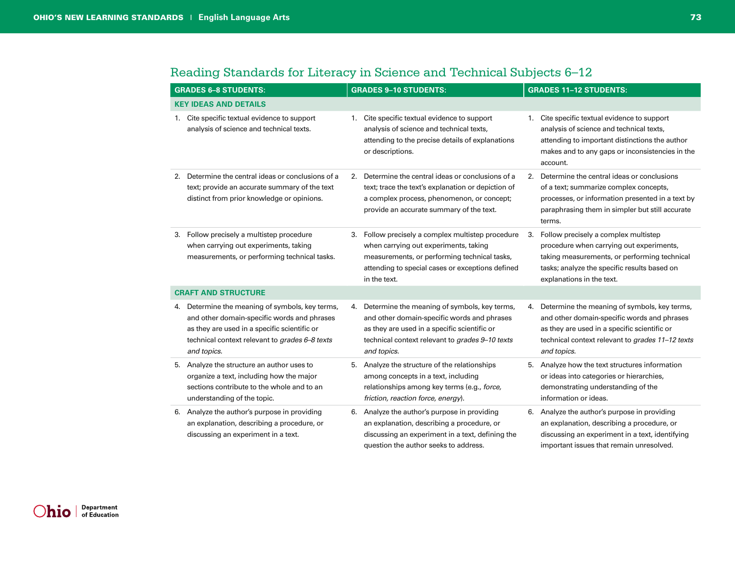## Reading Standards for Literacy in Science and Technical Subjects 6–12

| GRADES 6–8 STUDENTS: | GRADES 9–10 STUDENTS: | GRADES 11–12 STUDENTS: |
|---|---|---|
| **KEY IDEAS AND DETAILS** | | |
| 1. Cite specific textual evidence to support analysis of science and technical texts. | 1. Cite specific textual evidence to support analysis of science and technical texts, attending to the precise details of explanations or descriptions. | 1. Cite specific textual evidence to support analysis of science and technical texts, attending to important distinctions the author makes and to any gaps or inconsistencies in the account. |
| 2. Determine the central ideas or conclusions of a text; provide an accurate summary of the text distinct from prior knowledge or opinions. | 2. Determine the central ideas or conclusions of a text; trace the text's explanation or depiction of a complex process, phenomenon, or concept; provide an accurate summary of the text. | 2. Determine the central ideas or conclusions of a text; summarize complex concepts, processes, or information presented in a text by paraphrasing them in simpler but still accurate terms. |
| 3. Follow precisely a multistep procedure when carrying out experiments, taking measurements, or performing technical tasks. | 3. Follow precisely a complex multistep procedure when carrying out experiments, taking measurements, or performing technical tasks, attending to special cases or exceptions defined in the text. | 3. Follow precisely a complex multistep procedure when carrying out experiments, taking measurements, or performing technical tasks; analyze the specific results based on explanations in the text. |
| **CRAFT AND STRUCTURE** | | |
| 4. Determine the meaning of symbols, key terms, and other domain-specific words and phrases as they are used in a specific scientific or technical context relevant to *grades 6–8 texts and topics.* | 4. Determine the meaning of symbols, key terms, and other domain-specific words and phrases as they are used in a specific scientific or technical context relevant to *grades 9–10 texts and topics.* | 4. Determine the meaning of symbols, key terms, and other domain-specific words and phrases as they are used in a specific scientific or technical context relevant to *grades 11–12 texts and topics.* |
| 5. Analyze the structure an author uses to organize a text, including how the major sections contribute to the whole and to an understanding of the topic. | 5. Analyze the structure of the relationships among concepts in a text, including relationships among key terms (e.g., *force, friction, reaction force, energy*). | 5. Analyze how the text structures information or ideas into categories or hierarchies, demonstrating understanding of the information or ideas. |
| 6. Analyze the author's purpose in providing an explanation, describing a procedure, or discussing an experiment in a text. | 6. Analyze the author's purpose in providing an explanation, describing a procedure, or discussing an experiment in a text, defining the question the author seeks to address. | 6. Analyze the author's purpose in providing an explanation, describing a procedure, or discussing an experiment in a text, identifying important issues that remain unresolved. |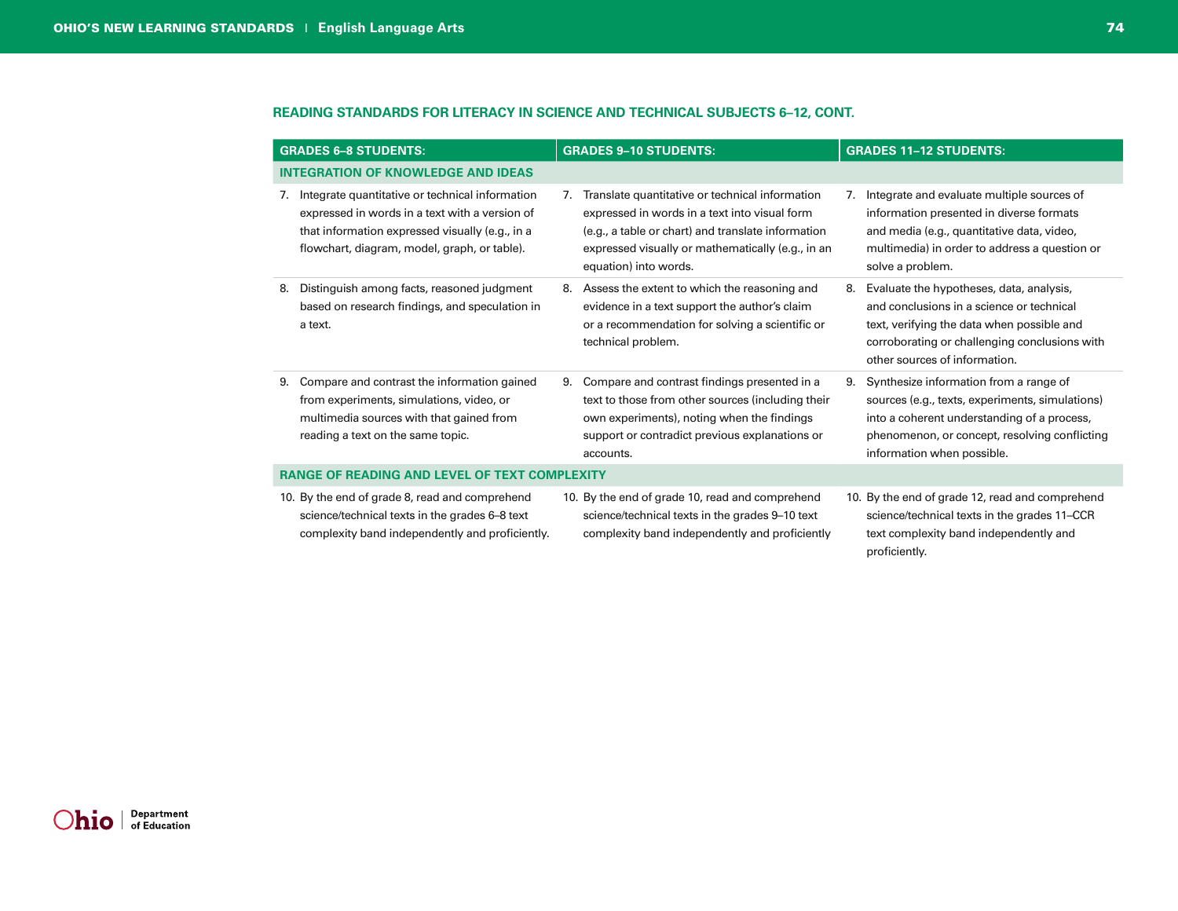## READING STANDARDS FOR LITERACY IN SCIENCE AND TECHNICAL SUBJECTS 6–12, CONT.

| GRADES 6–8 STUDENTS: | GRADES 9–10 STUDENTS: | GRADES 11–12 STUDENTS: |
|---|---|---|
| **INTEGRATION OF KNOWLEDGE AND IDEAS** | | |
| 7. Integrate quantitative or technical information expressed in words in a text with a version of that information expressed visually (e.g., in a flowchart, diagram, model, graph, or table). | 7. Translate quantitative or technical information expressed in words in a text into visual form (e.g., a table or chart) and translate information expressed visually or mathematically (e.g., in an equation) into words. | 7. Integrate and evaluate multiple sources of information presented in diverse formats and media (e.g., quantitative data, video, multimedia) in order to address a question or solve a problem. |
| 8. Distinguish among facts, reasoned judgment based on research findings, and speculation in a text. | 8. Assess the extent to which the reasoning and evidence in a text support the author's claim or a recommendation for solving a scientific or technical problem. | 8. Evaluate the hypotheses, data, analysis, and conclusions in a science or technical text, verifying the data when possible and corroborating or challenging conclusions with other sources of information. |
| 9. Compare and contrast the information gained from experiments, simulations, video, or multimedia sources with that gained from reading a text on the same topic. | 9. Compare and contrast findings presented in a text to those from other sources (including their own experiments), noting when the findings support or contradict previous explanations or accounts. | 9. Synthesize information from a range of sources (e.g., texts, experiments, simulations) into a coherent understanding of a process, phenomenon, or concept, resolving conflicting information when possible. |
| **RANGE OF READING AND LEVEL OF TEXT COMPLEXITY** | | |
| 10. By the end of grade 8, read and comprehend science/technical texts in the grades 6–8 text complexity band independently and proficiently. | 10. By the end of grade 10, read and comprehend science/technical texts in the grades 9–10 text complexity band independently and proficiently | 10. By the end of grade 12, read and comprehend science/technical texts in the grades 11–CCR text complexity band independently and proficiently. |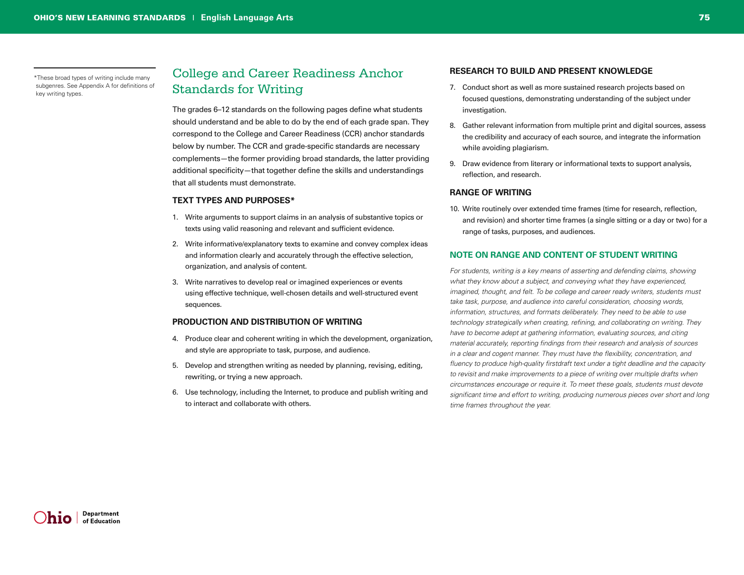## College and Career Readiness Anchor Standards for Writing

The grades 6–12 standards on the following pages define what students should understand and be able to do by the end of each grade span. They correspond to the College and Career Readiness (CCR) anchor standards below by number. The CCR and grade-specific standards are necessary complements—the former providing broad standards, the latter providing additional specificity—that together define the skills and understandings that all students must demonstrate.

### TEXT TYPES AND PURPOSES*

1. Write arguments to support claims in an analysis of substantive topics or texts using valid reasoning and relevant and sufficient evidence.
2. Write informative/explanatory texts to examine and convey complex ideas and information clearly and accurately through the effective selection, organization, and analysis of content.
3. Write narratives to develop real or imagined experiences or events using effective technique, well-chosen details and well-structured event sequences.

### PRODUCTION AND DISTRIBUTION OF WRITING

4. Produce clear and coherent writing in which the development, organization, and style are appropriate to task, purpose, and audience.
5. Develop and strengthen writing as needed by planning, revising, editing, rewriting, or trying a new approach.
6. Use technology, including the Internet, to produce and publish writing and to interact and collaborate with others.

### RESEARCH TO BUILD AND PRESENT KNOWLEDGE

7. Conduct short as well as more sustained research projects based on focused questions, demonstrating understanding of the subject under investigation.
8. Gather relevant information from multiple print and digital sources, assess the credibility and accuracy of each source, and integrate the information while avoiding plagiarism.
9. Draw evidence from literary or informational texts to support analysis, reflection, and research.

### RANGE OF WRITING

10. Write routinely over extended time frames (time for research, reflection, and revision) and shorter time frames (a single sitting or a day or two) for a range of tasks, purposes, and audiences.

### NOTE ON RANGE AND CONTENT OF STUDENT WRITING

*For students, writing is a key means of asserting and defending claims, showing what they know about a subject, and conveying what they have experienced, imagined, thought, and felt. To be college and career ready writers, students must take task, purpose, and audience into careful consideration, choosing words, information, structures, and formats deliberately. They need to be able to use technology strategically when creating, refining, and collaborating on writing. They have to become adept at gathering information, evaluating sources, and citing material accurately, reporting findings from their research and analysis of sources in a clear and cogent manner. They must have the flexibility, concentration, and fluency to produce high-quality firstdraft text under a tight deadline and the capacity to revisit and make improvements to a piece of writing over multiple drafts when circumstances encourage or require it. To meet these goals, students must devote significant time and effort to writing, producing numerous pieces over short and long time frames throughout the year.*

*These broad types of writing include many subgenres. See Appendix A for definitions of key writing types.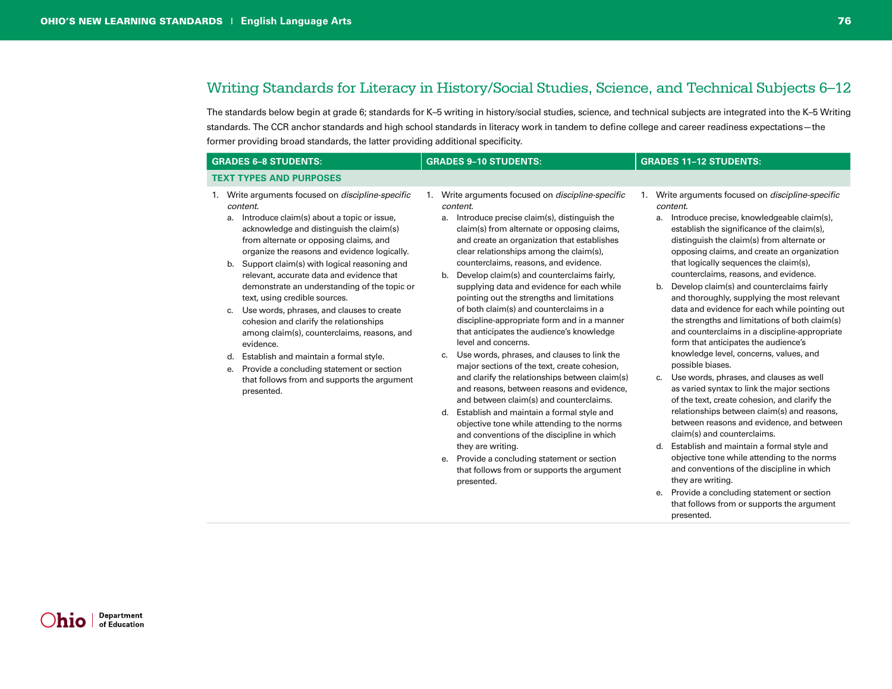## Writing Standards for Literacy in History/Social Studies, Science, and Technical Subjects 6–12

The standards below begin at grade 6; standards for K–5 writing in history/social studies, science, and technical subjects are integrated into the K–5 Writing standards. The CCR anchor standards and high school standards in literacy work in tandem to define college and career readiness expectations—the former providing broad standards, the latter providing additional specificity.

| GRADES 6–8 STUDENTS: | GRADES 9–10 STUDENTS: | GRADES 11–12 STUDENTS: |
|---|---|---|
| **TEXT TYPES AND PURPOSES** | | |
| 1. Write arguments focused on *discipline-specific content.*<br>a. Introduce claim(s) about a topic or issue, acknowledge and distinguish the claim(s) from alternate or opposing claims, and organize the reasons and evidence logically.<br>b. Support claim(s) with logical reasoning and relevant, accurate data and evidence that demonstrate an understanding of the topic or text, using credible sources.<br>c. Use words, phrases, and clauses to create cohesion and clarify the relationships among claim(s), counterclaims, reasons, and evidence.<br>d. Establish and maintain a formal style.<br>e. Provide a concluding statement or section that follows from and supports the argument presented. | 1. Write arguments focused on *discipline-specific content.*<br>a. Introduce precise claim(s), distinguish the claim(s) from alternate or opposing claims, and create an organization that establishes clear relationships among the claim(s), counterclaims, reasons, and evidence.<br>b. Develop claim(s) and counterclaims fairly, supplying data and evidence for each while pointing out the strengths and limitations of both claim(s) and counterclaims in a discipline-appropriate form and in a manner that anticipates the audience's knowledge level and concerns.<br>c. Use words, phrases, and clauses to link the major sections of the text, create cohesion, and clarify the relationships between claim(s) and reasons, between reasons and evidence, and between claim(s) and counterclaims.<br>d. Establish and maintain a formal style and objective tone while attending to the norms and conventions of the discipline in which they are writing.<br>e. Provide a concluding statement or section that follows from or supports the argument presented. | 1. Write arguments focused on *discipline-specific content.*<br>a. Introduce precise, knowledgeable claim(s), establish the significance of the claim(s), distinguish the claim(s) from alternate or opposing claims, and create an organization that logically sequences the claim(s), counterclaims, reasons, and evidence.<br>b. Develop claim(s) and counterclaims fairly and thoroughly, supplying the most relevant data and evidence for each while pointing out the strengths and limitations of both claim(s) and counterclaims in a discipline-appropriate form that anticipates the audience's knowledge level, concerns, values, and possible biases.<br>c. Use words, phrases, and clauses as well as varied syntax to link the major sections of the text, create cohesion, and clarify the relationships between claim(s) and reasons, between reasons and evidence, and between claim(s) and counterclaims.<br>d. Establish and maintain a formal style and objective tone while attending to the norms and conventions of the discipline in which they are writing.<br>e. Provide a concluding statement or section that follows from or supports the argument presented. |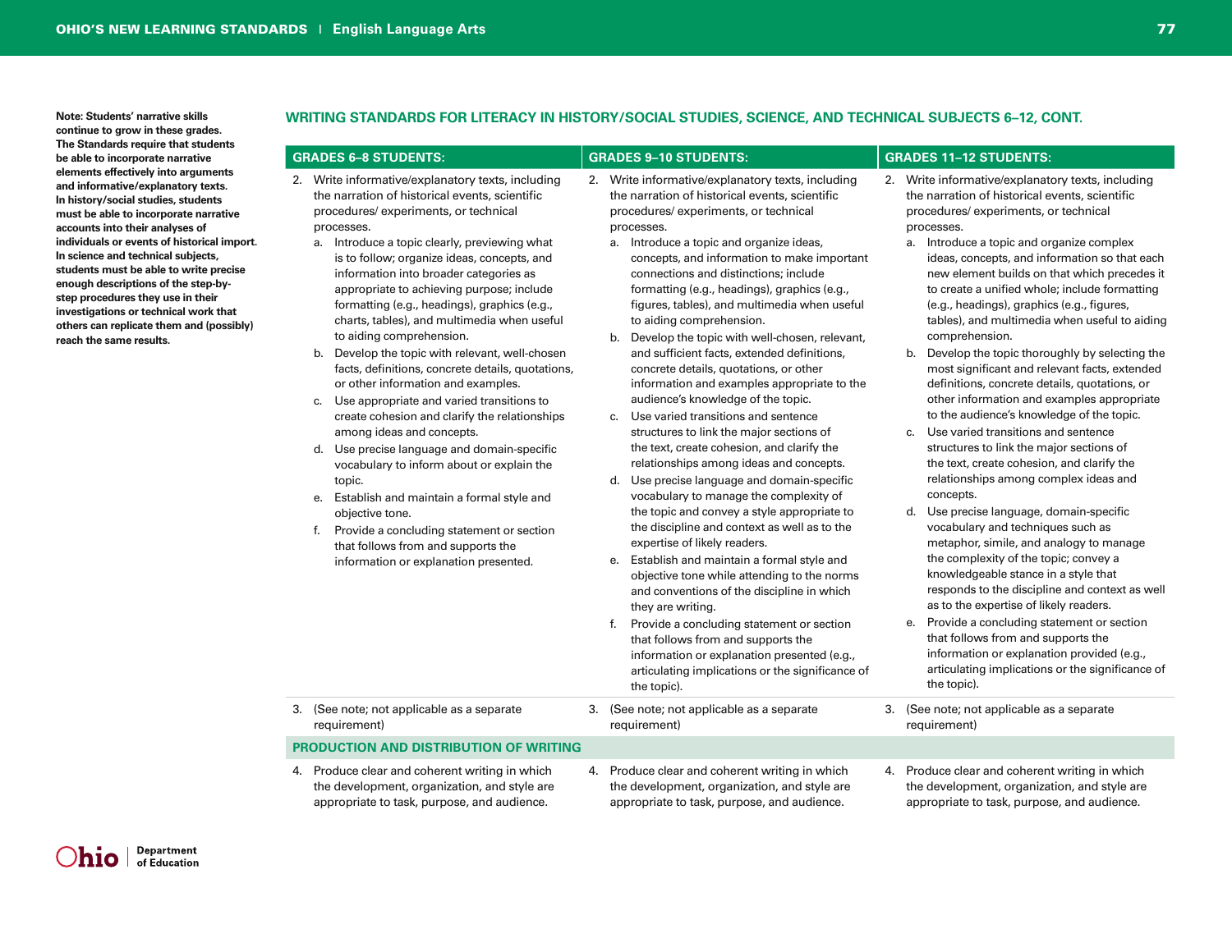Note: Students' narrative skills continue to grow in these grades. The Standards require that students be able to incorporate narrative elements effectively into arguments and informative/explanatory texts. In history/social studies, students must be able to incorporate narrative accounts into their analyses of individuals or events of historical import. In science and technical subjects, students must be able to write precise enough descriptions of the step-by-step procedures they use in their investigations or technical work that others can replicate them and (possibly) reach the same results.

## WRITING STANDARDS FOR LITERACY IN HISTORY/SOCIAL STUDIES, SCIENCE, AND TECHNICAL SUBJECTS 6–12, CONT.

| GRADES 6–8 STUDENTS: | GRADES 9–10 STUDENTS: | GRADES 11–12 STUDENTS: |
| --- | --- | --- |
| 2. Write informative/explanatory texts, including the narration of historical events, scientific procedures/ experiments, or technical processes.<br>a. Introduce a topic clearly, previewing what is to follow; organize ideas, concepts, and information into broader categories as appropriate to achieving purpose; include formatting (e.g., headings), graphics (e.g., charts, tables), and multimedia when useful to aiding comprehension.<br>b. Develop the topic with relevant, well-chosen facts, definitions, concrete details, quotations, or other information and examples.<br>c. Use appropriate and varied transitions to create cohesion and clarify the relationships among ideas and concepts.<br>d. Use precise language and domain-specific vocabulary to inform about or explain the topic.<br>e. Establish and maintain a formal style and objective tone.<br>f. Provide a concluding statement or section that follows from and supports the information or explanation presented. | 2. Write informative/explanatory texts, including the narration of historical events, scientific procedures/ experiments, or technical processes.<br>a. Introduce a topic and organize ideas, concepts, and information to make important connections and distinctions; include formatting (e.g., headings), graphics (e.g., figures, tables), and multimedia when useful to aiding comprehension.<br>b. Develop the topic with well-chosen, relevant, and sufficient facts, extended definitions, concrete details, quotations, or other information and examples appropriate to the audience's knowledge of the topic.<br>c. Use varied transitions and sentence structures to link the major sections of the text, create cohesion, and clarify the relationships among ideas and concepts.<br>d. Use precise language and domain-specific vocabulary to manage the complexity of the topic and convey a style appropriate to the discipline and context as well as to the expertise of likely readers.<br>e. Establish and maintain a formal style and objective tone while attending to the norms and conventions of the discipline in which they are writing.<br>f. Provide a concluding statement or section that follows from and supports the information or explanation presented (e.g., articulating implications or the significance of the topic). | 2. Write informative/explanatory texts, including the narration of historical events, scientific procedures/ experiments, or technical processes.<br>a. Introduce a topic and organize complex ideas, concepts, and information so that each new element builds on that which precedes it to create a unified whole; include formatting (e.g., headings), graphics (e.g., figures, tables), and multimedia when useful to aiding comprehension.<br>b. Develop the topic thoroughly by selecting the most significant and relevant facts, extended definitions, concrete details, quotations, or other information and examples appropriate to the audience's knowledge of the topic.<br>c. Use varied transitions and sentence structures to link the major sections of the text, create cohesion, and clarify the relationships among complex ideas and concepts.<br>d. Use precise language, domain-specific vocabulary and techniques such as metaphor, simile, and analogy to manage the complexity of the topic; convey a knowledgeable stance in a style that responds to the discipline and context as well as to the expertise of likely readers.<br>e. Provide a concluding statement or section that follows from and supports the information or explanation provided (e.g., articulating implications or the significance of the topic). |
| 3. (See note; not applicable as a separate requirement) | 3. (See note; not applicable as a separate requirement) | 3. (See note; not applicable as a separate requirement) |
| **PRODUCTION AND DISTRIBUTION OF WRITING** | | |
| 4. Produce clear and coherent writing in which the development, organization, and style are appropriate to task, purpose, and audience. | 4. Produce clear and coherent writing in which the development, organization, and style are appropriate to task, purpose, and audience. | 4. Produce clear and coherent writing in which the development, organization, and style are appropriate to task, purpose, and audience. |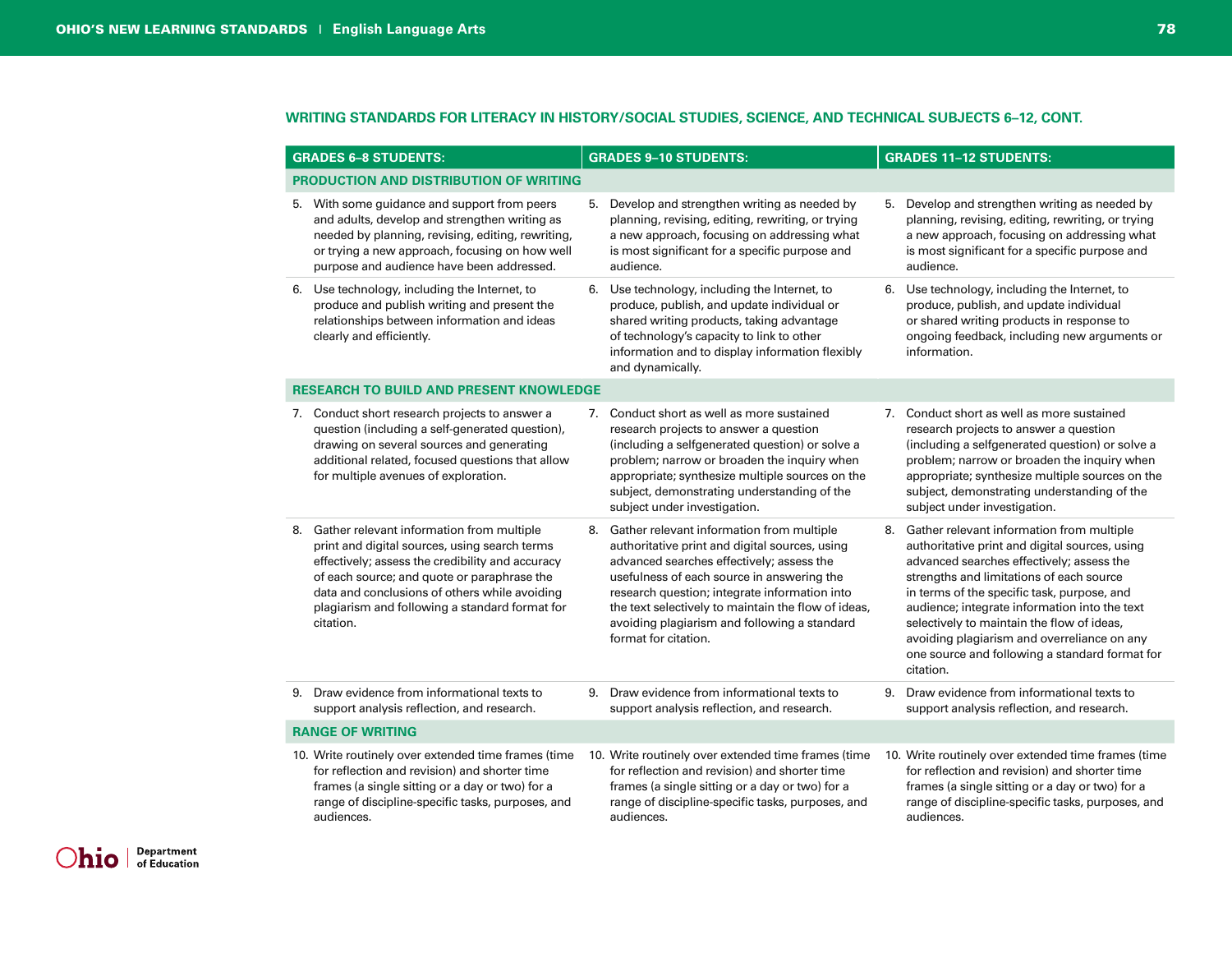## WRITING STANDARDS FOR LITERACY IN HISTORY/SOCIAL STUDIES, SCIENCE, AND TECHNICAL SUBJECTS 6–12, CONT.

| GRADES 6–8 STUDENTS: | GRADES 9–10 STUDENTS: | GRADES 11–12 STUDENTS: |
|---|---|---|
| **PRODUCTION AND DISTRIBUTION OF WRITING** | | |
| 5. With some guidance and support from peers and adults, develop and strengthen writing as needed by planning, revising, editing, rewriting, or trying a new approach, focusing on how well purpose and audience have been addressed. | 5. Develop and strengthen writing as needed by planning, revising, editing, rewriting, or trying a new approach, focusing on addressing what is most significant for a specific purpose and audience. | 5. Develop and strengthen writing as needed by planning, revising, editing, rewriting, or trying a new approach, focusing on addressing what is most significant for a specific purpose and audience. |
| 6. Use technology, including the Internet, to produce and publish writing and present the relationships between information and ideas clearly and efficiently. | 6. Use technology, including the Internet, to produce, publish, and update individual or shared writing products, taking advantage of technology's capacity to link to other information and to display information flexibly and dynamically. | 6. Use technology, including the Internet, to produce, publish, and update individual or shared writing products in response to ongoing feedback, including new arguments or information. |
| **RESEARCH TO BUILD AND PRESENT KNOWLEDGE** | | |
| 7. Conduct short research projects to answer a question (including a self-generated question), drawing on several sources and generating additional related, focused questions that allow for multiple avenues of exploration. | 7. Conduct short as well as more sustained research projects to answer a question (including a selfgenerated question) or solve a problem; narrow or broaden the inquiry when appropriate; synthesize multiple sources on the subject, demonstrating understanding of the subject under investigation. | 7. Conduct short as well as more sustained research projects to answer a question (including a selfgenerated question) or solve a problem; narrow or broaden the inquiry when appropriate; synthesize multiple sources on the subject, demonstrating understanding of the subject under investigation. |
| 8. Gather relevant information from multiple print and digital sources, using search terms effectively; assess the credibility and accuracy of each source; and quote or paraphrase the data and conclusions of others while avoiding plagiarism and following a standard format for citation. | 8. Gather relevant information from multiple authoritative print and digital sources, using advanced searches effectively; assess the usefulness of each source in answering the research question; integrate information into the text selectively to maintain the flow of ideas, avoiding plagiarism and following a standard format for citation. | 8. Gather relevant information from multiple authoritative print and digital sources, using advanced searches effectively; assess the strengths and limitations of each source in terms of the specific task, purpose, and audience; integrate information into the text selectively to maintain the flow of ideas, avoiding plagiarism and overreliance on any one source and following a standard format for citation. |
| 9. Draw evidence from informational texts to support analysis reflection, and research. | 9. Draw evidence from informational texts to support analysis reflection, and research. | 9. Draw evidence from informational texts to support analysis reflection, and research. |
| **RANGE OF WRITING** | | |
| 10. Write routinely over extended time frames (time for reflection and revision) and shorter time frames (a single sitting or a day or two) for a range of discipline-specific tasks, purposes, and audiences. | 10. Write routinely over extended time frames (time for reflection and revision) and shorter time frames (a single sitting or a day or two) for a range of discipline-specific tasks, purposes, and audiences. | 10. Write routinely over extended time frames (time for reflection and revision) and shorter time frames (a single sitting or a day or two) for a range of discipline-specific tasks, purposes, and audiences. |